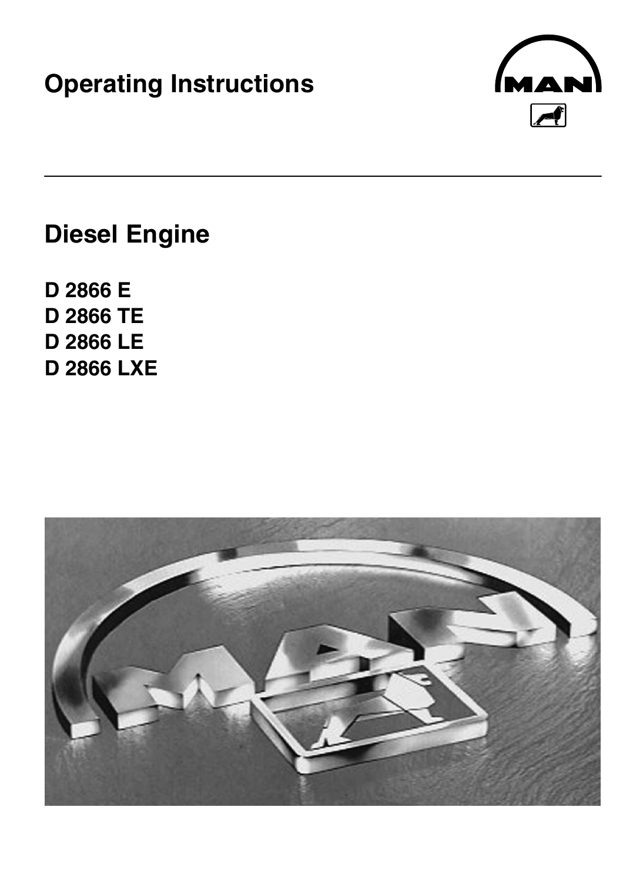# Operating Instructions

## Diesel Engine

**D 2866 E**
**D 2866 TE**
**D 2866 LE**
**D 2866 LXE**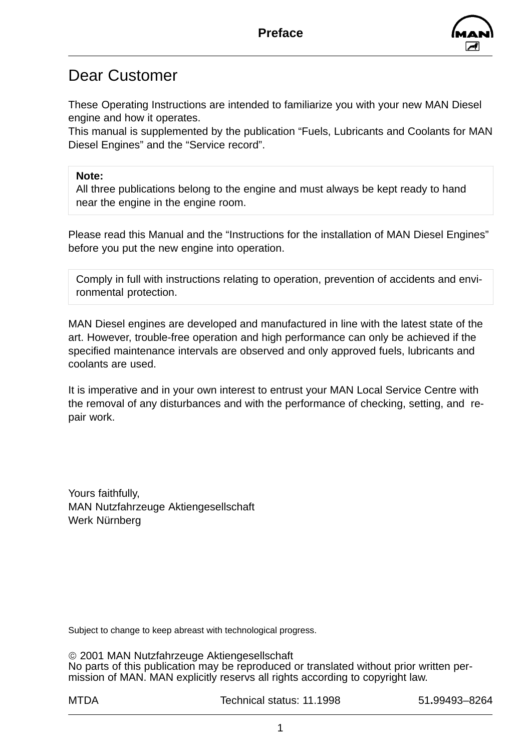# Dear Customer

These Operating Instructions are intended to familiarize you with your new MAN Diesel engine and how it operates.
This manual is supplemented by the publication "Fuels, Lubricants and Coolants for MAN Diesel Engines" and the "Service record".

> **Note:**
> All three publications belong to the engine and must always be kept ready to hand near the engine in the engine room.

Please read this Manual and the "Instructions for the installation of MAN Diesel Engines" before you put the new engine into operation.

> Comply in full with instructions relating to operation, prevention of accidents and environmental protection.

MAN Diesel engines are developed and manufactured in line with the latest state of the art. However, trouble-free operation and high performance can only be achieved if the specified maintenance intervals are observed and only approved fuels, lubricants and coolants are used.

It is imperative and in your own interest to entrust your MAN Local Service Centre with the removal of any disturbances and with the performance of checking, setting, and repair work.

Yours faithfully,
MAN Nutzfahrzeuge Aktiengesellschaft
Werk Nürnberg

Subject to change to keep abreast with technological progress.

© 2001 MAN Nutzfahrzeuge Aktiengesellschaft
No parts of this publication may be reproduced or translated without prior written permission of MAN. MAN explicitly reservs all rights according to copyright law.

MTDA | Technical status: 11.1998 | 51.99493–8264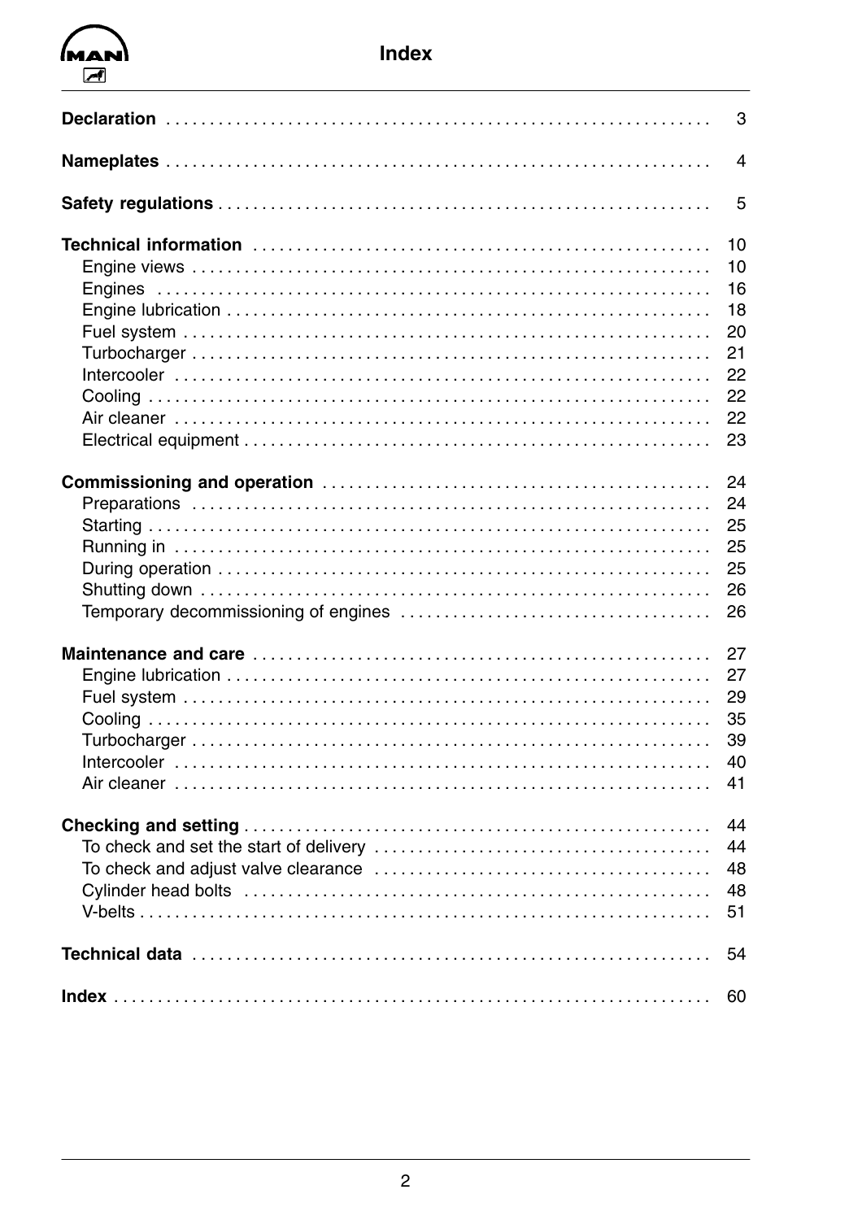# Index

| | |
|---|---|
| **Declaration** | 3 |
| **Nameplates** | 4 |
| **Safety regulations** | 5 |
| **Technical information** | 10 |
| Engine views | 10 |
| Engines | 16 |
| Engine lubrication | 18 |
| Fuel system | 20 |
| Turbocharger | 21 |
| Intercooler | 22 |
| Cooling | 22 |
| Air cleaner | 22 |
| Electrical equipment | 23 |
| **Commissioning and operation** | 24 |
| Preparations | 24 |
| Starting | 25 |
| Running in | 25 |
| During operation | 25 |
| Shutting down | 26 |
| Temporary decommissioning of engines | 26 |
| **Maintenance and care** | 27 |
| Engine lubrication | 27 |
| Fuel system | 29 |
| Cooling | 35 |
| Turbocharger | 39 |
| Intercooler | 40 |
| Air cleaner | 41 |
| **Checking and setting** | 44 |
| To check and set the start of delivery | 44 |
| To check and adjust valve clearance | 48 |
| Cylinder head bolts | 48 |
| V-belts | 51 |
| **Technical data** | 54 |
| **Index** | 60 |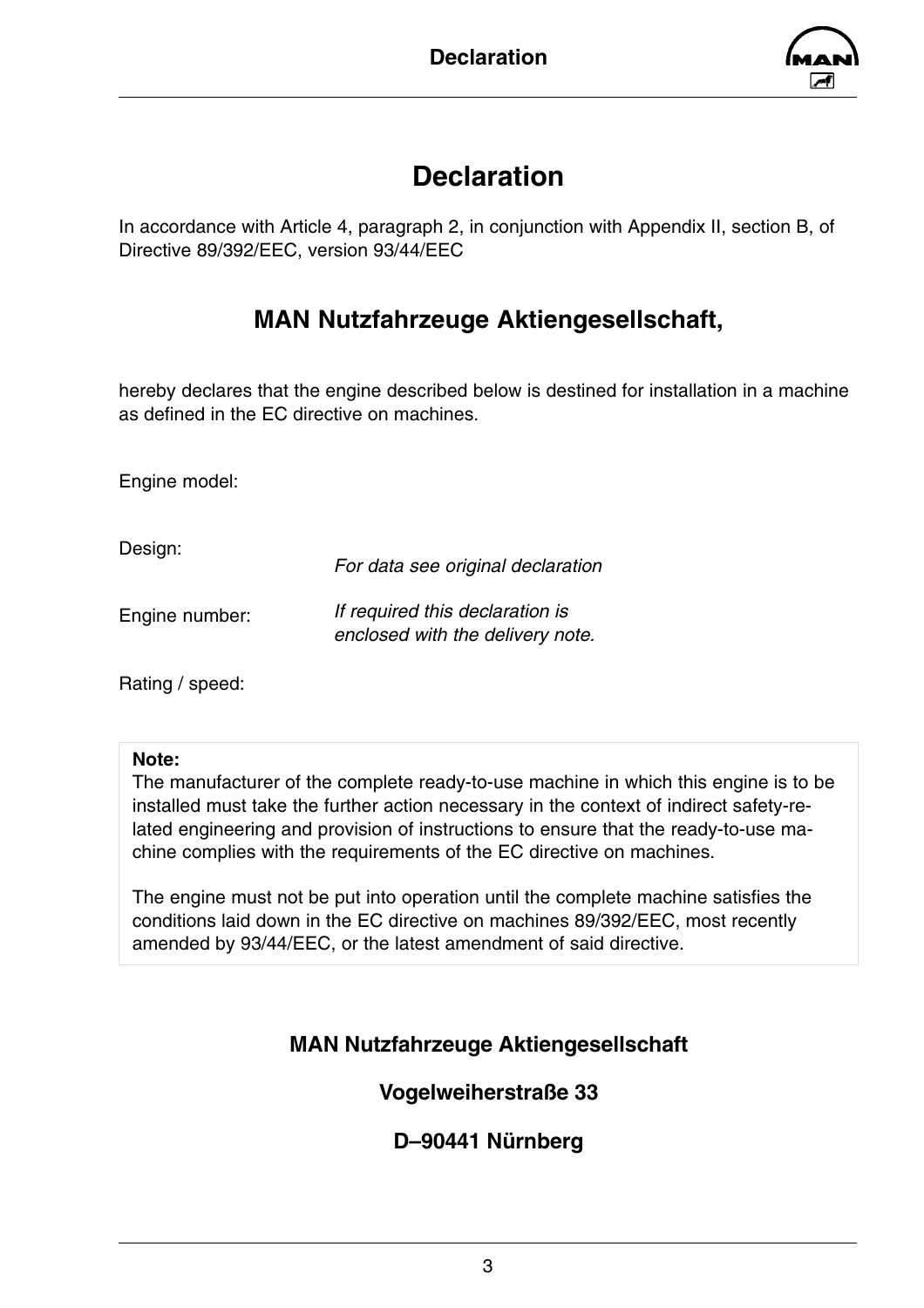# Declaration

In accordance with Article 4, paragraph 2, in conjunction with Appendix II, section B, of Directive 89/392/EEC, version 93/44/EEC

## MAN Nutzfahrzeuge Aktiengesellschaft,

hereby declares that the engine described below is destined for installation in a machine as defined in the EC directive on machines.

Engine model:

Design: *For data see original declaration*

Engine number: *If required this declaration is enclosed with the delivery note.*

Rating / speed:

**Note:**
The manufacturer of the complete ready-to-use machine in which this engine is to be installed must take the further action necessary in the context of indirect safety-related engineering and provision of instructions to ensure that the ready-to-use machine complies with the requirements of the EC directive on machines.

The engine must not be put into operation until the complete machine satisfies the conditions laid down in the EC directive on machines 89/392/EEC, most recently amended by 93/44/EEC, or the latest amendment of said directive.

**MAN Nutzfahrzeuge Aktiengesellschaft**

**Vogelweiherstraße 33**

**D–90441 Nürnberg**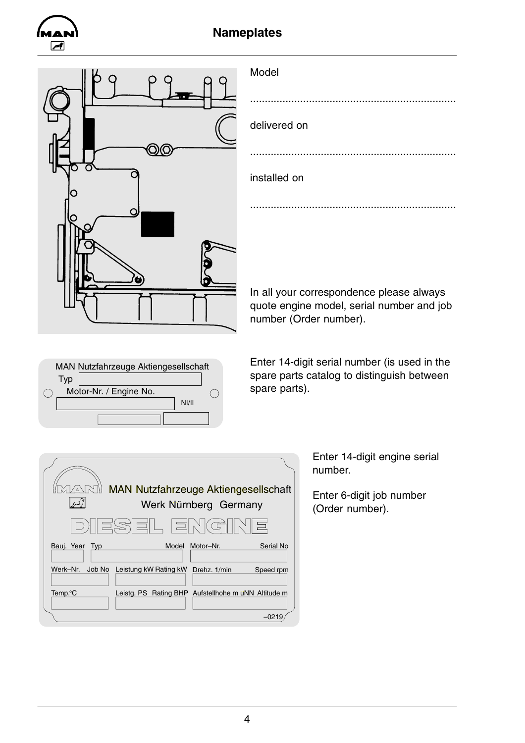# Nameplates

Model

.....................................................................

delivered on

.....................................................................

installed on

.....................................................................

In all your correspondence please always quote engine model, serial number and job number (Order number).

MAN Nutzfahrzeuge Aktiengesellschaft
Typ
Motor-Nr. / Engine No.
NI/II

Enter 14-digit serial number (is used in the spare parts catalog to distinguish between spare parts).

MAN Nutzfahrzeuge Aktiengesellschaft
Werk Nürnberg Germany
DIESEL ENGINE

Bauj. Year | Typ Model | Motor–Nr. Serial No
Werk–Nr. Job No | Leistung kW Rating kW | Drehz. 1/min Speed rpm
Temp.°C | Leistg. PS Rating BHP | Aufstellhohe m uNN Altitude m

–0219

Enter 14-digit engine serial number.

Enter 6-digit job number (Order number).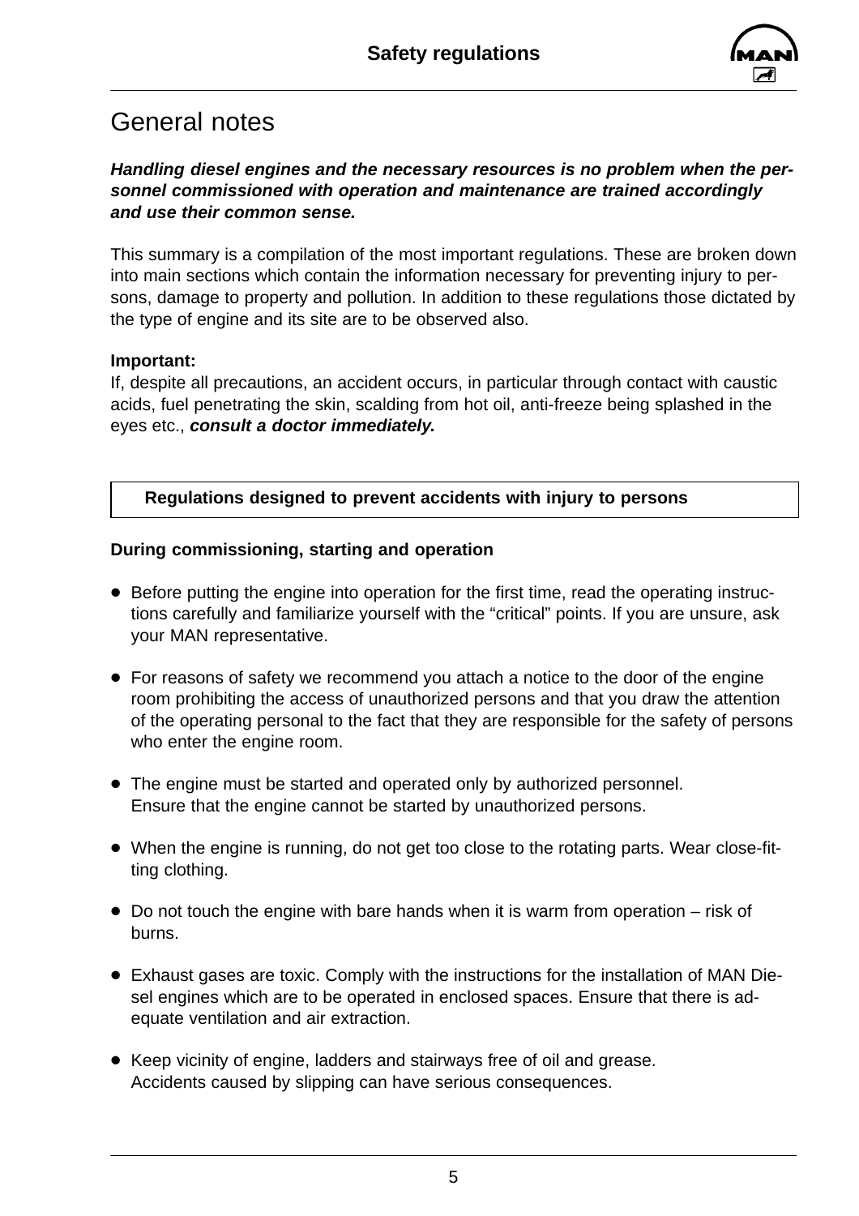# General notes

***Handling diesel engines and the necessary resources is no problem when the personnel commissioned with operation and maintenance are trained accordingly and use their common sense.***

This summary is a compilation of the most important regulations. These are broken down into main sections which contain the information necessary for preventing injury to persons, damage to property and pollution. In addition to these regulations those dictated by the type of engine and its site are to be observed also.

**Important:**
If, despite all precautions, an accident occurs, in particular through contact with caustic acids, fuel penetrating the skin, scalding from hot oil, anti-freeze being splashed in the eyes etc., ***consult a doctor immediately.***

## Regulations designed to prevent accidents with injury to persons

### During commissioning, starting and operation

- Before putting the engine into operation for the first time, read the operating instructions carefully and familiarize yourself with the "critical" points. If you are unsure, ask your MAN representative.
- For reasons of safety we recommend you attach a notice to the door of the engine room prohibiting the access of unauthorized persons and that you draw the attention of the operating personal to the fact that they are responsible for the safety of persons who enter the engine room.
- The engine must be started and operated only by authorized personnel. Ensure that the engine cannot be started by unauthorized persons.
- When the engine is running, do not get too close to the rotating parts. Wear close-fitting clothing.
- Do not touch the engine with bare hands when it is warm from operation – risk of burns.
- Exhaust gases are toxic. Comply with the instructions for the installation of MAN Diesel engines which are to be operated in enclosed spaces. Ensure that there is adequate ventilation and air extraction.
- Keep vicinity of engine, ladders and stairways free of oil and grease. Accidents caused by slipping can have serious consequences.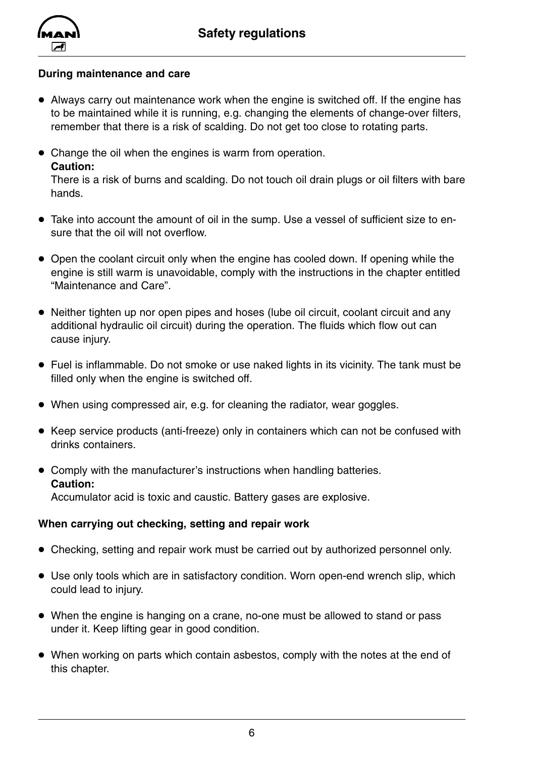## During maintenance and care

- Always carry out maintenance work when the engine is switched off. If the engine has to be maintained while it is running, e.g. changing the elements of change-over filters, remember that there is a risk of scalding. Do not get too close to rotating parts.

- Change the oil when the engines is warm from operation.
  **Caution:**
  There is a risk of burns and scalding. Do not touch oil drain plugs or oil filters with bare hands.

- Take into account the amount of oil in the sump. Use a vessel of sufficient size to ensure that the oil will not overflow.

- Open the coolant circuit only when the engine has cooled down. If opening while the engine is still warm is unavoidable, comply with the instructions in the chapter entitled "Maintenance and Care".

- Neither tighten up nor open pipes and hoses (lube oil circuit, coolant circuit and any additional hydraulic oil circuit) during the operation. The fluids which flow out can cause injury.

- Fuel is inflammable. Do not smoke or use naked lights in its vicinity. The tank must be filled only when the engine is switched off.

- When using compressed air, e.g. for cleaning the radiator, wear goggles.

- Keep service products (anti-freeze) only in containers which can not be confused with drinks containers.

- Comply with the manufacturer's instructions when handling batteries.
  **Caution:**
  Accumulator acid is toxic and caustic. Battery gases are explosive.

## When carrying out checking, setting and repair work

- Checking, setting and repair work must be carried out by authorized personnel only.

- Use only tools which are in satisfactory condition. Worn open-end wrench slip, which could lead to injury.

- When the engine is hanging on a crane, no-one must be allowed to stand or pass under it. Keep lifting gear in good condition.

- When working on parts which contain asbestos, comply with the notes at the end of this chapter.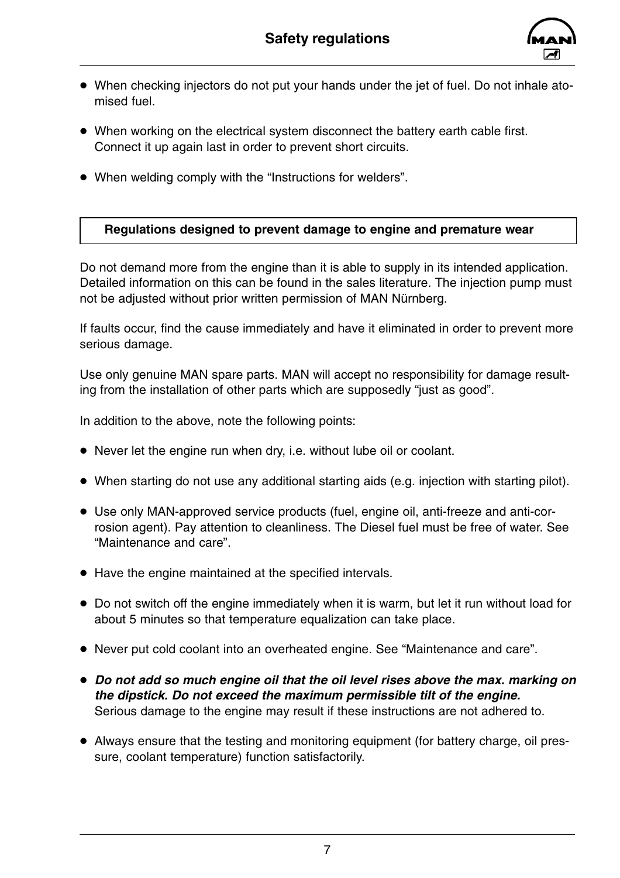- When checking injectors do not put your hands under the jet of fuel. Do not inhale atomised fuel.
- When working on the electrical system disconnect the battery earth cable first. Connect it up again last in order to prevent short circuits.
- When welding comply with the "Instructions for welders".

## Regulations designed to prevent damage to engine and premature wear

Do not demand more from the engine than it is able to supply in its intended application. Detailed information on this can be found in the sales literature. The injection pump must not be adjusted without prior written permission of MAN Nürnberg.

If faults occur, find the cause immediately and have it eliminated in order to prevent more serious damage.

Use only genuine MAN spare parts. MAN will accept no responsibility for damage resulting from the installation of other parts which are supposedly "just as good".

In addition to the above, note the following points:

- Never let the engine run when dry, i.e. without lube oil or coolant.
- When starting do not use any additional starting aids (e.g. injection with starting pilot).
- Use only MAN-approved service products (fuel, engine oil, anti-freeze and anti-corrosion agent). Pay attention to cleanliness. The Diesel fuel must be free of water. See "Maintenance and care".
- Have the engine maintained at the specified intervals.
- Do not switch off the engine immediately when it is warm, but let it run without load for about 5 minutes so that temperature equalization can take place.
- Never put cold coolant into an overheated engine. See "Maintenance and care".
- ***Do not add so much engine oil that the oil level rises above the max. marking on the dipstick. Do not exceed the maximum permissible tilt of the engine.*** Serious damage to the engine may result if these instructions are not adhered to.
- Always ensure that the testing and monitoring equipment (for battery charge, oil pressure, coolant temperature) function satisfactorily.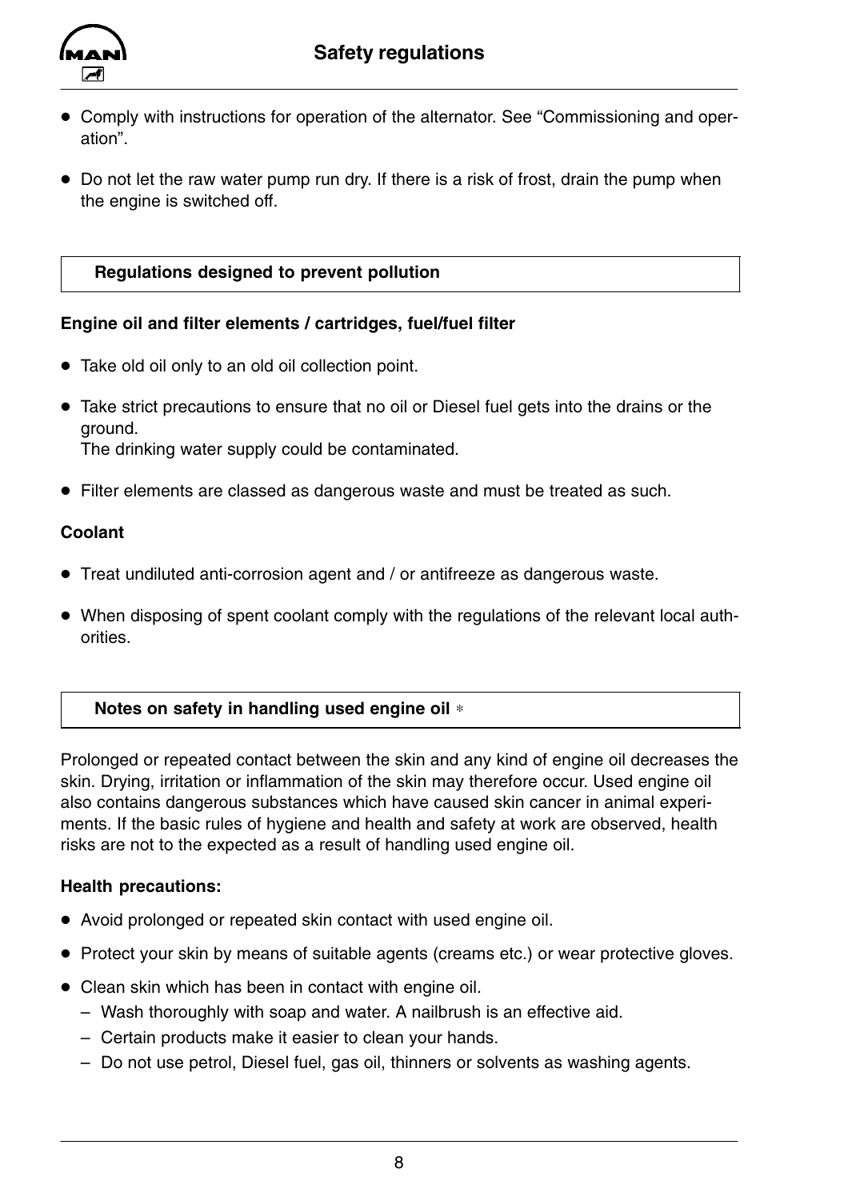- Comply with instructions for operation of the alternator. See “Commissioning and operation”.
- Do not let the raw water pump run dry. If there is a risk of frost, drain the pump when the engine is switched off.

## Regulations designed to prevent pollution

### Engine oil and filter elements / cartridges, fuel/fuel filter

- Take old oil only to an old oil collection point.
- Take strict precautions to ensure that no oil or Diesel fuel gets into the drains or the ground.
  The drinking water supply could be contaminated.
- Filter elements are classed as dangerous waste and must be treated as such.

### Coolant

- Treat undiluted anti-corrosion agent and / or antifreeze as dangerous waste.
- When disposing of spent coolant comply with the regulations of the relevant local authorities.

## Notes on safety in handling used engine oil *

Prolonged or repeated contact between the skin and any kind of engine oil decreases the skin. Drying, irritation or inflammation of the skin may therefore occur. Used engine oil also contains dangerous substances which have caused skin cancer in animal experiments. If the basic rules of hygiene and health and safety at work are observed, health risks are not to the expected as a result of handling used engine oil.

### Health precautions:

- Avoid prolonged or repeated skin contact with used engine oil.
- Protect your skin by means of suitable agents (creams etc.) or wear protective gloves.
- Clean skin which has been in contact with engine oil.
  - Wash thoroughly with soap and water. A nailbrush is an effective aid.
  - Certain products make it easier to clean your hands.
  - Do not use petrol, Diesel fuel, gas oil, thinners or solvents as washing agents.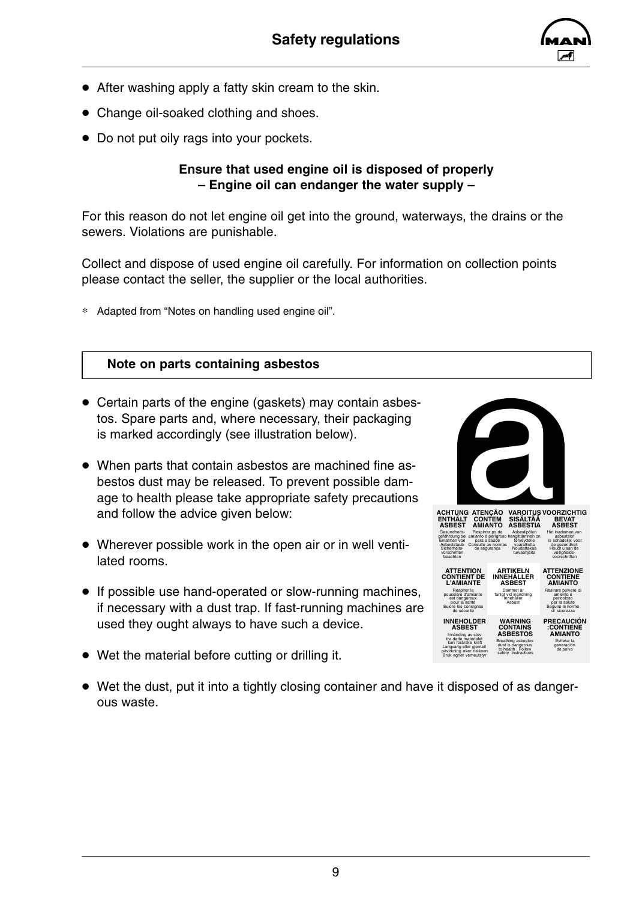- After washing apply a fatty skin cream to the skin.
- Change oil-soaked clothing and shoes.
- Do not put oily rags into your pockets.

**Ensure that used engine oil is disposed of properly**
**– Engine oil can endanger the water supply –**

For this reason do not let engine oil get into the ground, waterways, the drains or the sewers. Violations are punishable.

Collect and dispose of used engine oil carefully. For information on collection points please contact the seller, the supplier or the local authorities.

* Adapted from "Notes on handling used engine oil".

## Note on parts containing asbestos

- Certain parts of the engine (gaskets) may contain asbestos. Spare parts and, where necessary, their packaging is marked accordingly (see illustration below).
- When parts that contain asbestos are machined fine asbestos dust may be released. To prevent possible damage to health please take appropriate safety precautions and follow the advice given below:
- Wherever possible work in the open air or in well ventilated rooms.
- If possible use hand-operated or slow-running machines, if necessary with a dust trap. If fast-running machines are used they ought always to have such a device.
- Wet the material before cutting or drilling it.
- Wet the dust, put it into a tightly closing container and have it disposed of as dangerous waste.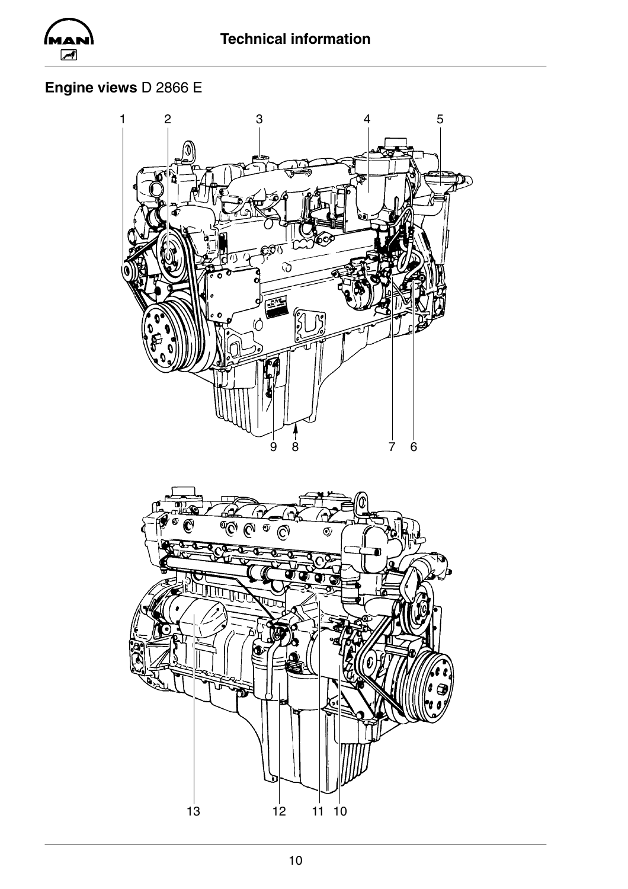## Engine views D 2866 E

1 2 3 4 5

9 8 7 6

13 12 11 10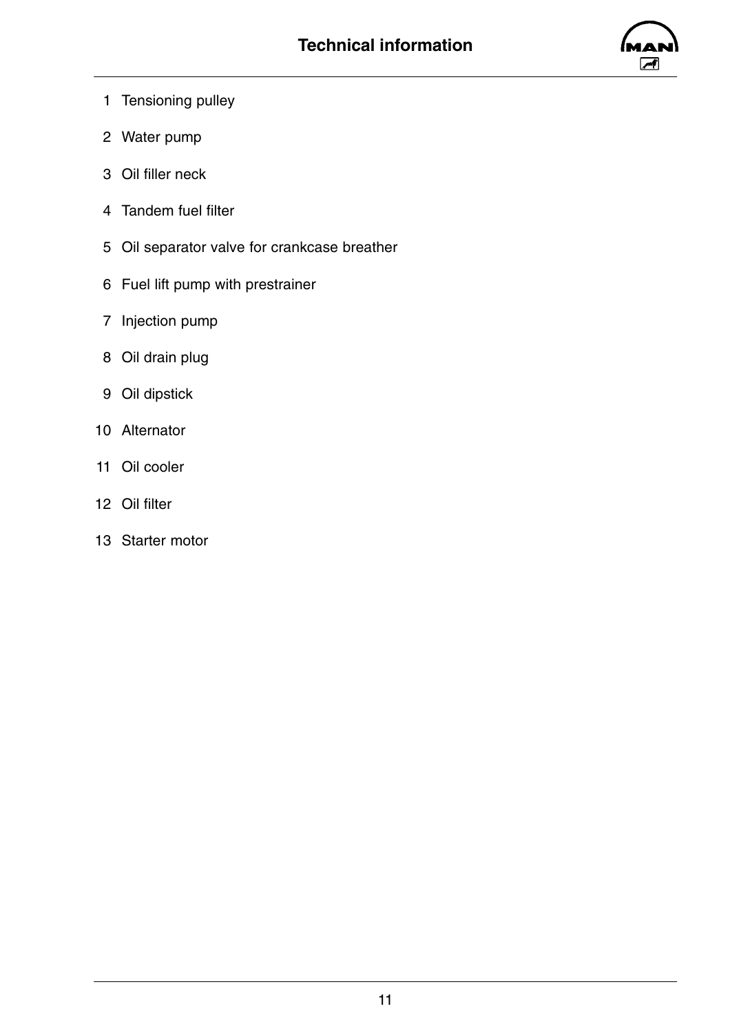1 Tensioning pulley

2 Water pump

3 Oil filler neck

4 Tandem fuel filter

5 Oil separator valve for crankcase breather

6 Fuel lift pump with prestrainer

7 Injection pump

8 Oil drain plug

9 Oil dipstick

10 Alternator

11 Oil cooler

12 Oil filter

13 Starter motor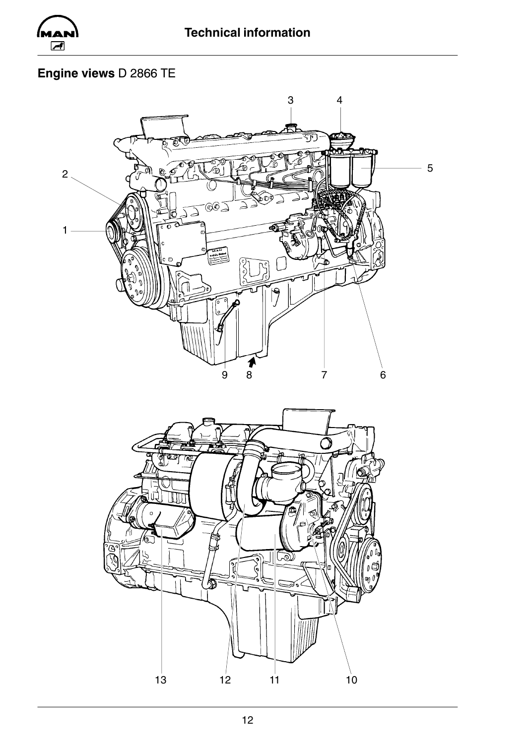## Engine views D 2866 TE

1 2 3 4 5 6 7 8 9

10 11 12 13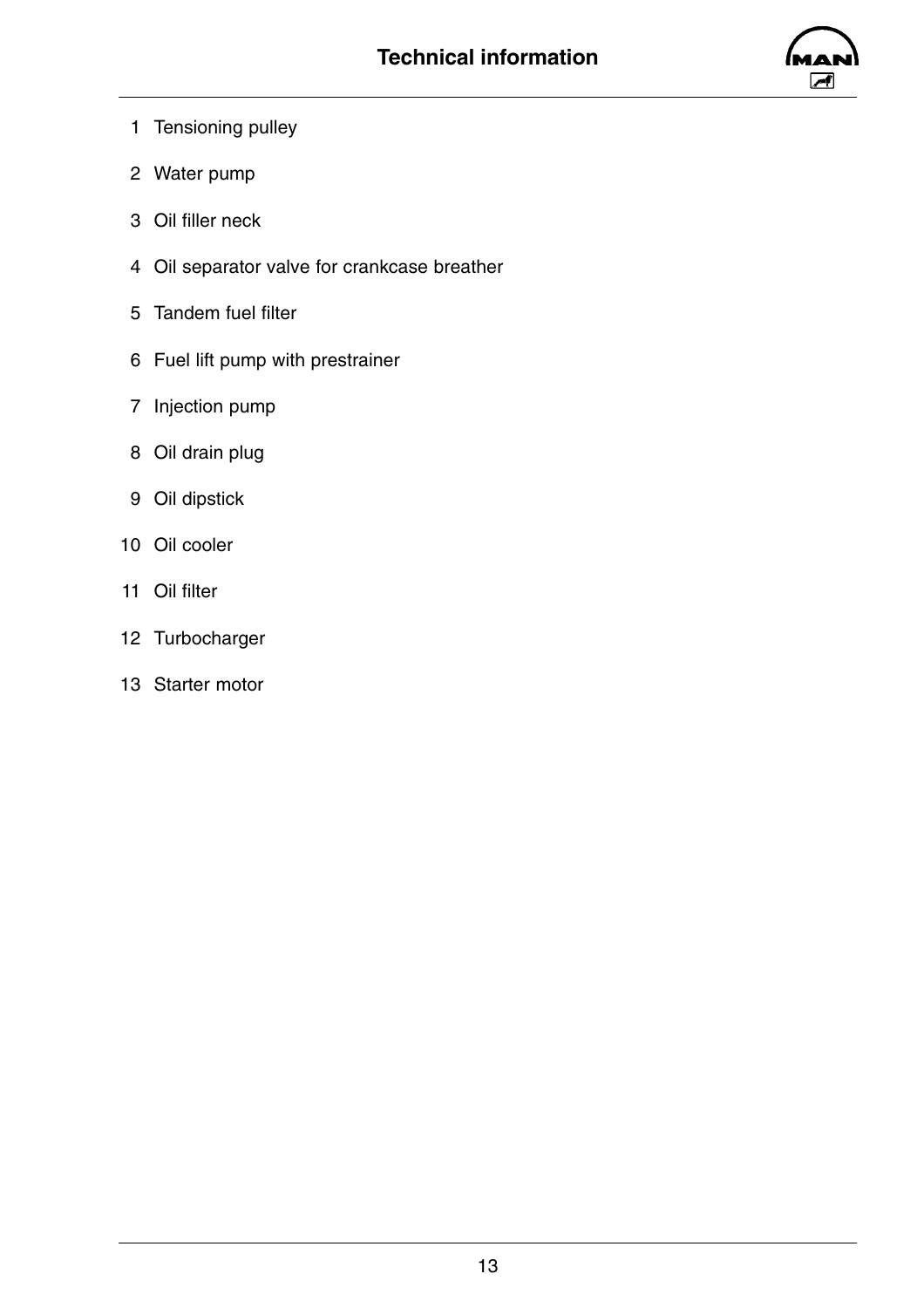1 Tensioning pulley

2 Water pump

3 Oil filler neck

4 Oil separator valve for crankcase breather

5 Tandem fuel filter

6 Fuel lift pump with prestrainer

7 Injection pump

8 Oil drain plug

9 Oil dipstick

10 Oil cooler

11 Oil filter

12 Turbocharger

13 Starter motor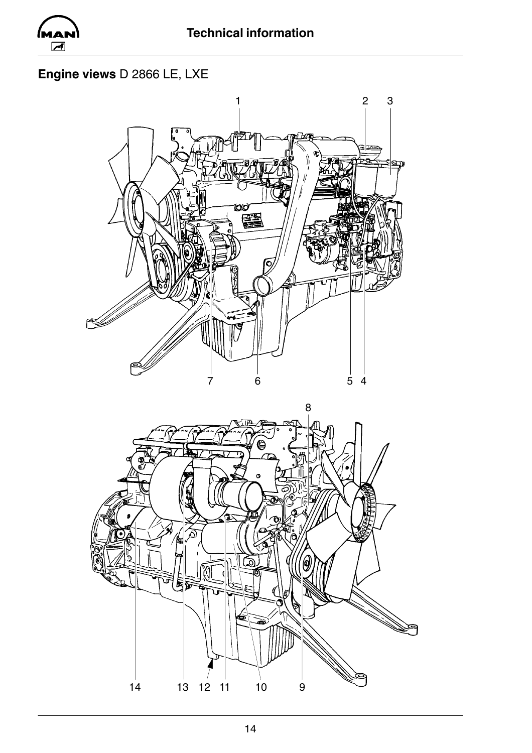## Engine views D 2866 LE, LXE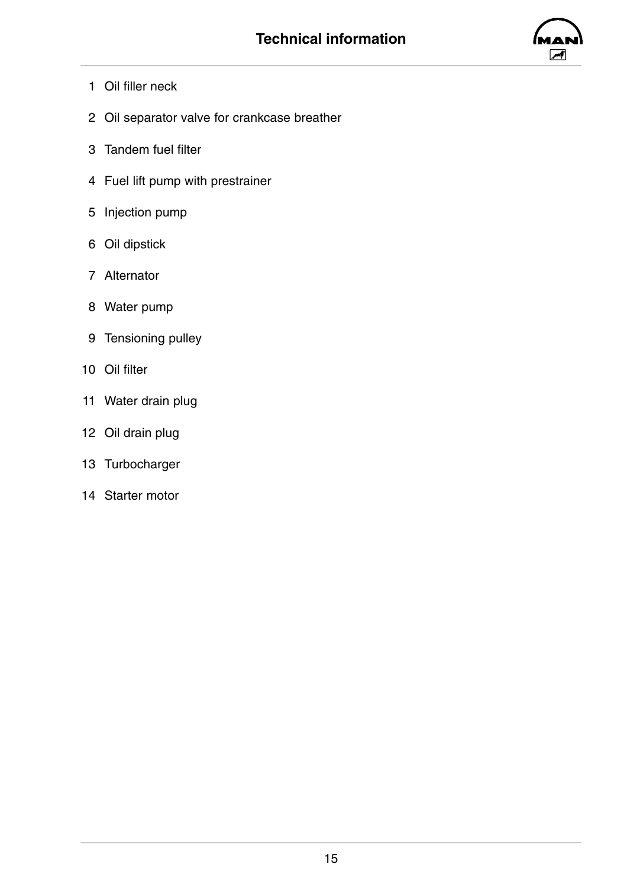1 Oil filler neck

2 Oil separator valve for crankcase breather

3 Tandem fuel filter

4 Fuel lift pump with prestrainer

5 Injection pump

6 Oil dipstick

7 Alternator

8 Water pump

9 Tensioning pulley

10 Oil filter

11 Water drain plug

12 Oil drain plug

13 Turbocharger

14 Starter motor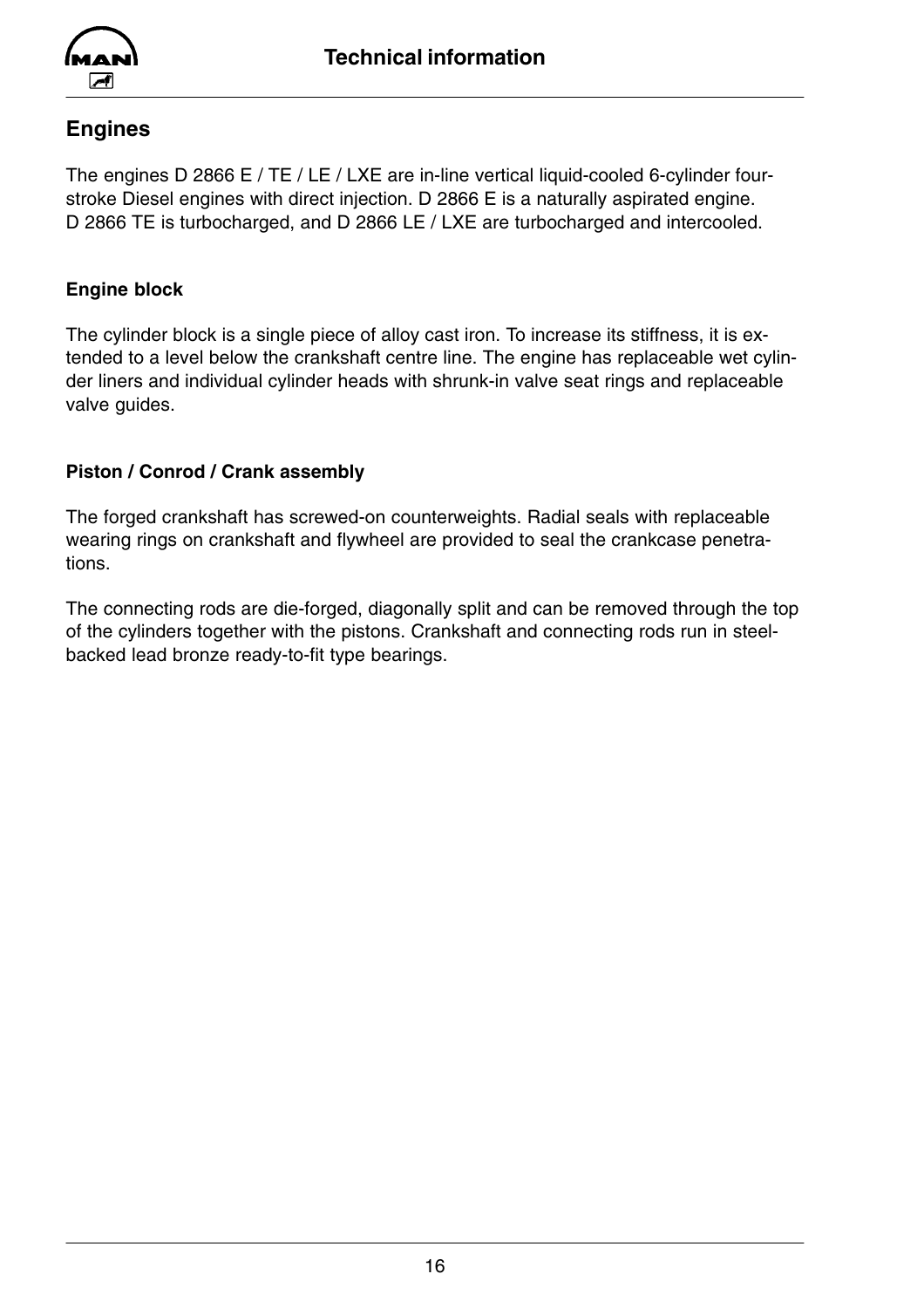## Engines

The engines D 2866 E / TE / LE / LXE are in-line vertical liquid-cooled 6-cylinder four-stroke Diesel engines with direct injection. D 2866 E is a naturally aspirated engine. D 2866 TE is turbocharged, and D 2866 LE / LXE are turbocharged and intercooled.

### Engine block

The cylinder block is a single piece of alloy cast iron. To increase its stiffness, it is extended to a level below the crankshaft centre line. The engine has replaceable wet cylinder liners and individual cylinder heads with shrunk-in valve seat rings and replaceable valve guides.

### Piston / Conrod / Crank assembly

The forged crankshaft has screwed-on counterweights. Radial seals with replaceable wearing rings on crankshaft and flywheel are provided to seal the crankcase penetrations.

The connecting rods are die-forged, diagonally split and can be removed through the top of the cylinders together with the pistons. Crankshaft and connecting rods run in steel-backed lead bronze ready-to-fit type bearings.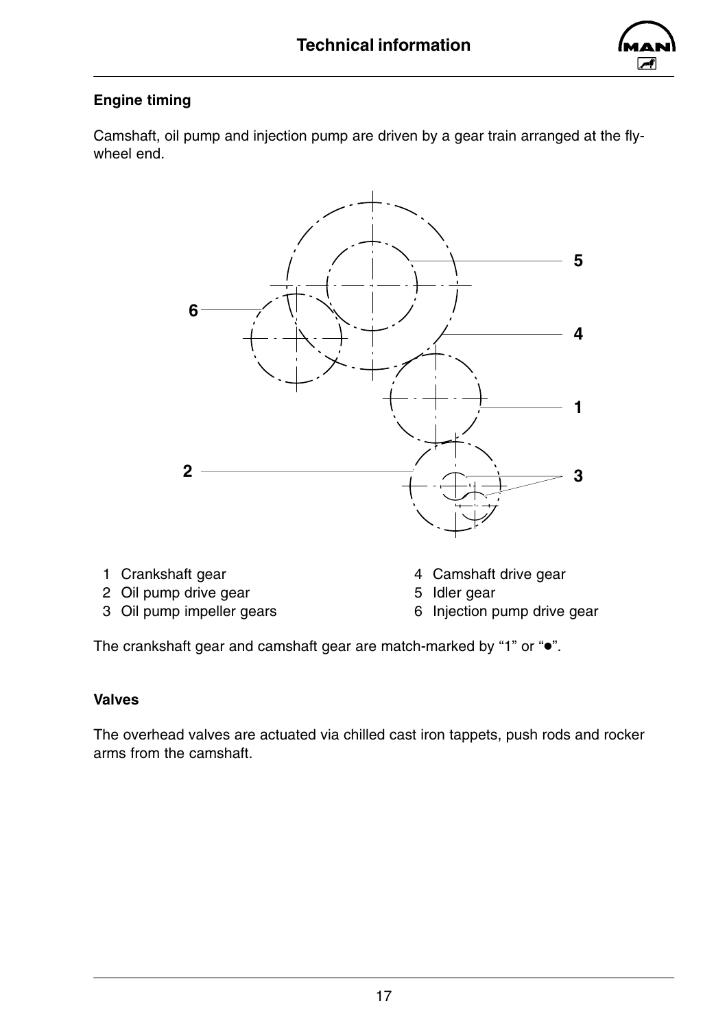## Engine timing

Camshaft, oil pump and injection pump are driven by a gear train arranged at the flywheel end.

1 Crankshaft gear
2 Oil pump drive gear
3 Oil pump impeller gears
4 Camshaft drive gear
5 Idler gear
6 Injection pump drive gear

The crankshaft gear and camshaft gear are match-marked by “1” or “●”.

## Valves

The overhead valves are actuated via chilled cast iron tappets, push rods and rocker arms from the camshaft.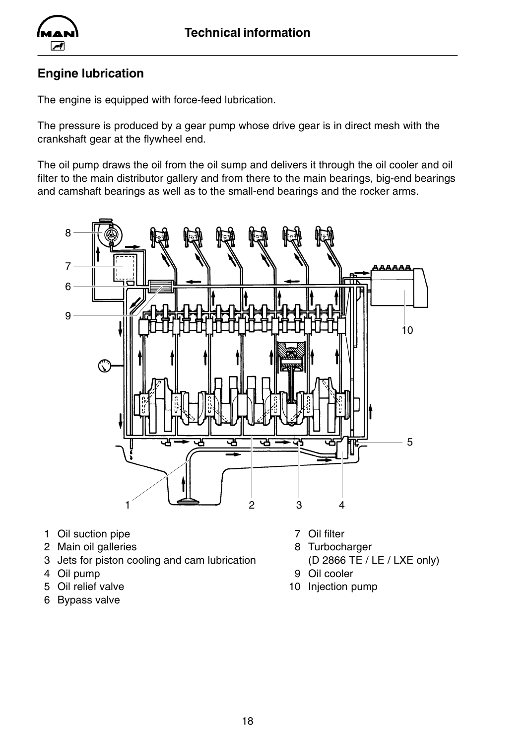## Engine lubrication

The engine is equipped with force-feed lubrication.

The pressure is produced by a gear pump whose drive gear is in direct mesh with the crankshaft gear at the flywheel end.

The oil pump draws the oil from the oil sump and delivers it through the oil cooler and oil filter to the main distributor gallery and from there to the main bearings, big-end bearings and camshaft bearings as well as to the small-end bearings and the rocker arms.

1 Oil suction pipe
2 Main oil galleries
3 Jets for piston cooling and cam lubrication
4 Oil pump
5 Oil relief valve
6 Bypass valve
7 Oil filter
8 Turbocharger (D 2866 TE / LE / LXE only)
9 Oil cooler
10 Injection pump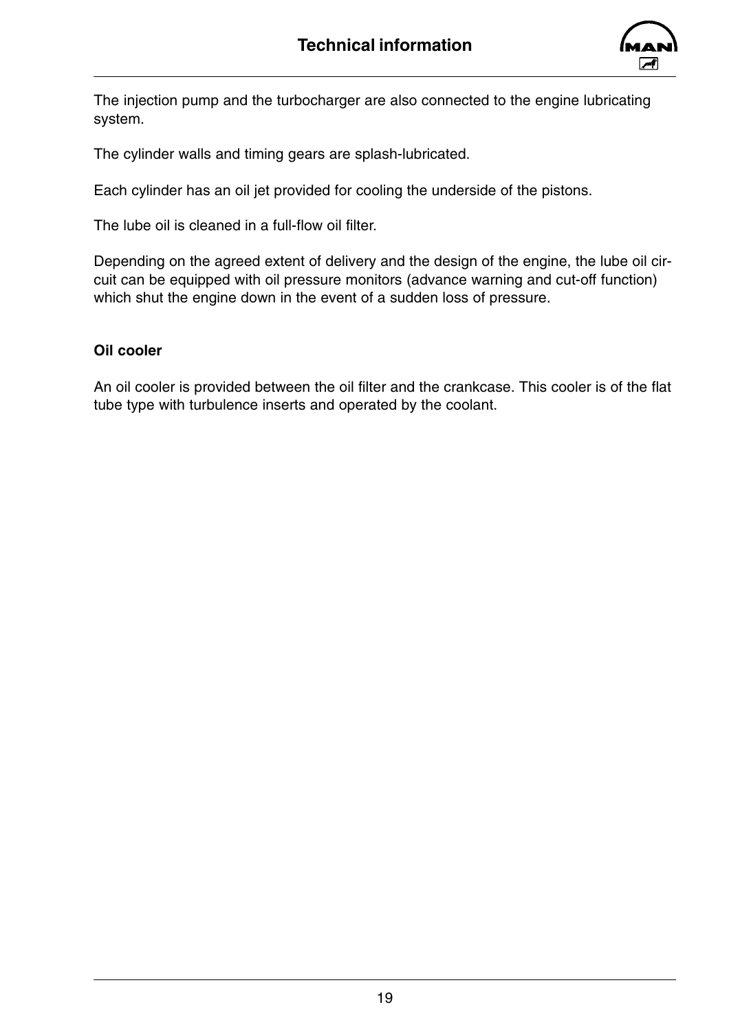The injection pump and the turbocharger are also connected to the engine lubricating system.

The cylinder walls and timing gears are splash-lubricated.

Each cylinder has an oil jet provided for cooling the underside of the pistons.

The lube oil is cleaned in a full-flow oil filter.

Depending on the agreed extent of delivery and the design of the engine, the lube oil circuit can be equipped with oil pressure monitors (advance warning and cut-off function) which shut the engine down in the event of a sudden loss of pressure.

**Oil cooler**

An oil cooler is provided between the oil filter and the crankcase. This cooler is of the flat tube type with turbulence inserts and operated by the coolant.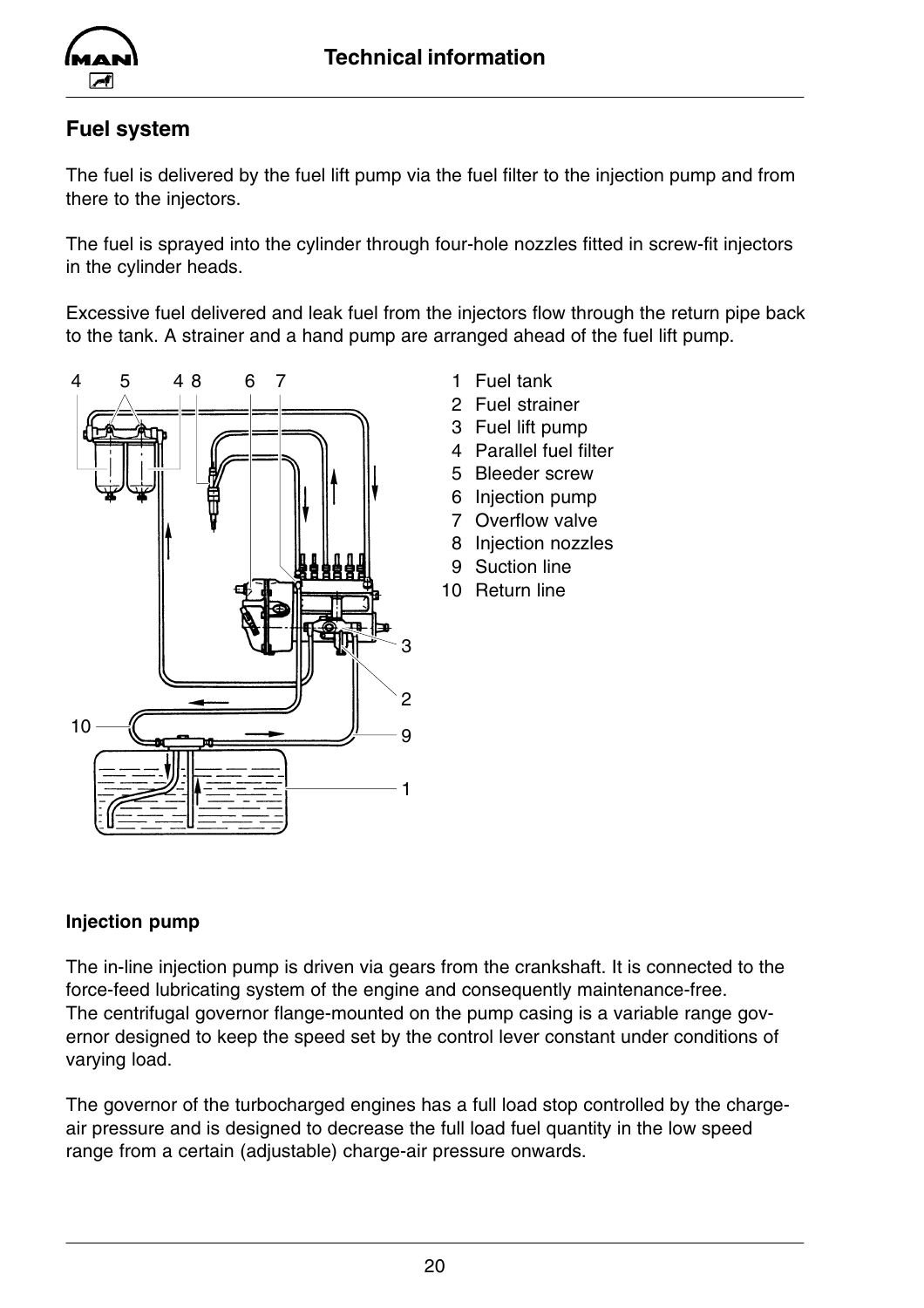## Fuel system

The fuel is delivered by the fuel lift pump via the fuel filter to the injection pump and from there to the injectors.

The fuel is sprayed into the cylinder through four-hole nozzles fitted in screw-fit injectors in the cylinder heads.

Excessive fuel delivered and leak fuel from the injectors flow through the return pipe back to the tank. A strainer and a hand pump are arranged ahead of the fuel lift pump.

1 Fuel tank
2 Fuel strainer
3 Fuel lift pump
4 Parallel fuel filter
5 Bleeder screw
6 Injection pump
7 Overflow valve
8 Injection nozzles
9 Suction line
10 Return line

### Injection pump

The in-line injection pump is driven via gears from the crankshaft. It is connected to the force-feed lubricating system of the engine and consequently maintenance-free.
The centrifugal governor flange-mounted on the pump casing is a variable range governor designed to keep the speed set by the control lever constant under conditions of varying load.

The governor of the turbocharged engines has a full load stop controlled by the charge-air pressure and is designed to decrease the full load fuel quantity in the low speed range from a certain (adjustable) charge-air pressure onwards.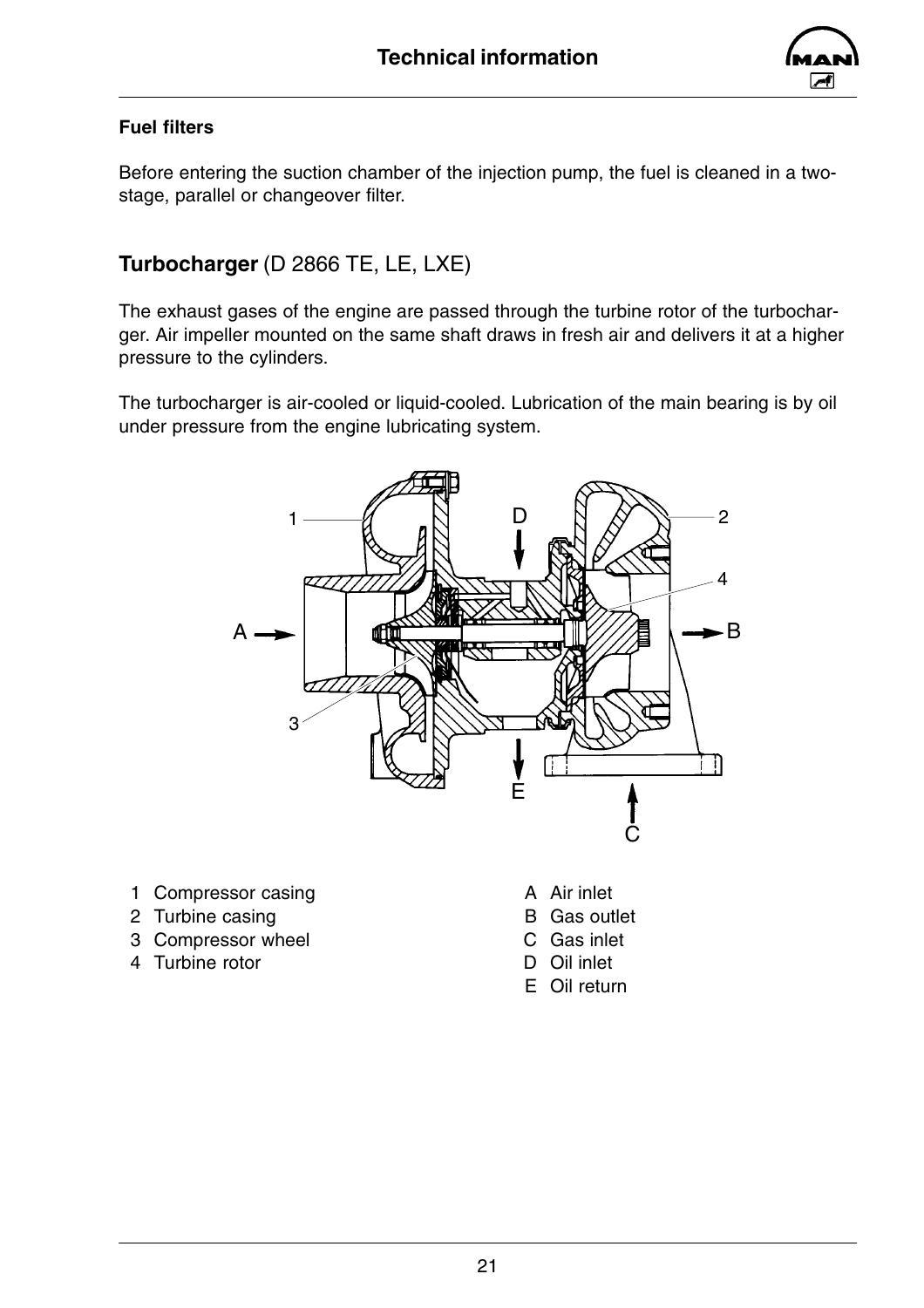## Fuel filters

Before entering the suction chamber of the injection pump, the fuel is cleaned in a two-stage, parallel or changeover filter.

## Turbocharger (D 2866 TE, LE, LXE)

The exhaust gases of the engine are passed through the turbine rotor of the turbocharger. Air impeller mounted on the same shaft draws in fresh air and delivers it at a higher pressure to the cylinders.

The turbocharger is air-cooled or liquid-cooled. Lubrication of the main bearing is by oil under pressure from the engine lubricating system.

1 Compressor casing
2 Turbine casing
3 Compressor wheel
4 Turbine rotor

A Air inlet
B Gas outlet
C Gas inlet
D Oil inlet
E Oil return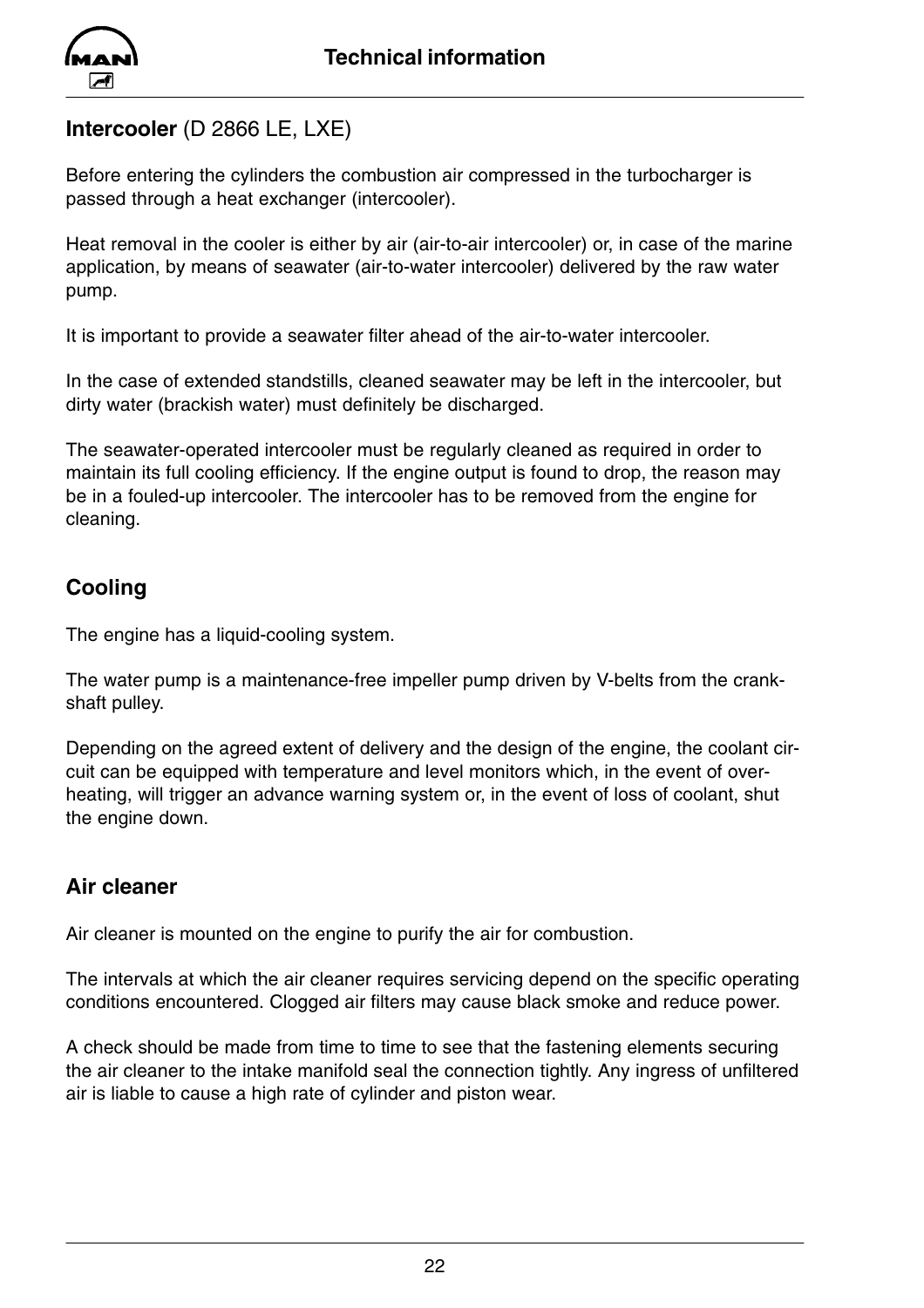## **Intercooler** (D 2866 LE, LXE)

Before entering the cylinders the combustion air compressed in the turbocharger is passed through a heat exchanger (intercooler).

Heat removal in the cooler is either by air (air-to-air intercooler) or, in case of the marine application, by means of seawater (air-to-water intercooler) delivered by the raw water pump.

It is important to provide a seawater filter ahead of the air-to-water intercooler.

In the case of extended standstills, cleaned seawater may be left in the intercooler, but dirty water (brackish water) must definitely be discharged.

The seawater-operated intercooler must be regularly cleaned as required in order to maintain its full cooling efficiency. If the engine output is found to drop, the reason may be in a fouled-up intercooler. The intercooler has to be removed from the engine for cleaning.

## Cooling

The engine has a liquid-cooling system.

The water pump is a maintenance-free impeller pump driven by V-belts from the crankshaft pulley.

Depending on the agreed extent of delivery and the design of the engine, the coolant circuit can be equipped with temperature and level monitors which, in the event of overheating, will trigger an advance warning system or, in the event of loss of coolant, shut the engine down.

## Air cleaner

Air cleaner is mounted on the engine to purify the air for combustion.

The intervals at which the air cleaner requires servicing depend on the specific operating conditions encountered. Clogged air filters may cause black smoke and reduce power.

A check should be made from time to time to see that the fastening elements securing the air cleaner to the intake manifold seal the connection tightly. Any ingress of unfiltered air is liable to cause a high rate of cylinder and piston wear.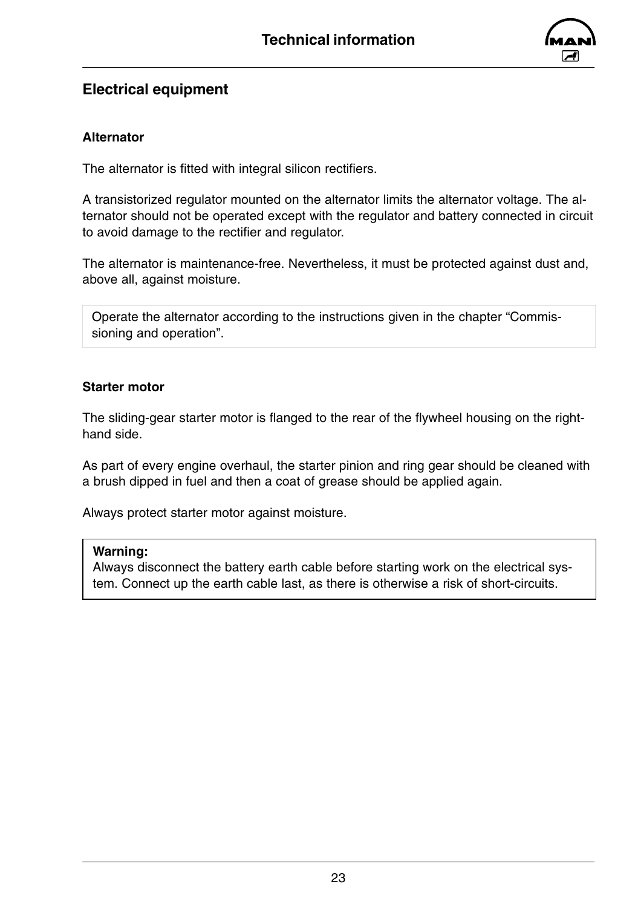## Electrical equipment

### Alternator

The alternator is fitted with integral silicon rectifiers.

A transistorized regulator mounted on the alternator limits the alternator voltage. The alternator should not be operated except with the regulator and battery connected in circuit to avoid damage to the rectifier and regulator.

The alternator is maintenance-free. Nevertheless, it must be protected against dust and, above all, against moisture.

> Operate the alternator according to the instructions given in the chapter "Commissioning and operation".

### Starter motor

The sliding-gear starter motor is flanged to the rear of the flywheel housing on the right-hand side.

As part of every engine overhaul, the starter pinion and ring gear should be cleaned with a brush dipped in fuel and then a coat of grease should be applied again.

Always protect starter motor against moisture.

> **Warning:**
> Always disconnect the battery earth cable before starting work on the electrical system. Connect up the earth cable last, as there is otherwise a risk of short-circuits.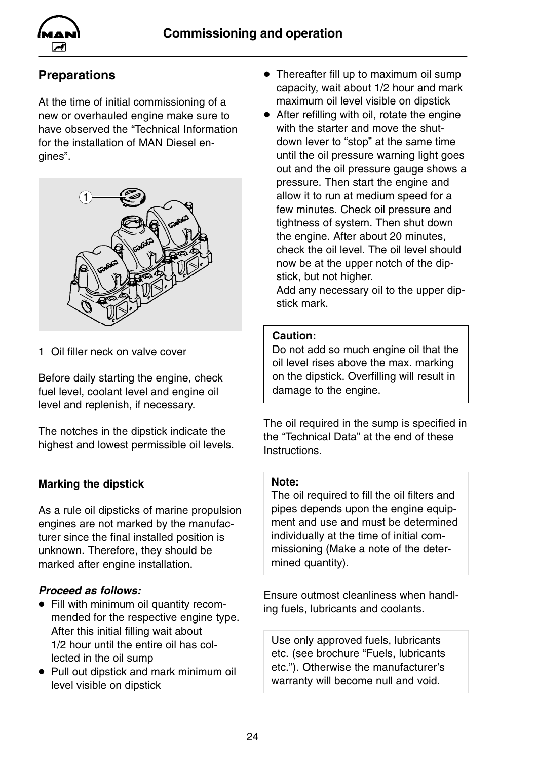## Preparations

At the time of initial commissioning of a new or overhauled engine make sure to have observed the “Technical Information for the installation of MAN Diesel engines”.

1 Oil filler neck on valve cover

Before daily starting the engine, check fuel level, coolant level and engine oil level and replenish, if necessary.

The notches in the dipstick indicate the highest and lowest permissible oil levels.

### Marking the dipstick

As a rule oil dipsticks of marine propulsion engines are not marked by the manufacturer since the final installed position is unknown. Therefore, they should be marked after engine installation.

***Proceed as follows:***

- Fill with minimum oil quantity recommended for the respective engine type. After this initial filling wait about 1/2 hour until the entire oil has collected in the oil sump
- Pull out dipstick and mark minimum oil level visible on dipstick
- Thereafter fill up to maximum oil sump capacity, wait about 1/2 hour and mark maximum oil level visible on dipstick
- After refilling with oil, rotate the engine with the starter and move the shutdown lever to “stop” at the same time until the oil pressure warning light goes out and the oil pressure gauge shows a pressure. Then start the engine and allow it to run at medium speed for a few minutes. Check oil pressure and tightness of system. Then shut down the engine. After about 20 minutes, check the oil level. The oil level should now be at the upper notch of the dipstick, but not higher.  
  Add any necessary oil to the upper dipstick mark.

**Caution:**  
Do not add so much engine oil that the oil level rises above the max. marking on the dipstick. Overfilling will result in damage to the engine.

The oil required in the sump is specified in the “Technical Data” at the end of these Instructions.

**Note:**  
The oil required to fill the oil filters and pipes depends upon the engine equipment and use and must be determined individually at the time of initial commissioning (Make a note of the determined quantity).

Ensure outmost cleanliness when handling fuels, lubricants and coolants.

Use only approved fuels, lubricants etc. (see brochure “Fuels, lubricants etc.”). Otherwise the manufacturer’s warranty will become null and void.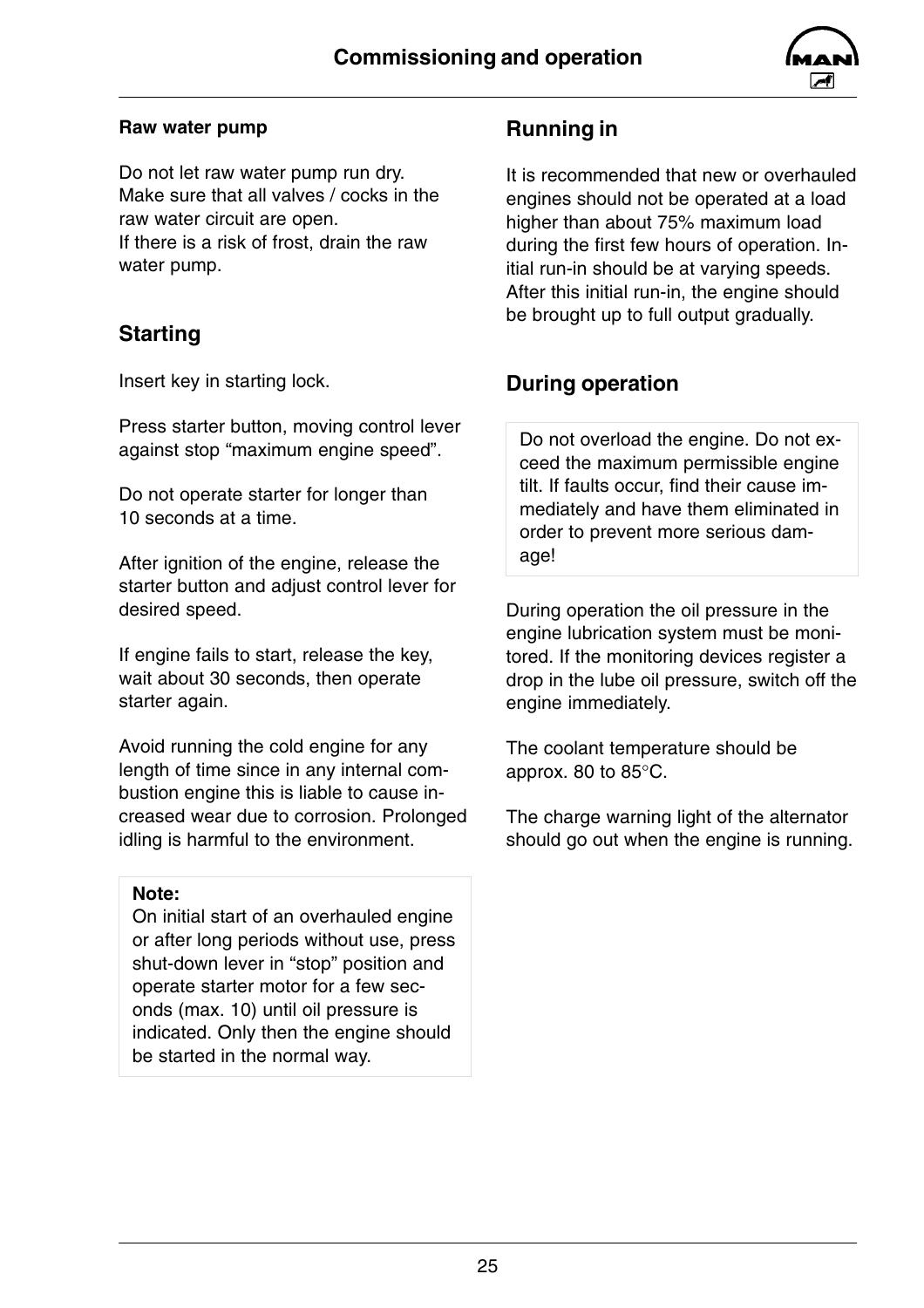**Raw water pump**

Do not let raw water pump run dry.
Make sure that all valves / cocks in the raw water circuit are open.
If there is a risk of frost, drain the raw water pump.

## Starting

Insert key in starting lock.

Press starter button, moving control lever against stop “maximum engine speed”.

Do not operate starter for longer than 10 seconds at a time.

After ignition of the engine, release the starter button and adjust control lever for desired speed.

If engine fails to start, release the key, wait about 30 seconds, then operate starter again.

Avoid running the cold engine for any length of time since in any internal combustion engine this is liable to cause increased wear due to corrosion. Prolonged idling is harmful to the environment.

> **Note:**
> On initial start of an overhauled engine or after long periods without use, press shut-down lever in “stop” position and operate starter motor for a few seconds (max. 10) until oil pressure is indicated. Only then the engine should be started in the normal way.

## Running in

It is recommended that new or overhauled engines should not be operated at a load higher than about 75% maximum load during the first few hours of operation. Initial run-in should be at varying speeds. After this initial run-in, the engine should be brought up to full output gradually.

## During operation

> Do not overload the engine. Do not exceed the maximum permissible engine tilt. If faults occur, find their cause immediately and have them eliminated in order to prevent more serious damage!

During operation the oil pressure in the engine lubrication system must be monitored. If the monitoring devices register a drop in the lube oil pressure, switch off the engine immediately.

The coolant temperature should be approx. 80 to 85°C.

The charge warning light of the alternator should go out when the engine is running.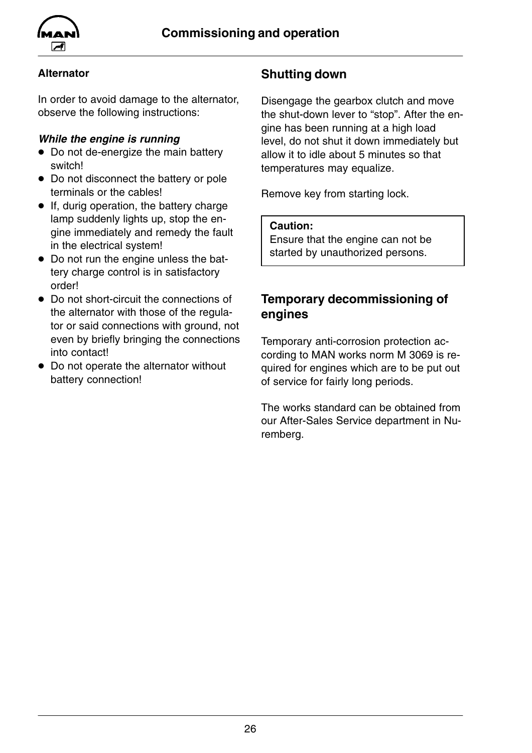### Alternator

In order to avoid damage to the alternator, observe the following instructions:

***While the engine is running***

- Do not de-energize the main battery switch!
- Do not disconnect the battery or pole terminals or the cables!
- If, durig operation, the battery charge lamp suddenly lights up, stop the engine immediately and remedy the fault in the electrical system!
- Do not run the engine unless the battery charge control is in satisfactory order!
- Do not short-circuit the connections of the alternator with those of the regulator or said connections with ground, not even by briefly bringing the connections into contact!
- Do not operate the alternator without battery connection!

## Shutting down

Disengage the gearbox clutch and move the shut-down lever to “stop”. After the engine has been running at a high load level, do not shut it down immediately but allow it to idle about 5 minutes so that temperatures may equalize.

Remove key from starting lock.

**Caution:**
Ensure that the engine can not be started by unauthorized persons.

## Temporary decommissioning of engines

Temporary anti-corrosion protection according to MAN works norm M 3069 is required for engines which are to be put out of service for fairly long periods.

The works standard can be obtained from our After-Sales Service department in Nuremberg.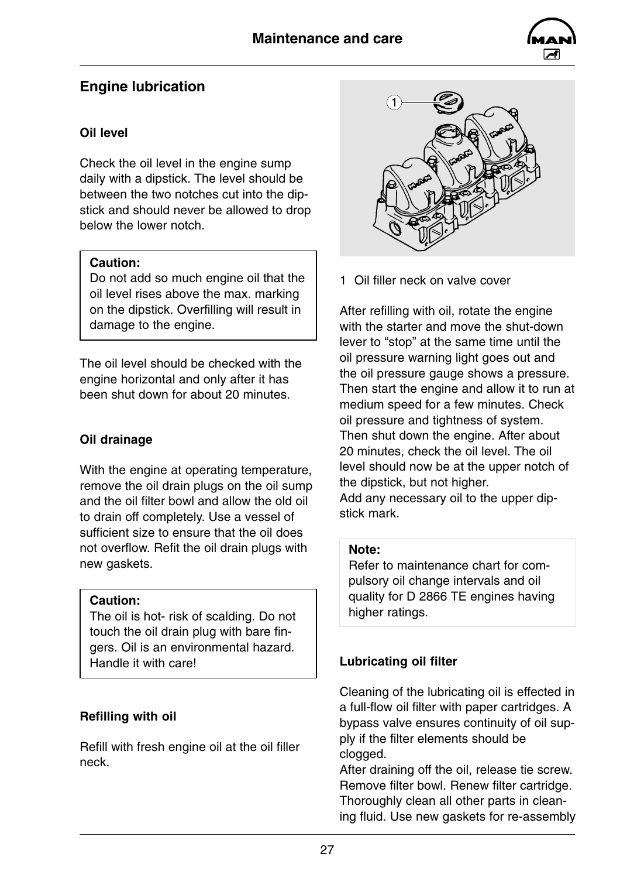## Engine lubrication

### Oil level

Check the oil level in the engine sump daily with a dipstick. The level should be between the two notches cut into the dipstick and should never be allowed to drop below the lower notch.

> **Caution:**
> Do not add so much engine oil that the oil level rises above the max. marking on the dipstick. Overfilling will result in damage to the engine.

The oil level should be checked with the engine horizontal and only after it has been shut down for about 20 minutes.

### Oil drainage

With the engine at operating temperature, remove the oil drain plugs on the oil sump and the oil filter bowl and allow the old oil to drain off completely. Use a vessel of sufficient size to ensure that the oil does not overflow. Refit the oil drain plugs with new gaskets.

> **Caution:**
> The oil is hot- risk of scalding. Do not touch the oil drain plug with bare fingers. Oil is an environmental hazard. Handle it with care!

### Refilling with oil

Refill with fresh engine oil at the oil filler neck.

1 Oil filler neck on valve cover

After refilling with oil, rotate the engine with the starter and move the shut-down lever to “stop” at the same time until the oil pressure warning light goes out and the oil pressure gauge shows a pressure. Then start the engine and allow it to run at medium speed for a few minutes. Check oil pressure and tightness of system. Then shut down the engine. After about 20 minutes, check the oil level. The oil level should now be at the upper notch of the dipstick, but not higher.
Add any necessary oil to the upper dipstick mark.

> **Note:**
> Refer to maintenance chart for compulsory oil change intervals and oil quality for D 2866 TE engines having higher ratings.

### Lubricating oil filter

Cleaning of the lubricating oil is effected in a full-flow oil filter with paper cartridges. A bypass valve ensures continuity of oil supply if the filter elements should be clogged.
After draining off the oil, release tie screw. Remove filter bowl. Renew filter cartridge. Thoroughly clean all other parts in cleaning fluid. Use new gaskets for re-assembly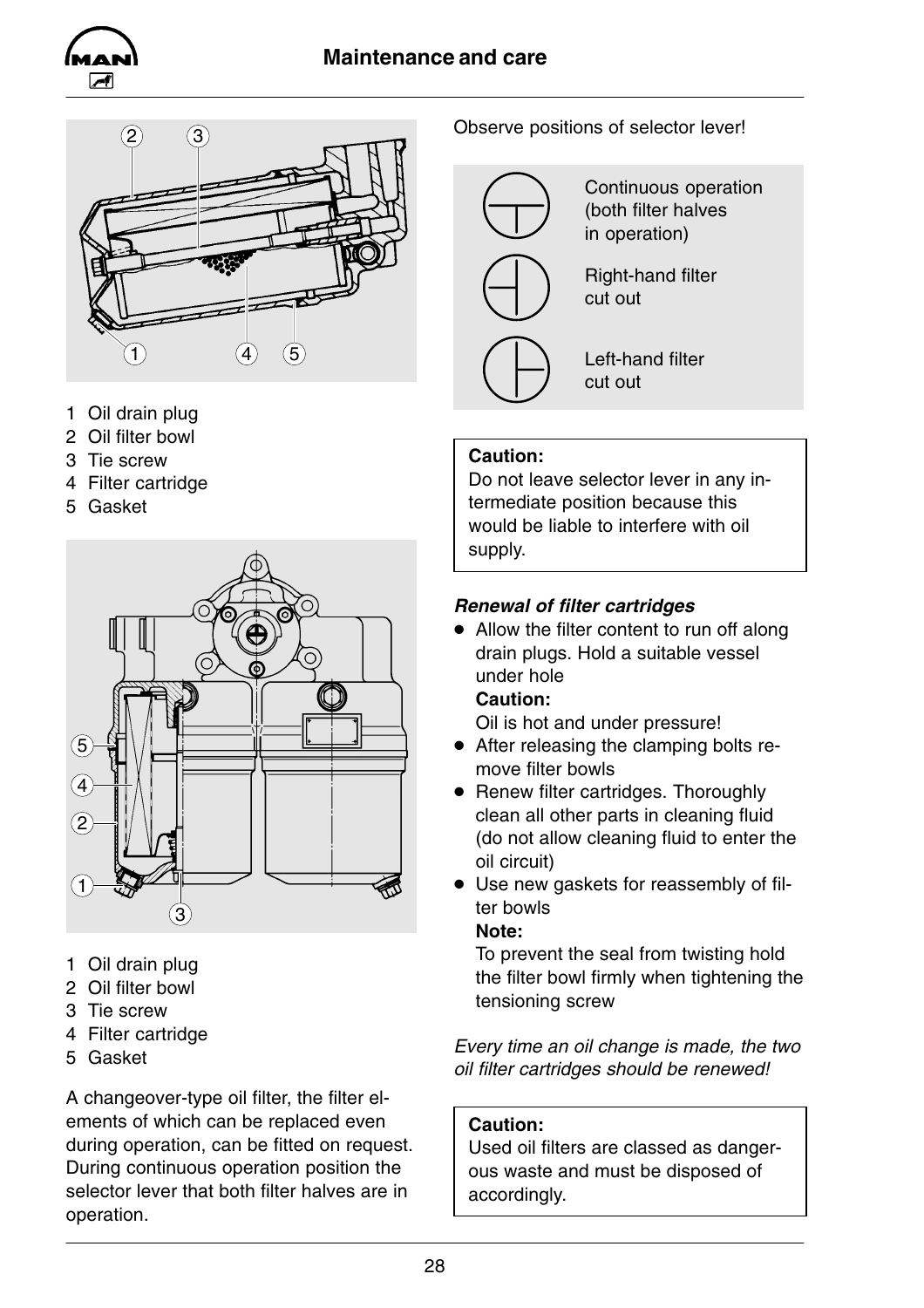1 Oil drain plug
2 Oil filter bowl
3 Tie screw
4 Filter cartridge
5 Gasket

1 Oil drain plug
2 Oil filter bowl
3 Tie screw
4 Filter cartridge
5 Gasket

A changeover-type oil filter, the filter elements of which can be replaced even during operation, can be fitted on request. During continuous operation position the selector lever that both filter halves are in operation.

Observe positions of selector lever!

| | |
|---|---|
| | Continuous operation (both filter halves in operation) |
| | Right-hand filter cut out |
| | Left-hand filter cut out |

> **Caution:**
> Do not leave selector lever in any intermediate position because this would be liable to interfere with oil supply.

***Renewal of filter cartridges***

- Allow the filter content to run off along drain plugs. Hold a suitable vessel under hole
  **Caution:**
  Oil is hot and under pressure!
- After releasing the clamping bolts remove filter bowls
- Renew filter cartridges. Thoroughly clean all other parts in cleaning fluid (do not allow cleaning fluid to enter the oil circuit)
- Use new gaskets for reassembly of filter bowls
  **Note:**
  To prevent the seal from twisting hold the filter bowl firmly when tightening the tensioning screw

*Every time an oil change is made, the two oil filter cartridges should be renewed!*

> **Caution:**
> Used oil filters are classed as dangerous waste and must be disposed of accordingly.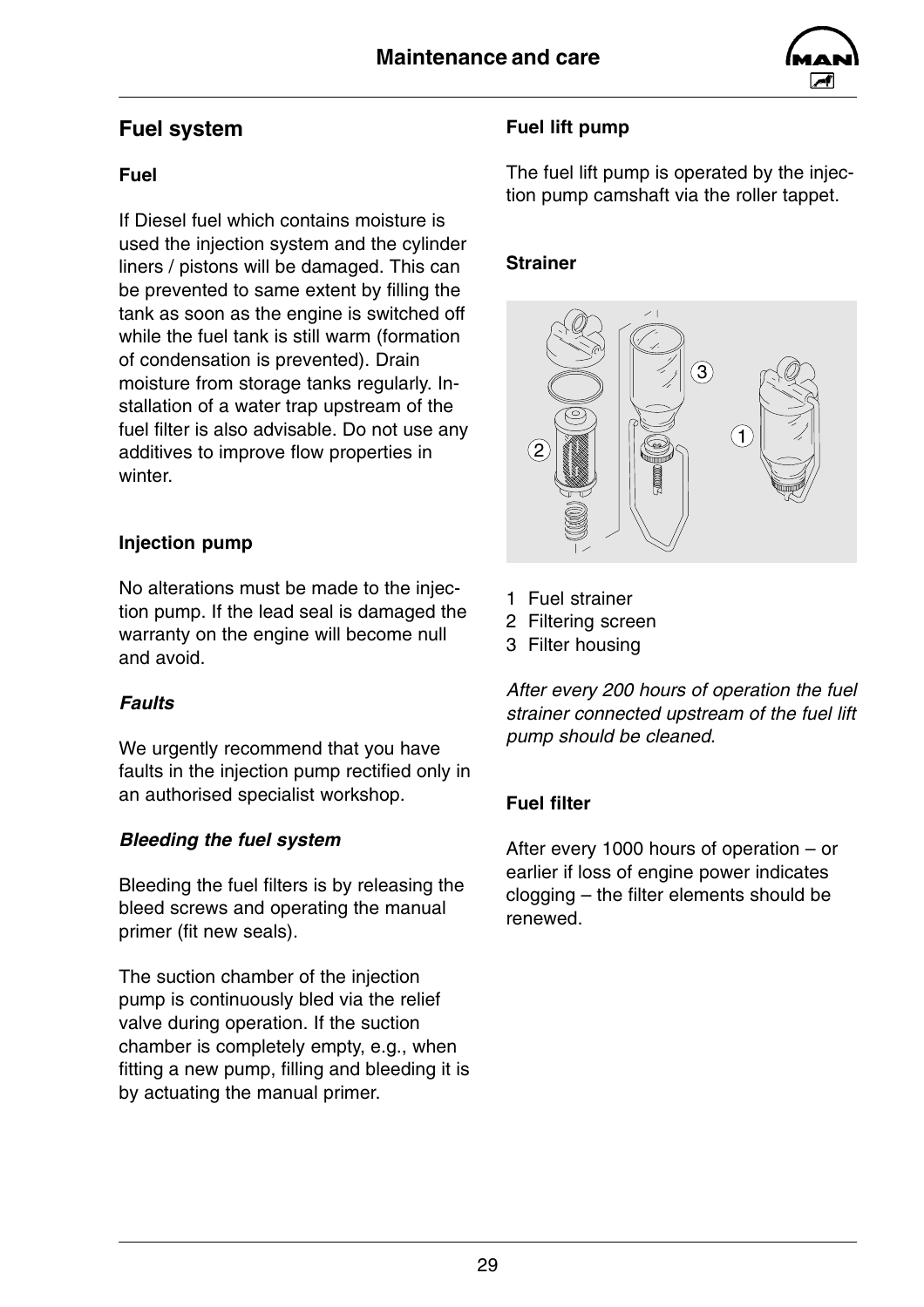## Fuel system

### Fuel

If Diesel fuel which contains moisture is used the injection system and the cylinder liners / pistons will be damaged. This can be prevented to same extent by filling the tank as soon as the engine is switched off while the fuel tank is still warm (formation of condensation is prevented). Drain moisture from storage tanks regularly. Installation of a water trap upstream of the fuel filter is also advisable. Do not use any additives to improve flow properties in winter.

### Injection pump

No alterations must be made to the injection pump. If the lead seal is damaged the warranty on the engine will become null and avoid.

#### *Faults*

We urgently recommend that you have faults in the injection pump rectified only in an authorised specialist workshop.

#### *Bleeding the fuel system*

Bleeding the fuel filters is by releasing the bleed screws and operating the manual primer (fit new seals).

The suction chamber of the injection pump is continuously bled via the relief valve during operation. If the suction chamber is completely empty, e.g., when fitting a new pump, filling and bleeding it is by actuating the manual primer.

### Fuel lift pump

The fuel lift pump is operated by the injection pump camshaft via the roller tappet.

### Strainer

1 Fuel strainer
2 Filtering screen
3 Filter housing

*After every 200 hours of operation the fuel strainer connected upstream of the fuel lift pump should be cleaned.*

### Fuel filter

After every 1000 hours of operation – or earlier if loss of engine power indicates clogging – the filter elements should be renewed.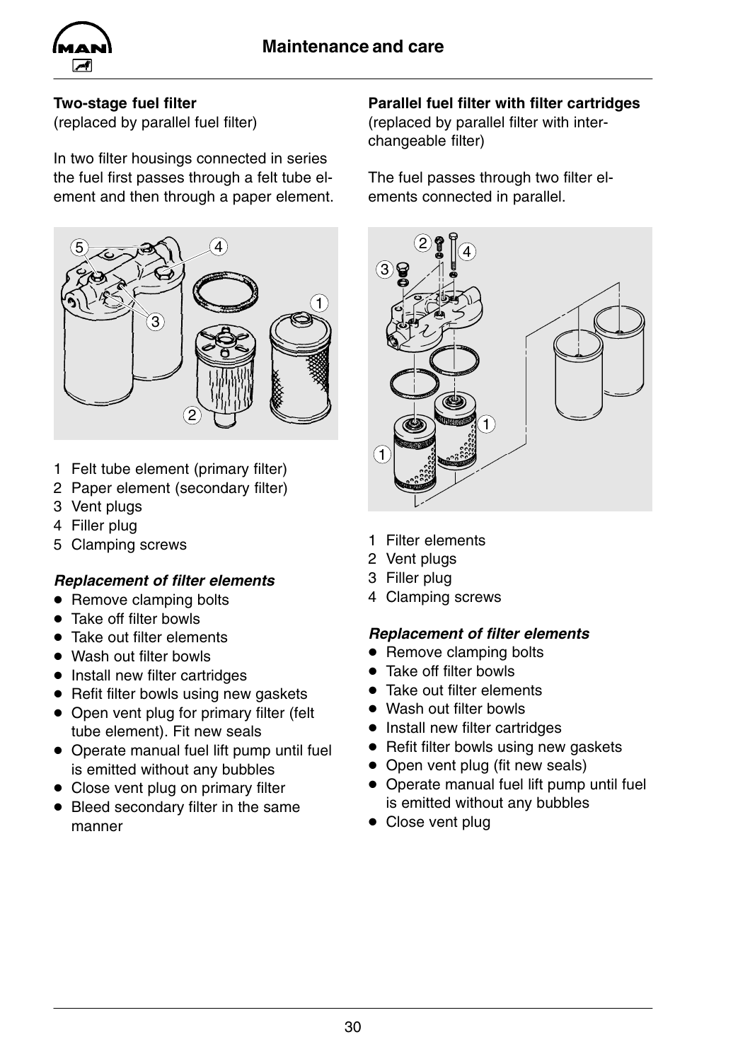## Two-stage fuel filter

(replaced by parallel fuel filter)

In two filter housings connected in series the fuel first passes through a felt tube element and then through a paper element.

1 Felt tube element (primary filter)
2 Paper element (secondary filter)
3 Vent plugs
4 Filler plug
5 Clamping screws

### *Replacement of filter elements*

- Remove clamping bolts
- Take off filter bowls
- Take out filter elements
- Wash out filter bowls
- Install new filter cartridges
- Refit filter bowls using new gaskets
- Open vent plug for primary filter (felt tube element). Fit new seals
- Operate manual fuel lift pump until fuel is emitted without any bubbles
- Close vent plug on primary filter
- Bleed secondary filter in the same manner

## Parallel fuel filter with filter cartridges

(replaced by parallel filter with interchangeable filter)

The fuel passes through two filter elements connected in parallel.

1 Filter elements
2 Vent plugs
3 Filler plug
4 Clamping screws

### *Replacement of filter elements*

- Remove clamping bolts
- Take off filter bowls
- Take out filter elements
- Wash out filter bowls
- Install new filter cartridges
- Refit filter bowls using new gaskets
- Open vent plug (fit new seals)
- Operate manual fuel lift pump until fuel is emitted without any bubbles
- Close vent plug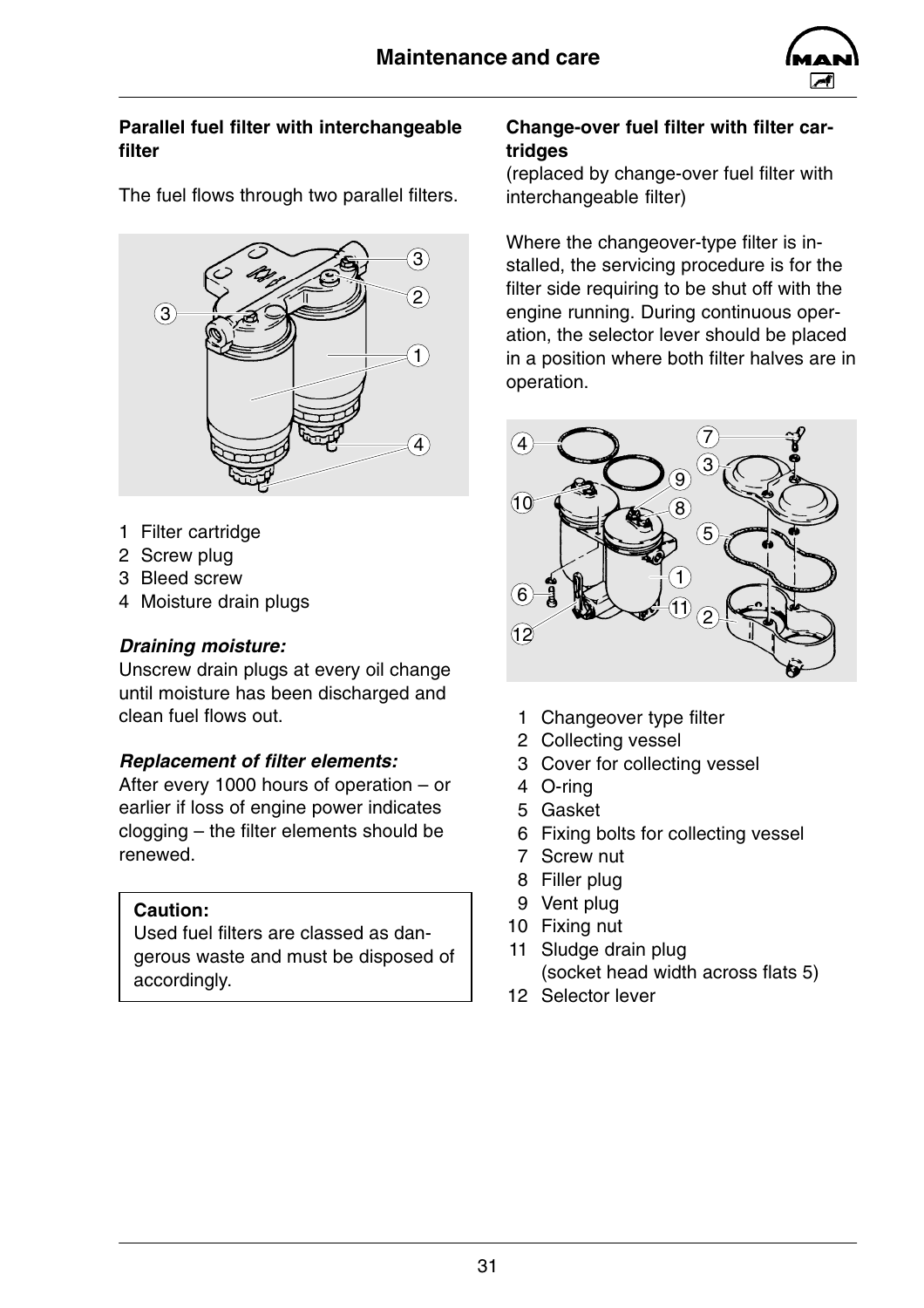### Parallel fuel filter with interchangeable filter

The fuel flows through two parallel filters.

1 Filter cartridge
2 Screw plug
3 Bleed screw
4 Moisture drain plugs

***Draining moisture:***
Unscrew drain plugs at every oil change until moisture has been discharged and clean fuel flows out.

***Replacement of filter elements:***
After every 1000 hours of operation – or earlier if loss of engine power indicates clogging – the filter elements should be renewed.

> **Caution:**
> Used fuel filters are classed as dangerous waste and must be disposed of accordingly.

### Change-over fuel filter with filter cartridges

(replaced by change-over fuel filter with interchangeable filter)

Where the changeover-type filter is installed, the servicing procedure is for the filter side requiring to be shut off with the engine running. During continuous operation, the selector lever should be placed in a position where both filter halves are in operation.

1 Changeover type filter
2 Collecting vessel
3 Cover for collecting vessel
4 O-ring
5 Gasket
6 Fixing bolts for collecting vessel
7 Screw nut
8 Filler plug
9 Vent plug
10 Fixing nut
11 Sludge drain plug
(socket head width across flats 5)
12 Selector lever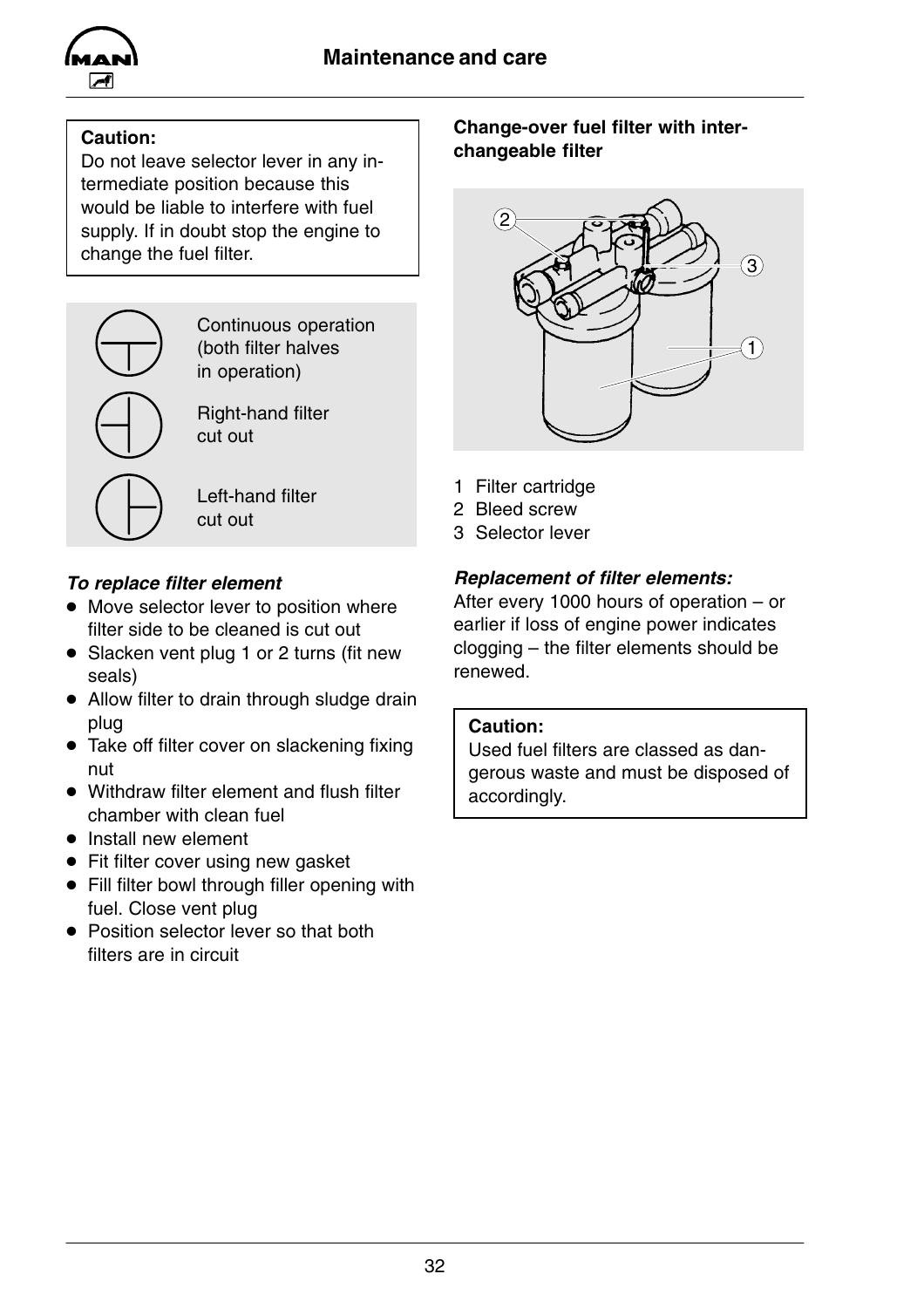> **Caution:**
> Do not leave selector lever in any intermediate position because this would be liable to interfere with fuel supply. If in doubt stop the engine to change the fuel filter.

| Symbol | Position |
| --- | --- |
| ⊤ | Continuous operation (both filter halves in operation) |
| ⊣ | Right-hand filter cut out |
| ⊢ | Left-hand filter cut out |

***To replace filter element***

- Move selector lever to position where filter side to be cleaned is cut out
- Slacken vent plug 1 or 2 turns (fit new seals)
- Allow filter to drain through sludge drain plug
- Take off filter cover on slackening fixing nut
- Withdraw filter element and flush filter chamber with clean fuel
- Install new element
- Fit filter cover using new gasket
- Fill filter bowl through filler opening with fuel. Close vent plug
- Position selector lever so that both filters are in circuit

**Change-over fuel filter with interchangeable filter**

1 Filter cartridge
2 Bleed screw
3 Selector lever

***Replacement of filter elements:***

After every 1000 hours of operation – or earlier if loss of engine power indicates clogging – the filter elements should be renewed.

> **Caution:**
> Used fuel filters are classed as dangerous waste and must be disposed of accordingly.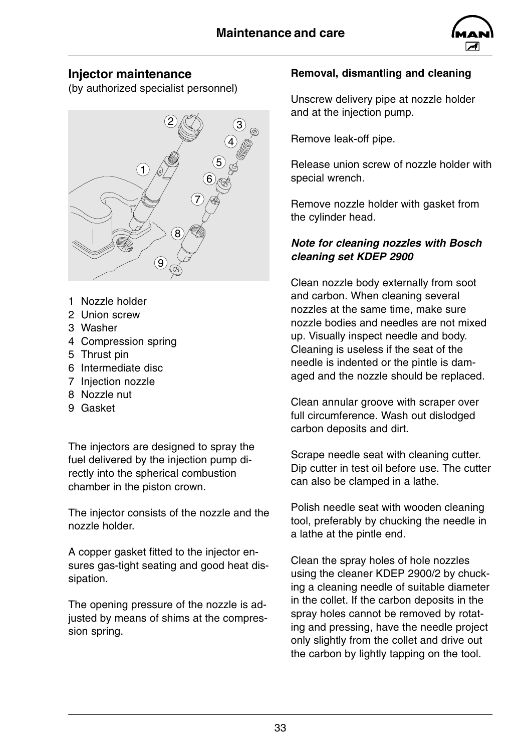## Injector maintenance

(by authorized specialist personnel)

1 Nozzle holder
2 Union screw
3 Washer
4 Compression spring
5 Thrust pin
6 Intermediate disc
7 Injection nozzle
8 Nozzle nut
9 Gasket

The injectors are designed to spray the fuel delivered by the injection pump directly into the spherical combustion chamber in the piston crown.

The injector consists of the nozzle and the nozzle holder.

A copper gasket fitted to the injector ensures gas-tight seating and good heat dissipation.

The opening pressure of the nozzle is adjusted by means of shims at the compression spring.

**Removal, dismantling and cleaning**

Unscrew delivery pipe at nozzle holder and at the injection pump.

Remove leak-off pipe.

Release union screw of nozzle holder with special wrench.

Remove nozzle holder with gasket from the cylinder head.

***Note for cleaning nozzles with Bosch cleaning set KDEP 2900***

Clean nozzle body externally from soot and carbon. When cleaning several nozzles at the same time, make sure nozzle bodies and needles are not mixed up. Visually inspect needle and body. Cleaning is useless if the seat of the needle is indented or the pintle is damaged and the nozzle should be replaced.

Clean annular groove with scraper over full circumference. Wash out dislodged carbon deposits and dirt.

Scrape needle seat with cleaning cutter. Dip cutter in test oil before use. The cutter can also be clamped in a lathe.

Polish needle seat with wooden cleaning tool, preferably by chucking the needle in a lathe at the pintle end.

Clean the spray holes of hole nozzles using the cleaner KDEP 2900/2 by chucking a cleaning needle of suitable diameter in the collet. If the carbon deposits in the spray holes cannot be removed by rotating and pressing, have the needle project only slightly from the collet and drive out the carbon by lightly tapping on the tool.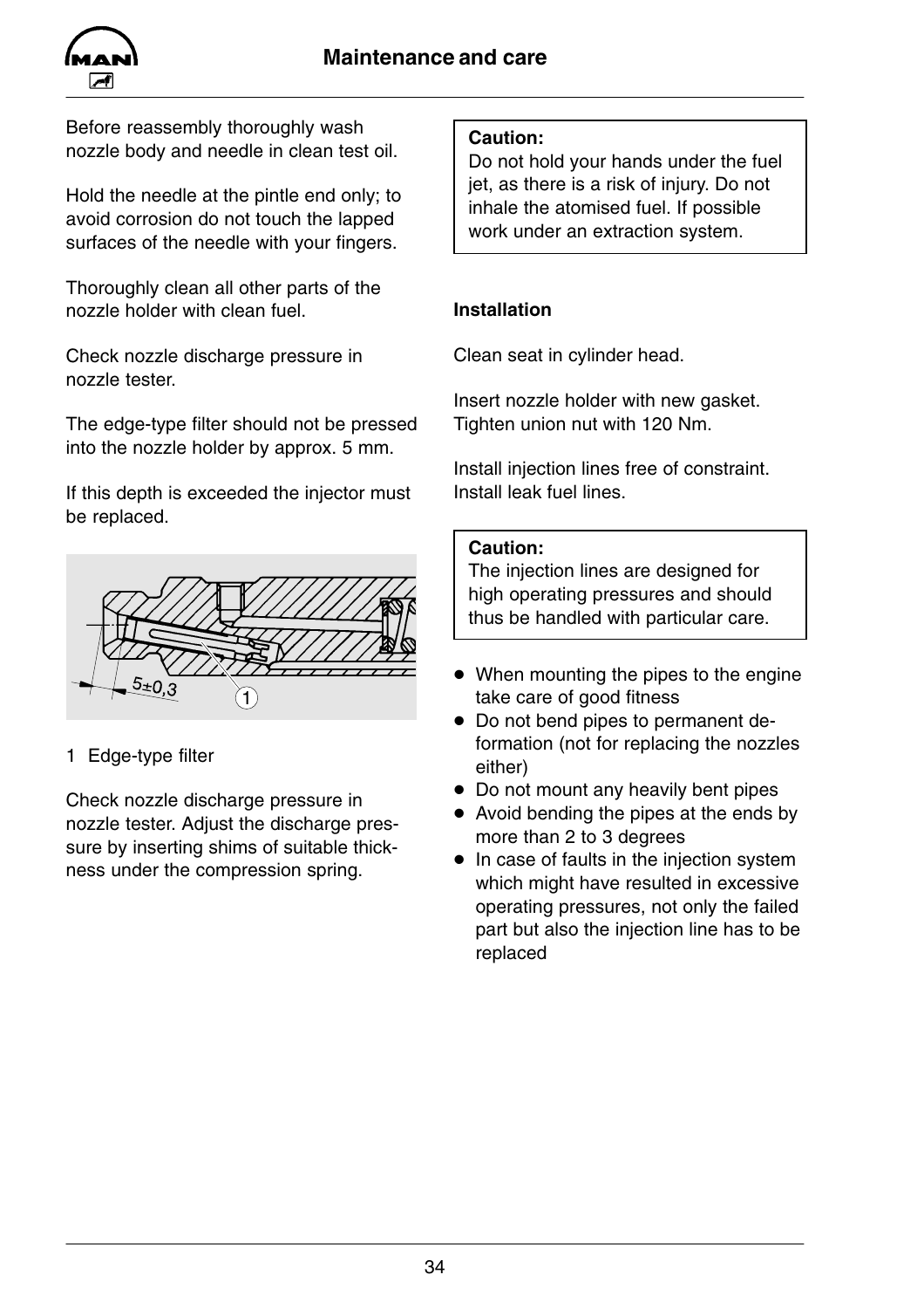Before reassembly thoroughly wash nozzle body and needle in clean test oil.

Hold the needle at the pintle end only; to avoid corrosion do not touch the lapped surfaces of the needle with your fingers.

Thoroughly clean all other parts of the nozzle holder with clean fuel.

Check nozzle discharge pressure in nozzle tester.

The edge-type filter should not be pressed into the nozzle holder by approx. 5 mm.

If this depth is exceeded the injector must be replaced.

1 Edge-type filter

Check nozzle discharge pressure in nozzle tester. Adjust the discharge pressure by inserting shims of suitable thickness under the compression spring.

> **Caution:**
> Do not hold your hands under the fuel jet, as there is a risk of injury. Do not inhale the atomised fuel. If possible work under an extraction system.

**Installation**

Clean seat in cylinder head.

Insert nozzle holder with new gasket. Tighten union nut with 120 Nm.

Install injection lines free of constraint. Install leak fuel lines.

> **Caution:**
> The injection lines are designed for high operating pressures and should thus be handled with particular care.

- When mounting the pipes to the engine take care of good fitness
- Do not bend pipes to permanent deformation (not for replacing the nozzles either)
- Do not mount any heavily bent pipes
- Avoid bending the pipes at the ends by more than 2 to 3 degrees
- In case of faults in the injection system which might have resulted in excessive operating pressures, not only the failed part but also the injection line has to be replaced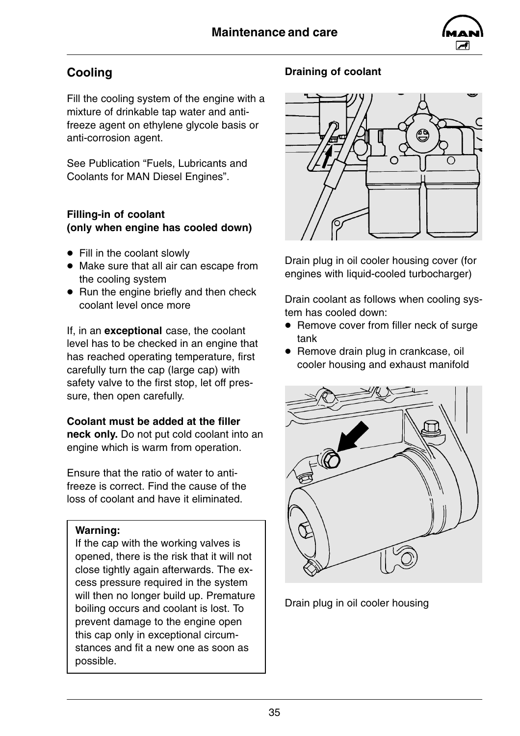## Cooling

Fill the cooling system of the engine with a mixture of drinkable tap water and anti-freeze agent on ethylene glycole basis or anti-corrosion agent.

See Publication “Fuels, Lubricants and Coolants for MAN Diesel Engines”.

### Filling-in of coolant (only when engine has cooled down)

- Fill in the coolant slowly
- Make sure that all air can escape from the cooling system
- Run the engine briefly and then check coolant level once more

If, in an **exceptional** case, the coolant level has to be checked in an engine that has reached operating temperature, first carefully turn the cap (large cap) with safety valve to the first stop, let off pressure, then open carefully.

**Coolant must be added at the filler neck only.** Do not put cold coolant into an engine which is warm from operation.

Ensure that the ratio of water to anti-freeze is correct. Find the cause of the loss of coolant and have it eliminated.

> **Warning:**
> If the cap with the working valves is opened, there is the risk that it will not close tightly again afterwards. The excess pressure required in the system will then no longer build up. Premature boiling occurs and coolant is lost. To prevent damage to the engine open this cap only in exceptional circumstances and fit a new one as soon as possible.

### Draining of coolant

Drain plug in oil cooler housing cover (for engines with liquid-cooled turbocharger)

Drain coolant as follows when cooling system has cooled down:

- Remove cover from filler neck of surge tank
- Remove drain plug in crankcase, oil cooler housing and exhaust manifold

Drain plug in oil cooler housing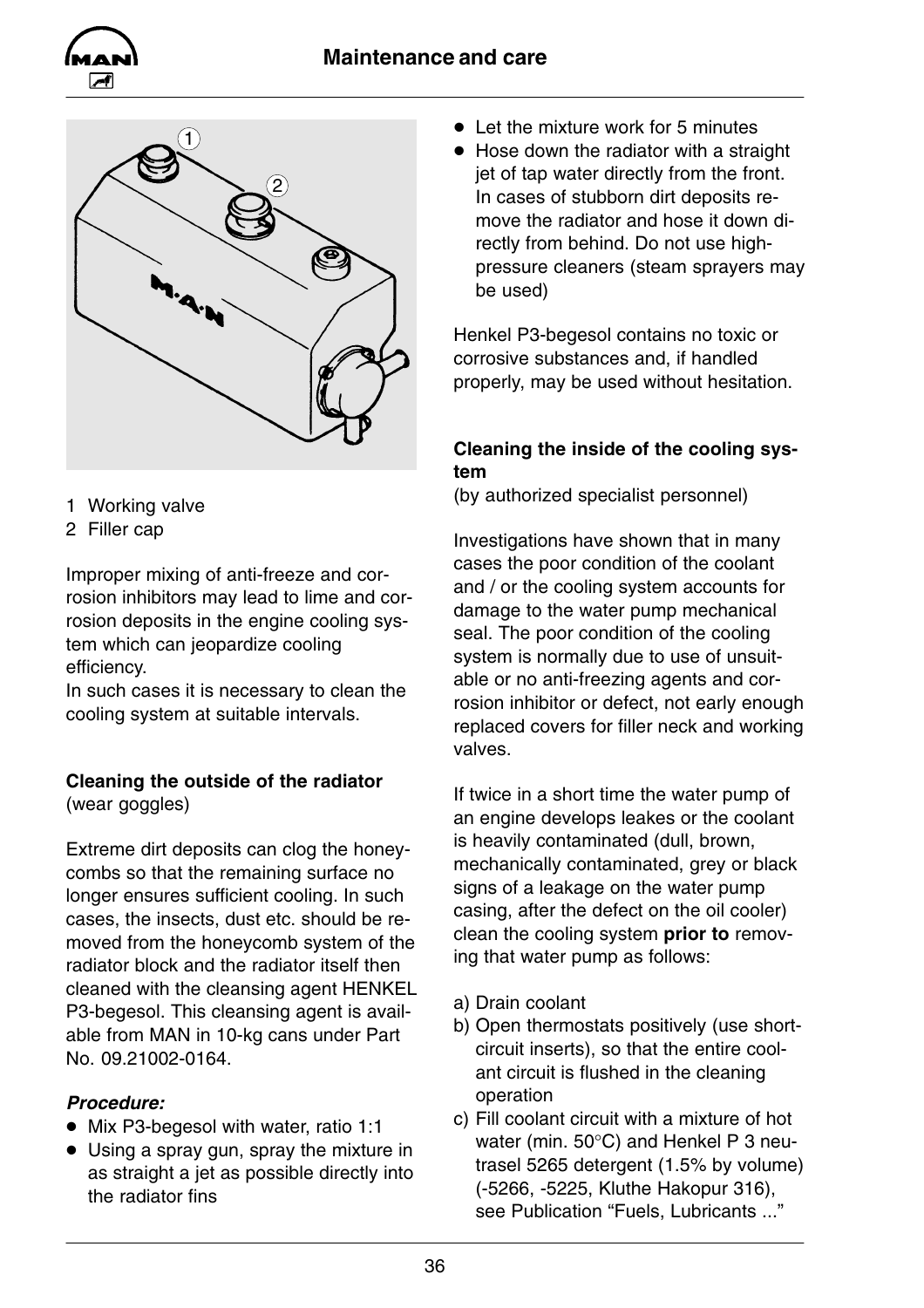1 Working valve
2 Filler cap

Improper mixing of anti-freeze and corrosion inhibitors may lead to lime and corrosion deposits in the engine cooling system which can jeopardize cooling efficiency.
In such cases it is necessary to clean the cooling system at suitable intervals.

**Cleaning the outside of the radiator**
(wear goggles)

Extreme dirt deposits can clog the honeycombs so that the remaining surface no longer ensures sufficient cooling. In such cases, the insects, dust etc. should be removed from the honeycomb system of the radiator block and the radiator itself then cleaned with the cleansing agent HENKEL P3-begesol. This cleansing agent is available from MAN in 10-kg cans under Part No. 09.21002-0164.

***Procedure:***

- Mix P3-begesol with water, ratio 1:1
- Using a spray gun, spray the mixture in as straight a jet as possible directly into the radiator fins
- Let the mixture work for 5 minutes
- Hose down the radiator with a straight jet of tap water directly from the front. In cases of stubborn dirt deposits remove the radiator and hose it down directly from behind. Do not use high-pressure cleaners (steam sprayers may be used)

Henkel P3-begesol contains no toxic or corrosive substances and, if handled properly, may be used without hesitation.

**Cleaning the inside of the cooling system**
(by authorized specialist personnel)

Investigations have shown that in many cases the poor condition of the coolant and / or the cooling system accounts for damage to the water pump mechanical seal. The poor condition of the cooling system is normally due to use of unsuitable or no anti-freezing agents and corrosion inhibitor or defect, not early enough replaced covers for filler neck and working valves.

If twice in a short time the water pump of an engine develops leakes or the coolant is heavily contaminated (dull, brown, mechanically contaminated, grey or black signs of a leakage on the water pump casing, after the defect on the oil cooler) clean the cooling system **prior to** removing that water pump as follows:

a) Drain coolant
b) Open thermostats positively (use short-circuit inserts), so that the entire coolant circuit is flushed in the cleaning operation
c) Fill coolant circuit with a mixture of hot water (min. 50°C) and Henkel P 3 neutrasel 5265 detergent (1.5% by volume) (-5266, -5225, Kluthe Hakopur 316), see Publication “Fuels, Lubricants ...”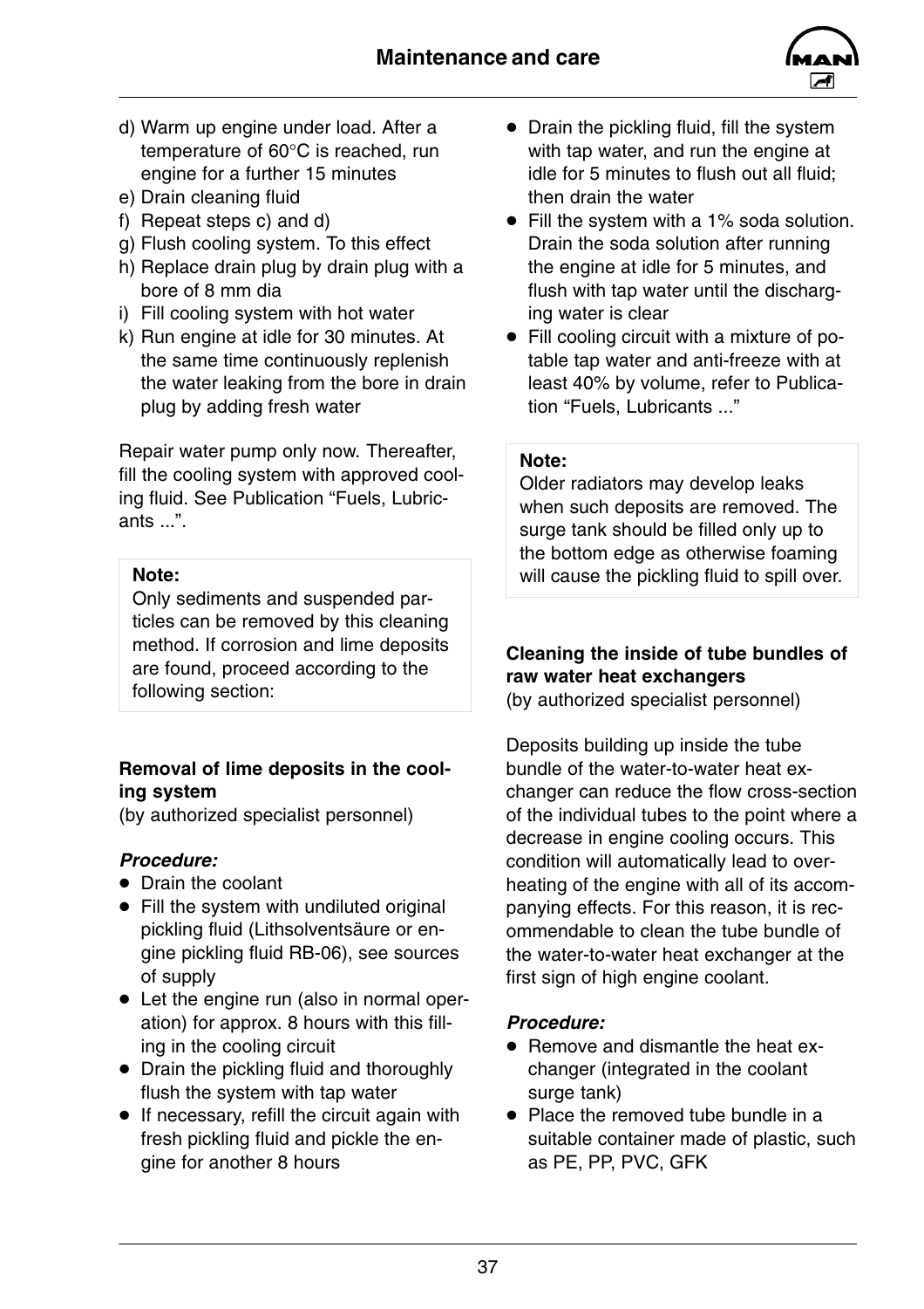d) Warm up engine under load. After a temperature of 60°C is reached, run engine for a further 15 minutes
e) Drain cleaning fluid
f) Repeat steps c) and d)
g) Flush cooling system. To this effect
h) Replace drain plug by drain plug with a bore of 8 mm dia
i) Fill cooling system with hot water
k) Run engine at idle for 30 minutes. At the same time continuously replenish the water leaking from the bore in drain plug by adding fresh water

Repair water pump only now. Thereafter, fill the cooling system with approved cooling fluid. See Publication "Fuels, Lubricants ...".

**Note:**
Only sediments and suspended particles can be removed by this cleaning method. If corrosion and lime deposits are found, proceed according to the following section:

**Removal of lime deposits in the cooling system**
(by authorized specialist personnel)

***Procedure:***

- Drain the coolant
- Fill the system with undiluted original pickling fluid (Lithsolventsäure or engine pickling fluid RB-06), see sources of supply
- Let the engine run (also in normal operation) for approx. 8 hours with this filling in the cooling circuit
- Drain the pickling fluid and thoroughly flush the system with tap water
- If necessary, refill the circuit again with fresh pickling fluid and pickle the engine for another 8 hours
- Drain the pickling fluid, fill the system with tap water, and run the engine at idle for 5 minutes to flush out all fluid; then drain the water
- Fill the system with a 1% soda solution. Drain the soda solution after running the engine at idle for 5 minutes, and flush with tap water until the discharging water is clear
- Fill cooling circuit with a mixture of potable tap water and anti-freeze with at least 40% by volume, refer to Publication "Fuels, Lubricants ..."

**Note:**
Older radiators may develop leaks when such deposits are removed. The surge tank should be filled only up to the bottom edge as otherwise foaming will cause the pickling fluid to spill over.

**Cleaning the inside of tube bundles of raw water heat exchangers**
(by authorized specialist personnel)

Deposits building up inside the tube bundle of the water-to-water heat exchanger can reduce the flow cross-section of the individual tubes to the point where a decrease in engine cooling occurs. This condition will automatically lead to overheating of the engine with all of its accompanying effects. For this reason, it is recommendable to clean the tube bundle of the water-to-water heat exchanger at the first sign of high engine coolant.

***Procedure:***

- Remove and dismantle the heat exchanger (integrated in the coolant surge tank)
- Place the removed tube bundle in a suitable container made of plastic, such as PE, PP, PVC, GFK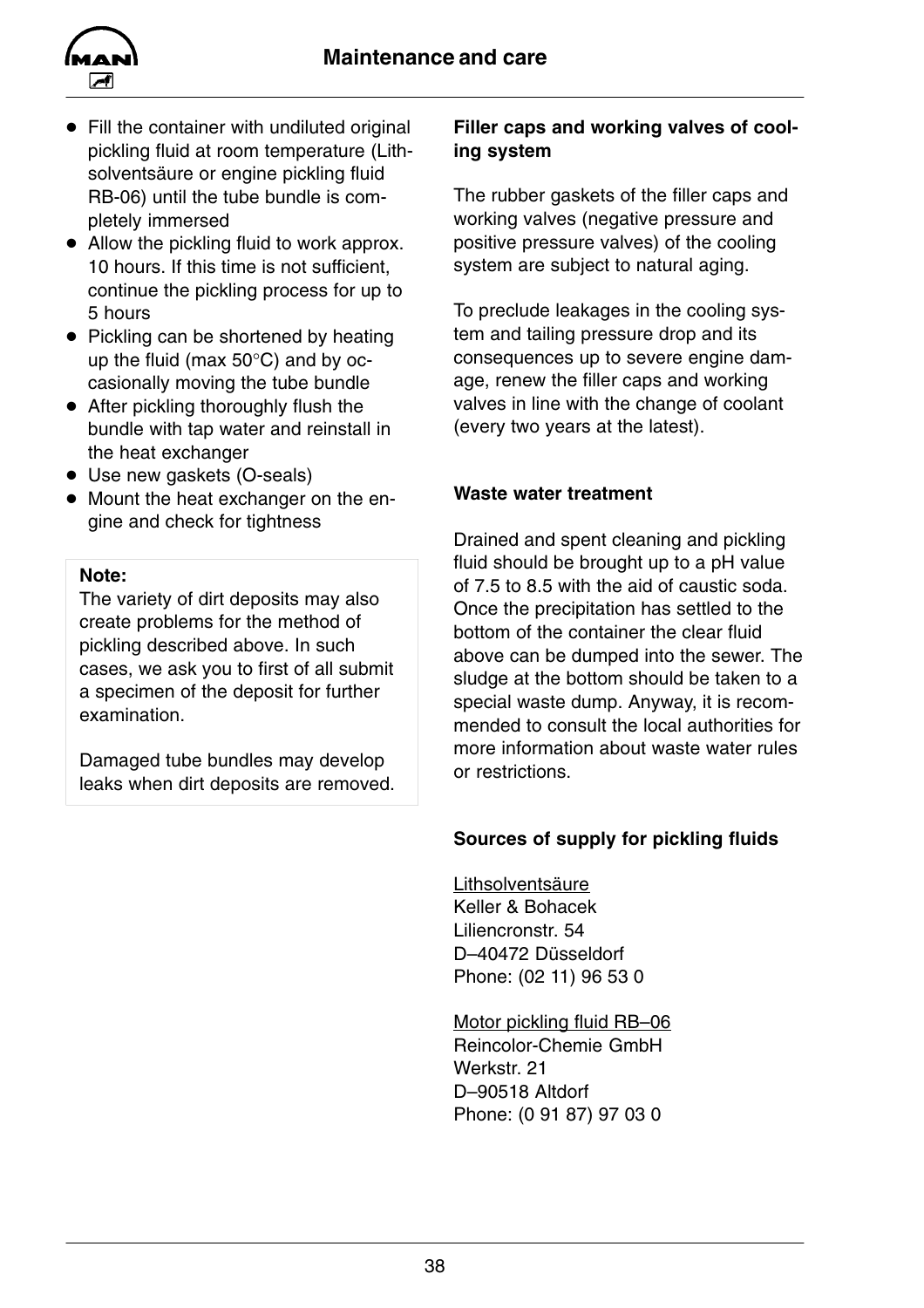- Fill the container with undiluted original pickling fluid at room temperature (Lithsolventsäure or engine pickling fluid RB-06) until the tube bundle is completely immersed
- Allow the pickling fluid to work approx. 10 hours. If this time is not sufficient, continue the pickling process for up to 5 hours
- Pickling can be shortened by heating up the fluid (max 50°C) and by occasionally moving the tube bundle
- After pickling thoroughly flush the bundle with tap water and reinstall in the heat exchanger
- Use new gaskets (O-seals)
- Mount the heat exchanger on the engine and check for tightness

**Note:**
The variety of dirt deposits may also create problems for the method of pickling described above. In such cases, we ask you to first of all submit a specimen of the deposit for further examination.

Damaged tube bundles may develop leaks when dirt deposits are removed.

**Filler caps and working valves of cooling system**

The rubber gaskets of the filler caps and working valves (negative pressure and positive pressure valves) of the cooling system are subject to natural aging.

To preclude leakages in the cooling system and tailing pressure drop and its consequences up to severe engine damage, renew the filler caps and working valves in line with the change of coolant (every two years at the latest).

**Waste water treatment**

Drained and spent cleaning and pickling fluid should be brought up to a pH value of 7.5 to 8.5 with the aid of caustic soda. Once the precipitation has settled to the bottom of the container the clear fluid above can be dumped into the sewer. The sludge at the bottom should be taken to a special waste dump. Anyway, it is recommended to consult the local authorities for more information about waste water rules or restrictions.

**Sources of supply for pickling fluids**

Lithsolventsäure
Keller & Bohacek
Liliencronstr. 54
D–40472 Düsseldorf
Phone: (02 11) 96 53 0

Motor pickling fluid RB–06
Reincolor-Chemie GmbH
Werkstr. 21
D–90518 Altdorf
Phone: (0 91 87) 97 03 0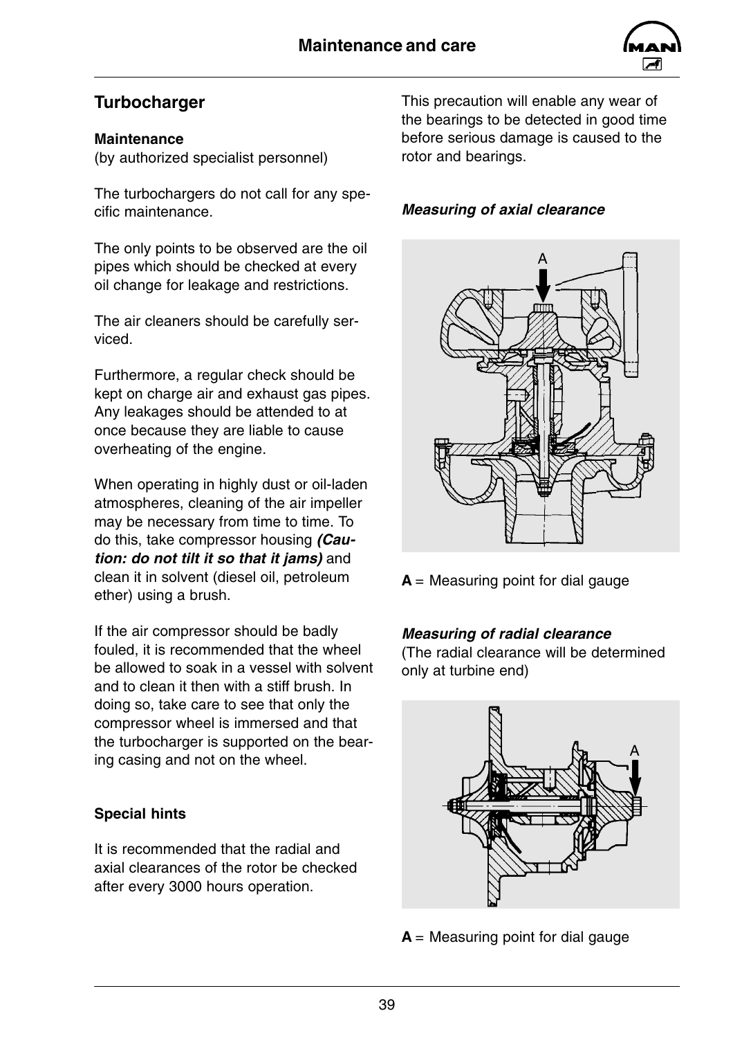## Turbocharger

**Maintenance**
(by authorized specialist personnel)

The turbochargers do not call for any specific maintenance.

The only points to be observed are the oil pipes which should be checked at every oil change for leakage and restrictions.

The air cleaners should be carefully serviced.

Furthermore, a regular check should be kept on charge air and exhaust gas pipes. Any leakages should be attended to at once because they are liable to cause overheating of the engine.

When operating in highly dust or oil-laden atmospheres, cleaning of the air impeller may be necessary from time to time. To do this, take compressor housing ***(Caution: do not tilt it so that it jams)*** and clean it in solvent (diesel oil, petroleum ether) using a brush.

If the air compressor should be badly fouled, it is recommended that the wheel be allowed to soak in a vessel with solvent and to clean it then with a stiff brush. In doing so, take care to see that only the compressor wheel is immersed and that the turbocharger is supported on the bearing casing and not on the wheel.

**Special hints**

It is recommended that the radial and axial clearances of the rotor be checked after every 3000 hours operation.

This precaution will enable any wear of the bearings to be detected in good time before serious damage is caused to the rotor and bearings.

***Measuring of axial clearance***

**A** = Measuring point for dial gauge

***Measuring of radial clearance***
(The radial clearance will be determined only at turbine end)

**A** = Measuring point for dial gauge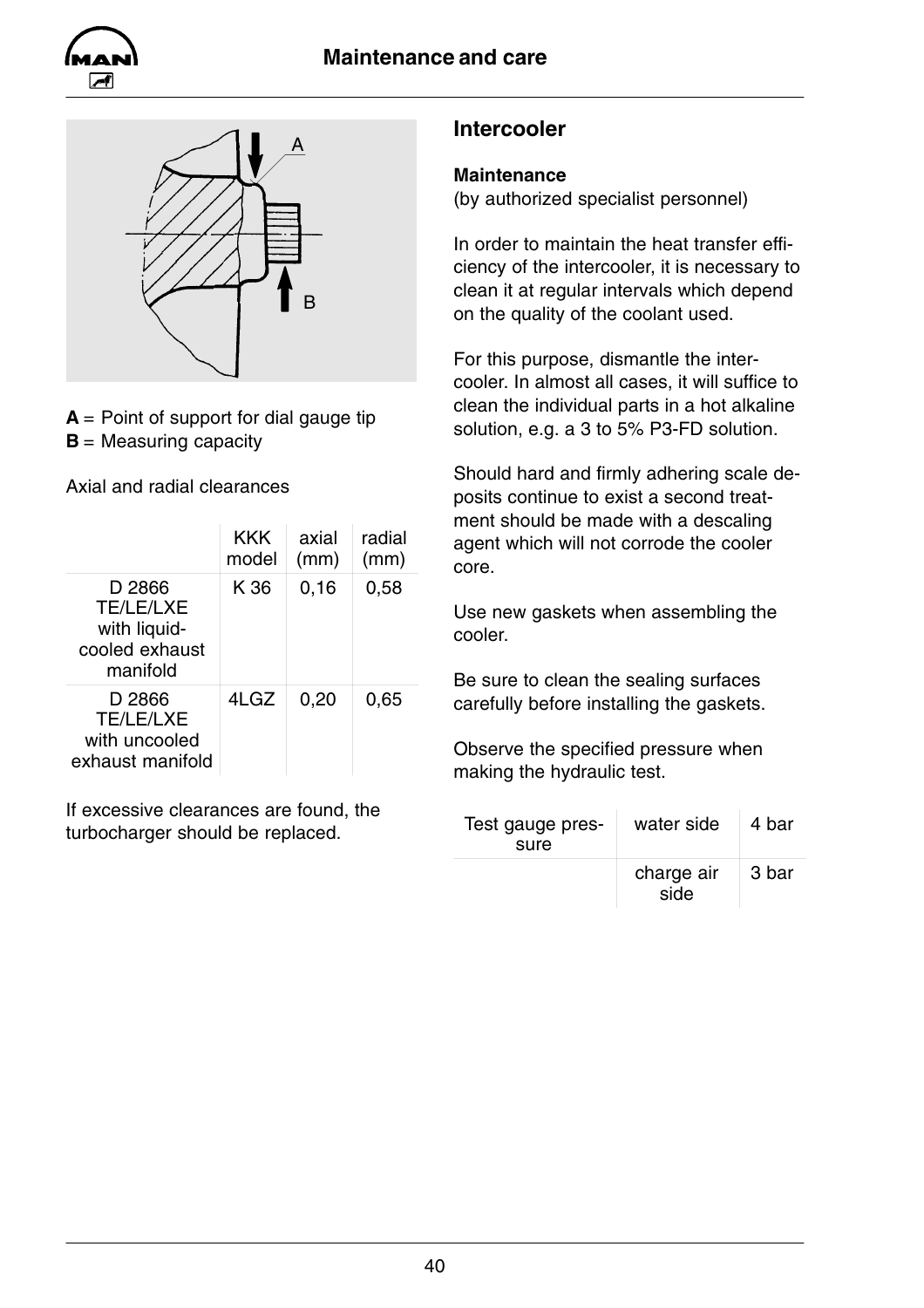**A** = Point of support for dial gauge tip
**B** = Measuring capacity

Axial and radial clearances

| | KKK model | axial (mm) | radial (mm) |
|---|---|---|---|
| D 2866 TE/LE/LXE with liquid-cooled exhaust manifold | K 36 | 0,16 | 0,58 |
| D 2866 TE/LE/LXE with uncooled exhaust manifold | 4LGZ | 0,20 | 0,65 |

If excessive clearances are found, the turbocharger should be replaced.

## Intercooler

**Maintenance**
(by authorized specialist personnel)

In order to maintain the heat transfer efficiency of the intercooler, it is necessary to clean it at regular intervals which depend on the quality of the coolant used.

For this purpose, dismantle the intercooler. In almost all cases, it will suffice to clean the individual parts in a hot alkaline solution, e.g. a 3 to 5% P3-FD solution.

Should hard and firmly adhering scale deposits continue to exist a second treatment should be made with a descaling agent which will not corrode the cooler core.

Use new gaskets when assembling the cooler.

Be sure to clean the sealing surfaces carefully before installing the gaskets.

Observe the specified pressure when making the hydraulic test.

| Test gauge pressure | water side | 4 bar |
|---|---|---|
| | charge air side | 3 bar |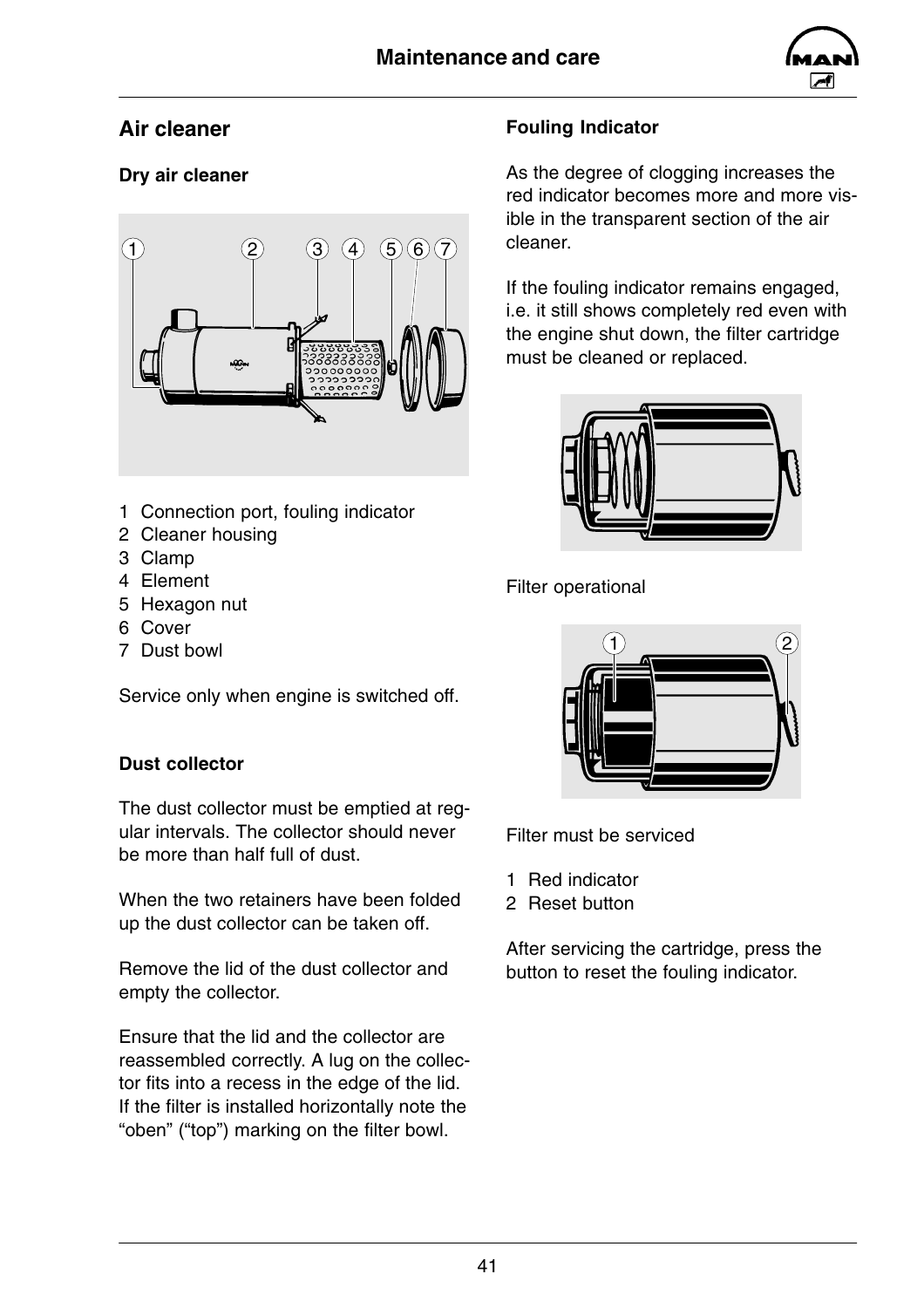## Air cleaner

### Dry air cleaner

1 Connection port, fouling indicator
2 Cleaner housing
3 Clamp
4 Element
5 Hexagon nut
6 Cover
7 Dust bowl

Service only when engine is switched off.

### Dust collector

The dust collector must be emptied at regular intervals. The collector should never be more than half full of dust.

When the two retainers have been folded up the dust collector can be taken off.

Remove the lid of the dust collector and empty the collector.

Ensure that the lid and the collector are reassembled correctly. A lug on the collector fits into a recess in the edge of the lid. If the filter is installed horizontally note the "oben" ("top") marking on the filter bowl.

### Fouling Indicator

As the degree of clogging increases the red indicator becomes more and more visible in the transparent section of the air cleaner.

If the fouling indicator remains engaged, i.e. it still shows completely red even with the engine shut down, the filter cartridge must be cleaned or replaced.

Filter operational

Filter must be serviced

1 Red indicator
2 Reset button

After servicing the cartridge, press the button to reset the fouling indicator.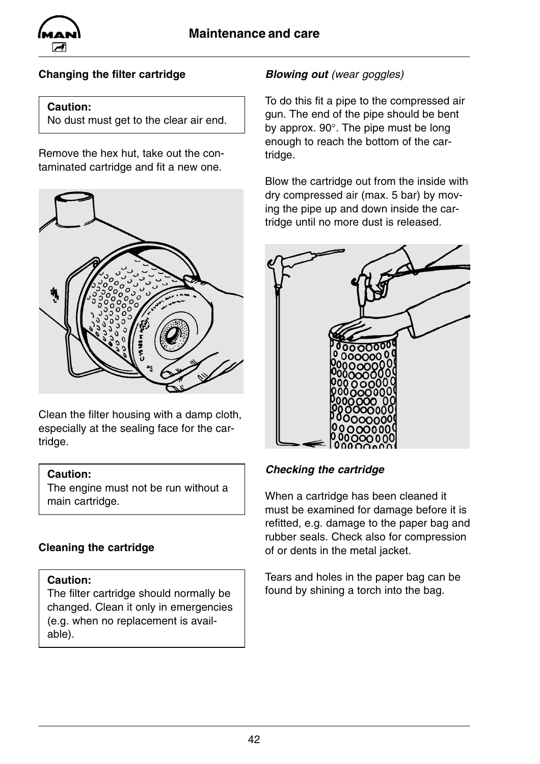### Changing the filter cartridge

**Caution:**
No dust must get to the clear air end.

Remove the hex hut, take out the contaminated cartridge and fit a new one.

Clean the filter housing with a damp cloth, especially at the sealing face for the cartridge.

**Caution:**
The engine must not be run without a main cartridge.

### Cleaning the cartridge

**Caution:**
The filter cartridge should normally be changed. Clean it only in emergencies (e.g. when no replacement is available).

***Blowing out*** *(wear goggles)*

To do this fit a pipe to the compressed air gun. The end of the pipe should be bent by approx. 90°. The pipe must be long enough to reach the bottom of the cartridge.

Blow the cartridge out from the inside with dry compressed air (max. 5 bar) by moving the pipe up and down inside the cartridge until no more dust is released.

***Checking the cartridge***

When a cartridge has been cleaned it must be examined for damage before it is refitted, e.g. damage to the paper bag and rubber seals. Check also for compression of or dents in the metal jacket.

Tears and holes in the paper bag can be found by shining a torch into the bag.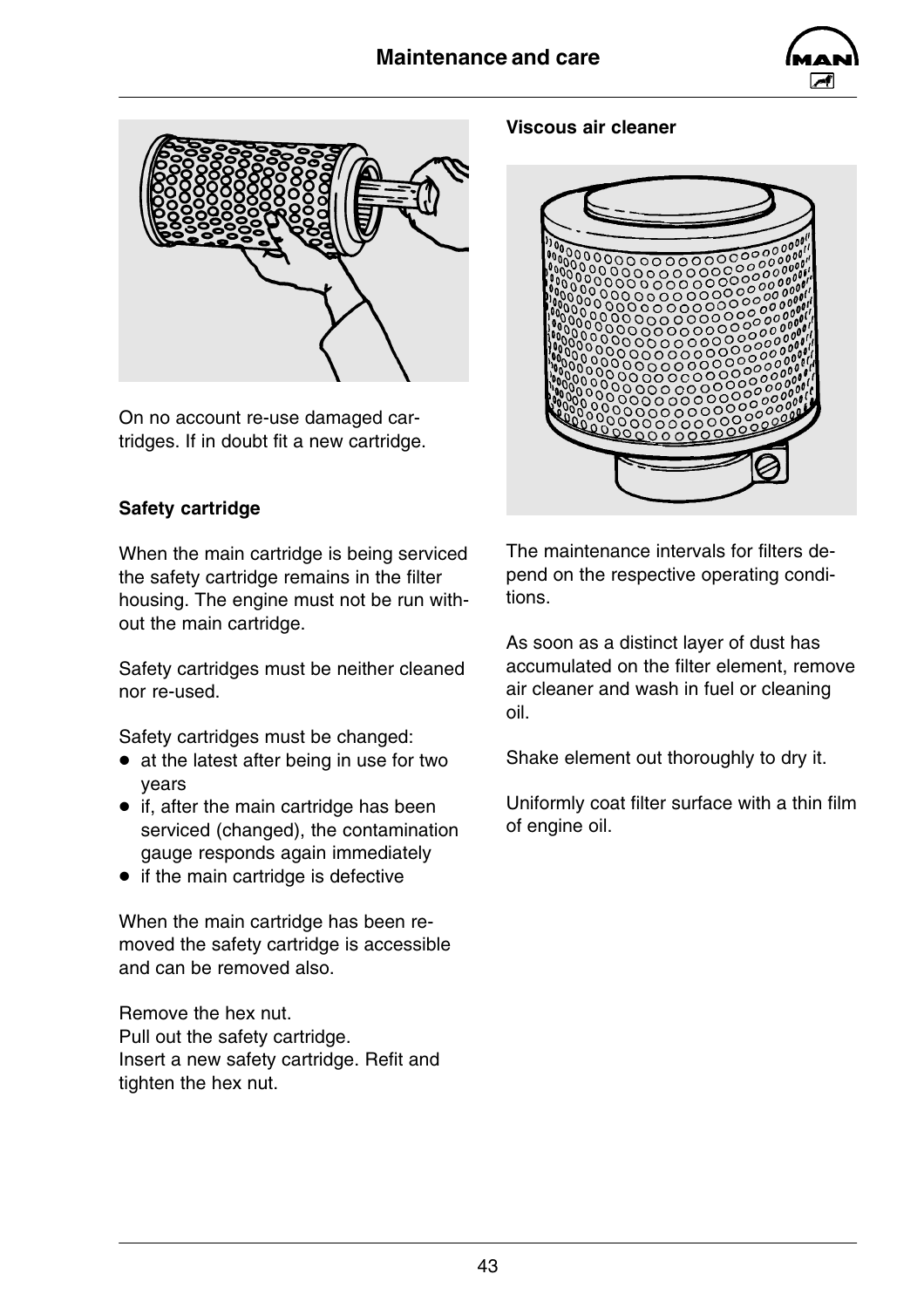On no account re-use damaged cartridges. If in doubt fit a new cartridge.

**Safety cartridge**

When the main cartridge is being serviced the safety cartridge remains in the filter housing. The engine must not be run without the main cartridge.

Safety cartridges must be neither cleaned nor re-used.

Safety cartridges must be changed:

- at the latest after being in use for two years
- if, after the main cartridge has been serviced (changed), the contamination gauge responds again immediately
- if the main cartridge is defective

When the main cartridge has been removed the safety cartridge is accessible and can be removed also.

Remove the hex nut.
Pull out the safety cartridge.
Insert a new safety cartridge. Refit and tighten the hex nut.

**Viscous air cleaner**

The maintenance intervals for filters depend on the respective operating conditions.

As soon as a distinct layer of dust has accumulated on the filter element, remove air cleaner and wash in fuel or cleaning oil.

Shake element out thoroughly to dry it.

Uniformly coat filter surface with a thin film of engine oil.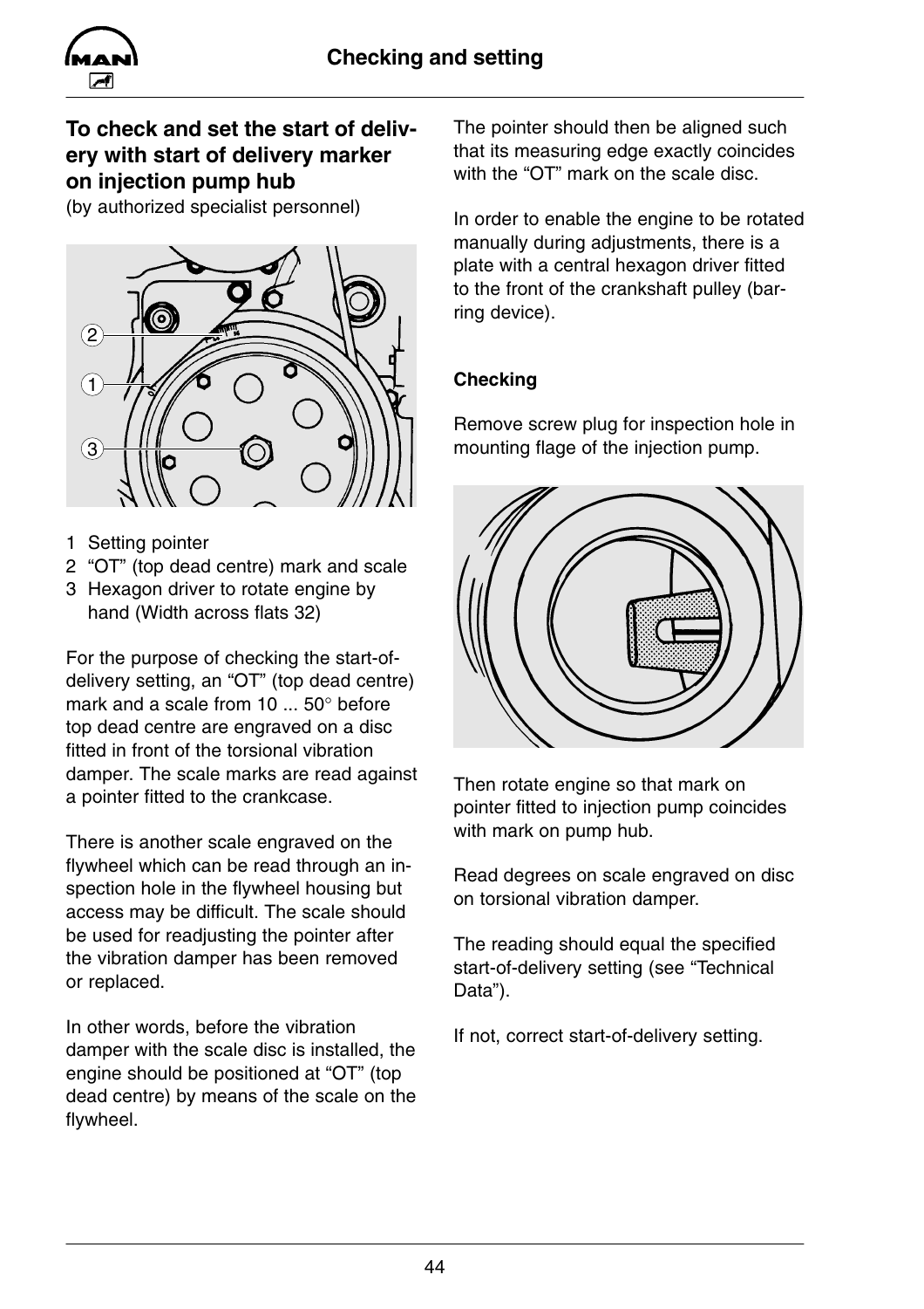## To check and set the start of delivery with start of delivery marker on injection pump hub

(by authorized specialist personnel)

1 Setting pointer
2 "OT" (top dead centre) mark and scale
3 Hexagon driver to rotate engine by hand (Width across flats 32)

For the purpose of checking the start-of-delivery setting, an "OT" (top dead centre) mark and a scale from 10 ... 50° before top dead centre are engraved on a disc fitted in front of the torsional vibration damper. The scale marks are read against a pointer fitted to the crankcase.

There is another scale engraved on the flywheel which can be read through an inspection hole in the flywheel housing but access may be difficult. The scale should be used for readjusting the pointer after the vibration damper has been removed or replaced.

In other words, before the vibration damper with the scale disc is installed, the engine should be positioned at "OT" (top dead centre) by means of the scale on the flywheel.

The pointer should then be aligned such that its measuring edge exactly coincides with the "OT" mark on the scale disc.

In order to enable the engine to be rotated manually during adjustments, there is a plate with a central hexagon driver fitted to the front of the crankshaft pulley (barring device).

### Checking

Remove screw plug for inspection hole in mounting flage of the injection pump.

Then rotate engine so that mark on pointer fitted to injection pump coincides with mark on pump hub.

Read degrees on scale engraved on disc on torsional vibration damper.

The reading should equal the specified start-of-delivery setting (see "Technical Data").

If not, correct start-of-delivery setting.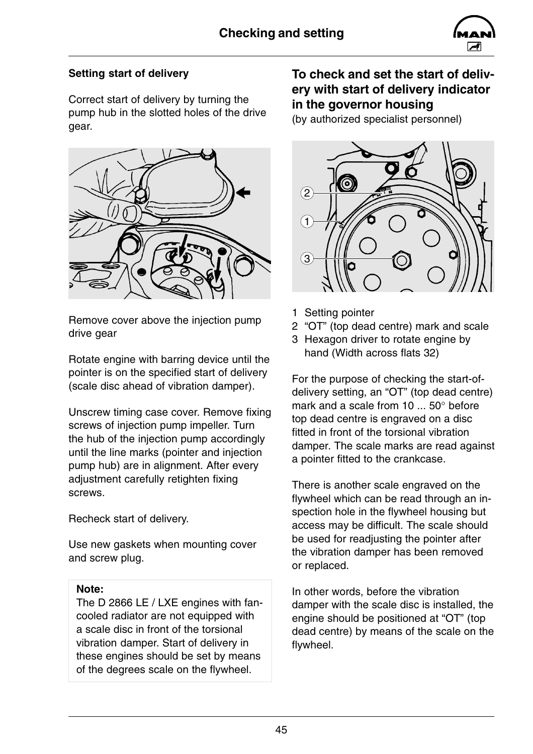### Setting start of delivery

Correct start of delivery by turning the pump hub in the slotted holes of the drive gear.

Remove cover above the injection pump drive gear

Rotate engine with barring device until the pointer is on the specified start of delivery (scale disc ahead of vibration damper).

Unscrew timing case cover. Remove fixing screws of injection pump impeller. Turn the hub of the injection pump accordingly until the line marks (pointer and injection pump hub) are in alignment. After every adjustment carefully retighten fixing screws.

Recheck start of delivery.

Use new gaskets when mounting cover and screw plug.

**Note:**
The D 2866 LE / LXE engines with fan-cooled radiator are not equipped with a scale disc in front of the torsional vibration damper. Start of delivery in these engines should be set by means of the degrees scale on the flywheel.

## To check and set the start of delivery with start of delivery indicator in the governor housing

(by authorized specialist personnel)

1 Setting pointer
2 "OT" (top dead centre) mark and scale
3 Hexagon driver to rotate engine by hand (Width across flats 32)

For the purpose of checking the start-of-delivery setting, an "OT" (top dead centre) mark and a scale from 10 ... 50° before top dead centre is engraved on a disc fitted in front of the torsional vibration damper. The scale marks are read against a pointer fitted to the crankcase.

There is another scale engraved on the flywheel which can be read through an inspection hole in the flywheel housing but access may be difficult. The scale should be used for readjusting the pointer after the vibration damper has been removed or replaced.

In other words, before the vibration damper with the scale disc is installed, the engine should be positioned at "OT" (top dead centre) by means of the scale on the flywheel.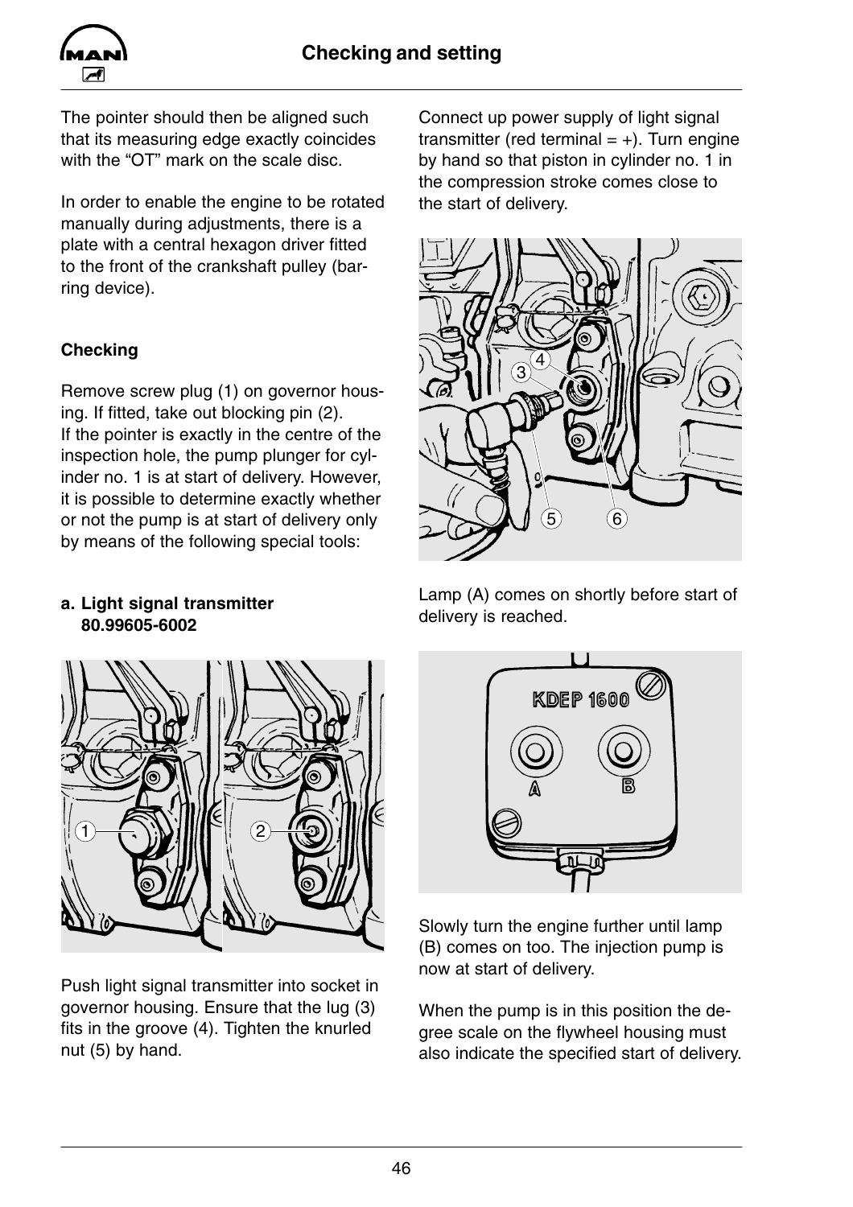The pointer should then be aligned such that its measuring edge exactly coincides with the “OT” mark on the scale disc.

In order to enable the engine to be rotated manually during adjustments, there is a plate with a central hexagon driver fitted to the front of the crankshaft pulley (barring device).

### Checking

Remove screw plug (1) on governor housing. If fitted, take out blocking pin (2).
If the pointer is exactly in the centre of the inspection hole, the pump plunger for cylinder no. 1 is at start of delivery. However, it is possible to determine exactly whether or not the pump is at start of delivery only by means of the following special tools:

**a. Light signal transmitter 80.99605-6002**

Push light signal transmitter into socket in governor housing. Ensure that the lug (3) fits in the groove (4). Tighten the knurled nut (5) by hand.

Connect up power supply of light signal transmitter (red terminal = +). Turn engine by hand so that piston in cylinder no. 1 in the compression stroke comes close to the start of delivery.

Lamp (A) comes on shortly before start of delivery is reached.

Slowly turn the engine further until lamp (B) comes on too. The injection pump is now at start of delivery.

When the pump is in this position the degree scale on the flywheel housing must also indicate the specified start of delivery.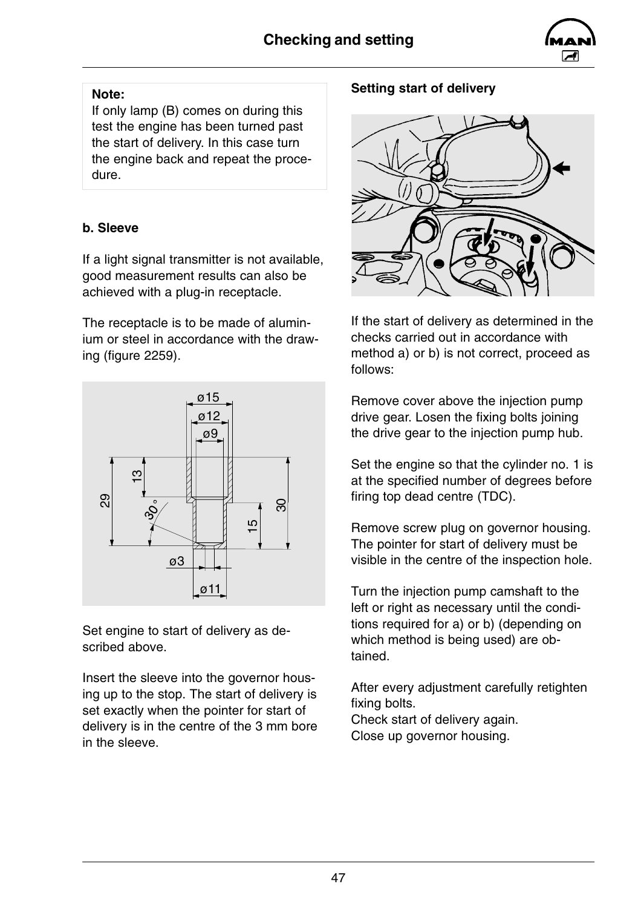**Note:**
If only lamp (B) comes on during this test the engine has been turned past the start of delivery. In this case turn the engine back and repeat the procedure.

**b. Sleeve**

If a light signal transmitter is not available, good measurement results can also be achieved with a plug-in receptacle.

The receptacle is to be made of aluminium or steel in accordance with the drawing (figure 2259).

Set engine to start of delivery as described above.

Insert the sleeve into the governor housing up to the stop. The start of delivery is set exactly when the pointer for start of delivery is in the centre of the 3 mm bore in the sleeve.

**Setting start of delivery**

If the start of delivery as determined in the checks carried out in accordance with method a) or b) is not correct, proceed as follows:

Remove cover above the injection pump drive gear. Losen the fixing bolts joining the drive gear to the injection pump hub.

Set the engine so that the cylinder no. 1 is at the specified number of degrees before firing top dead centre (TDC).

Remove screw plug on governor housing. The pointer for start of delivery must be visible in the centre of the inspection hole.

Turn the injection pump camshaft to the left or right as necessary until the conditions required for a) or b) (depending on which method is being used) are obtained.

After every adjustment carefully retighten fixing bolts.
Check start of delivery again.
Close up governor housing.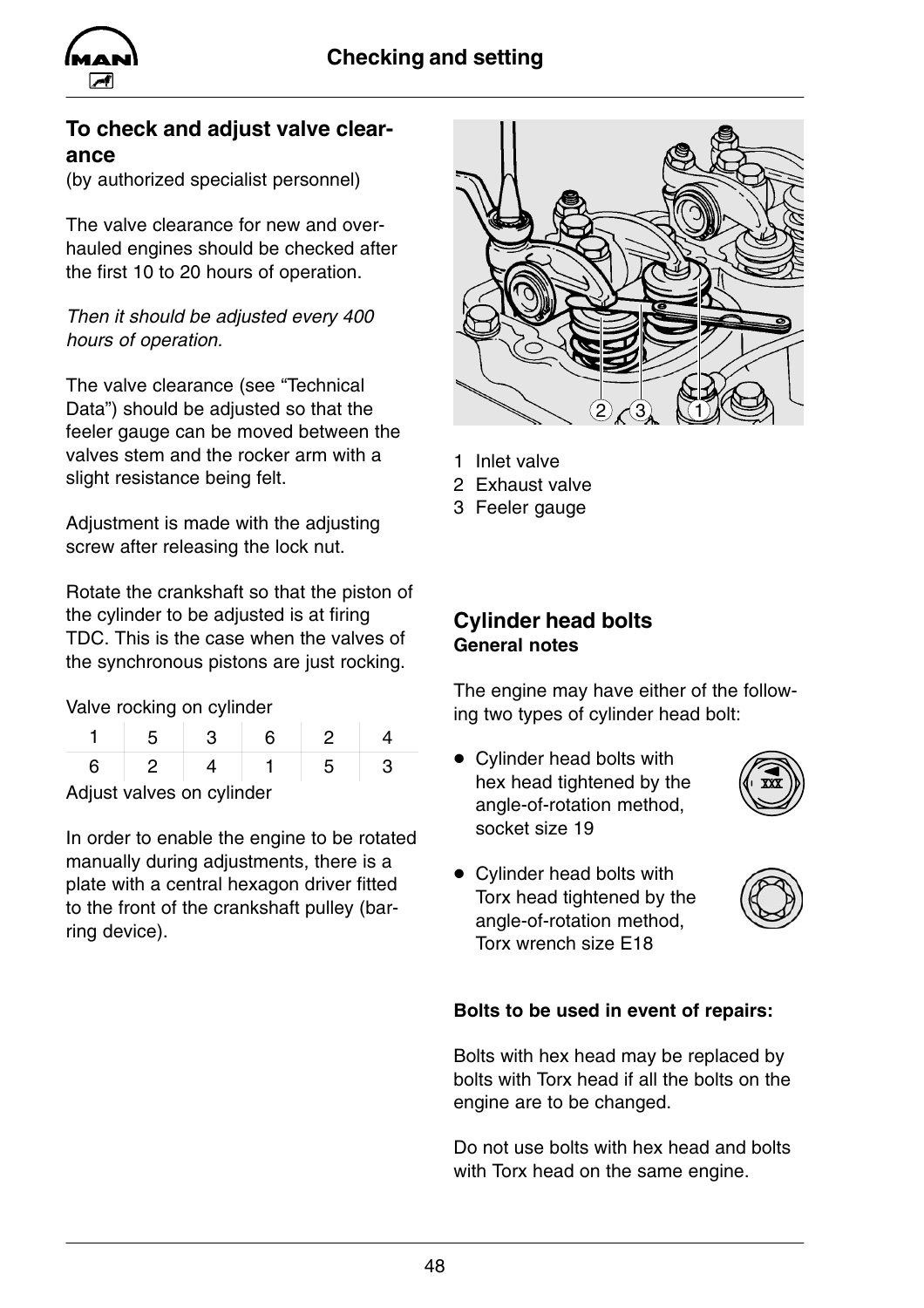## To check and adjust valve clearance

(by authorized specialist personnel)

The valve clearance for new and overhauled engines should be checked after the first 10 to 20 hours of operation.

*Then it should be adjusted every 400 hours of operation.*

The valve clearance (see "Technical Data") should be adjusted so that the feeler gauge can be moved between the valves stem and the rocker arm with a slight resistance being felt.

Adjustment is made with the adjusting screw after releasing the lock nut.

Rotate the crankshaft so that the piston of the cylinder to be adjusted is at firing TDC. This is the case when the valves of the synchronous pistons are just rocking.

| Valve rocking on cylinder | | | | | |
|---|---|---|---|---|---|
| 1 | 5 | 3 | 6 | 2 | 4 |
| 6 | 2 | 4 | 1 | 5 | 3 |

Adjust valves on cylinder

In order to enable the engine to be rotated manually during adjustments, there is a plate with a central hexagon driver fitted to the front of the crankshaft pulley (barring device).

1 Inlet valve
2 Exhaust valve
3 Feeler gauge

## Cylinder head bolts

### General notes

The engine may have either of the following two types of cylinder head bolt:

- Cylinder head bolts with hex head tightened by the angle-of-rotation method, socket size 19
- Cylinder head bolts with Torx head tightened by the angle-of-rotation method, Torx wrench size E18

**Bolts to be used in event of repairs:**

Bolts with hex head may be replaced by bolts with Torx head if all the bolts on the engine are to be changed.

Do not use bolts with hex head and bolts with Torx head on the same engine.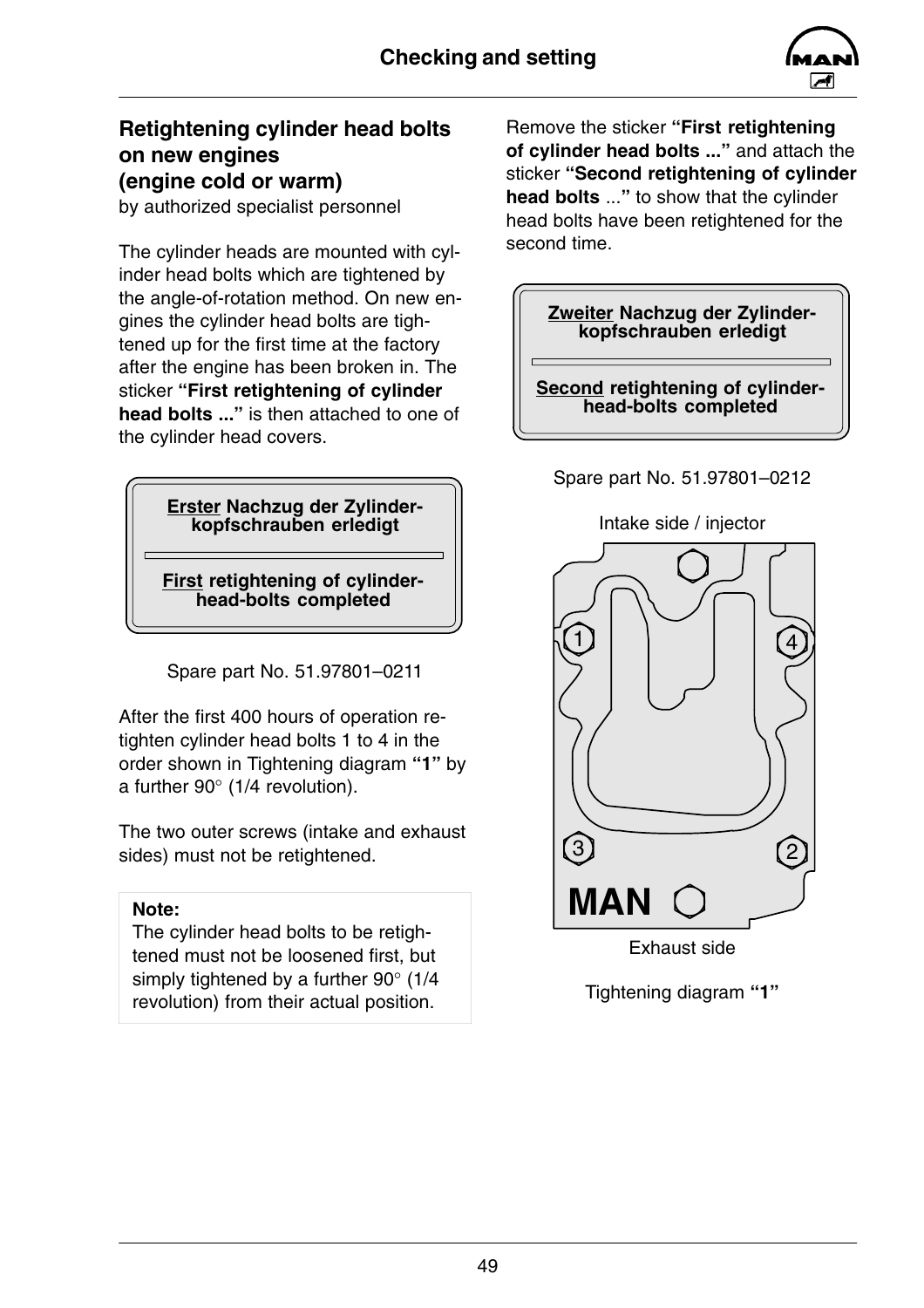## Retightening cylinder head bolts on new engines (engine cold or warm)

by authorized specialist personnel

The cylinder heads are mounted with cylinder head bolts which are tightened by the angle-of-rotation method. On new engines the cylinder head bolts are tightened up for the first time at the factory after the engine has been broken in. The sticker **"First retightening of cylinder head bolts ..."** is then attached to one of the cylinder head covers.

**Erster Nachzug der Zylinderkopfschrauben erledigt**

**First retightening of cylinder-head-bolts completed**

Spare part No. 51.97801–0211

After the first 400 hours of operation retighten cylinder head bolts 1 to 4 in the order shown in Tightening diagram **"1"** by a further 90° (1/4 revolution).

The two outer screws (intake and exhaust sides) must not be retightened.

**Note:**
The cylinder head bolts to be retightened must not be loosened first, but simply tightened by a further 90° (1/4 revolution) from their actual position.

Remove the sticker **"First retightening of cylinder head bolts ..."** and attach the sticker **"Second retightening of cylinder head bolts** ...**"** to show that the cylinder head bolts have been retightened for the second time.

**Zweiter Nachzug der Zylinderkopfschrauben erledigt**

**Second retightening of cylinder-head-bolts completed**

Spare part No. 51.97801–0212

Intake side / injector

1 4

3 2

MAN

Exhaust side

Tightening diagram **"1"**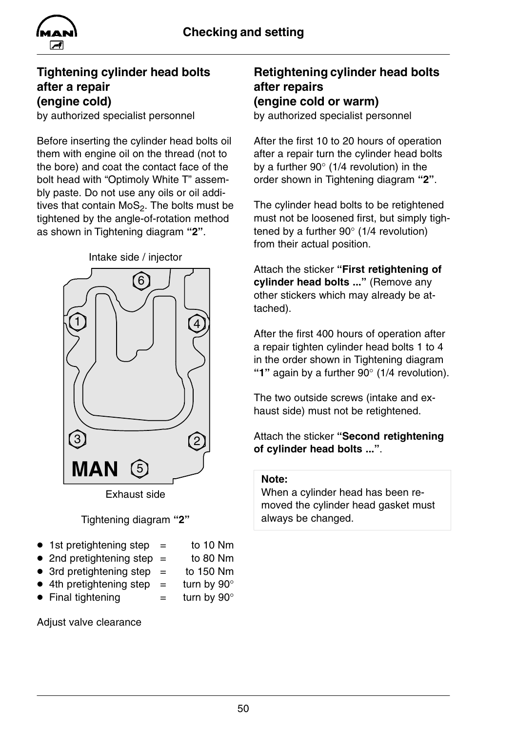## Tightening cylinder head bolts after a repair (engine cold)

by authorized specialist personnel

Before inserting the cylinder head bolts oil them with engine oil on the thread (not to the bore) and coat the contact face of the bolt head with “Optimoly White T” assembly paste. Do not use any oils or oil additives that contain $MoS_2$. The bolts must be tightened by the angle-of-rotation method as shown in Tightening diagram **“2”**.

Intake side / injector

Exhaust side

Tightening diagram **“2”**

- 1st pretightening step = to 10 Nm
- 2nd pretightening step = to 80 Nm
- 3rd pretightening step = to 150 Nm
- 4th pretightening step = turn by 90°
- Final tightening = turn by 90°

Adjust valve clearance

## Retightening cylinder head bolts after repairs (engine cold or warm)

by authorized specialist personnel

After the first 10 to 20 hours of operation after a repair turn the cylinder head bolts by a further 90° (1/4 revolution) in the order shown in Tightening diagram **“2”**.

The cylinder head bolts to be retightened must not be loosened first, but simply tightened by a further 90° (1/4 revolution) from their actual position.

Attach the sticker **“First retightening of cylinder head bolts ...”** (Remove any other stickers which may already be attached).

After the first 400 hours of operation after a repair tighten cylinder head bolts 1 to 4 in the order shown in Tightening diagram **“1”** again by a further 90° (1/4 revolution).

The two outside screws (intake and exhaust side) must not be retightened.

Attach the sticker **“Second retightening of cylinder head bolts ...”**.

**Note:**
When a cylinder head has been removed the cylinder head gasket must always be changed.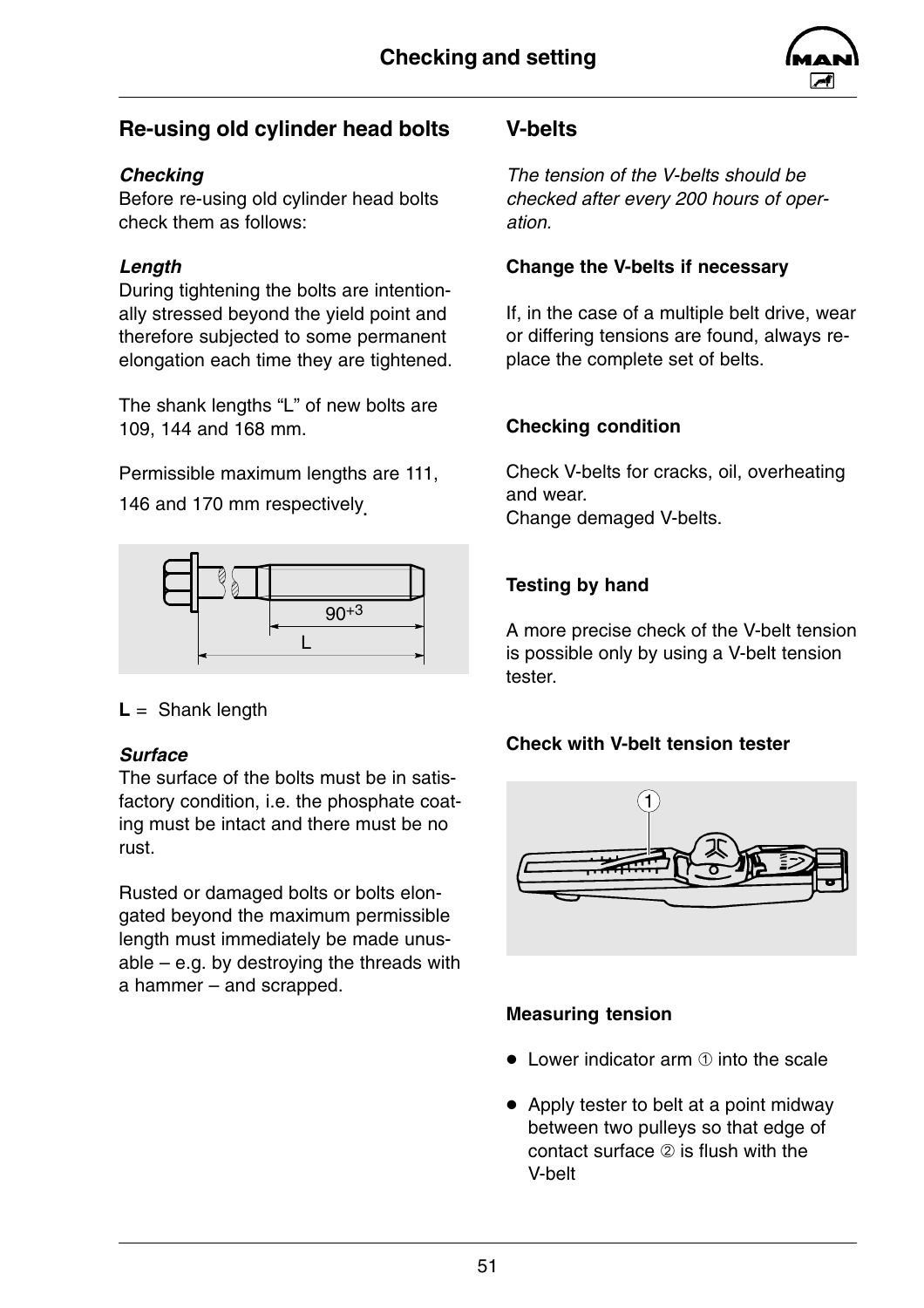## Re-using old cylinder head bolts

***Checking***

Before re-using old cylinder head bolts check them as follows:

***Length***

During tightening the bolts are intentionally stressed beyond the yield point and therefore subjected to some permanent elongation each time they are tightened.

The shank lengths “L” of new bolts are 109, 144 and 168 mm.

Permissible maximum lengths are 111, 146 and 170 mm respectively.

**L** = Shank length

***Surface***

The surface of the bolts must be in satisfactory condition, i.e. the phosphate coating must be intact and there must be no rust.

Rusted or damaged bolts or bolts elongated beyond the maximum permissible length must immediately be made unusable – e.g. by destroying the threads with a hammer – and scrapped.

## V-belts

*The tension of the V-belts should be checked after every 200 hours of operation.*

**Change the V-belts if necessary**

If, in the case of a multiple belt drive, wear or differing tensions are found, always replace the complete set of belts.

**Checking condition**

Check V-belts for cracks, oil, overheating and wear.
Change demaged V-belts.

**Testing by hand**

A more precise check of the V-belt tension is possible only by using a V-belt tension tester.

**Check with V-belt tension tester**

**Measuring tension**

- Lower indicator arm ① into the scale
- Apply tester to belt at a point midway between two pulleys so that edge of contact surface ② is flush with the V-belt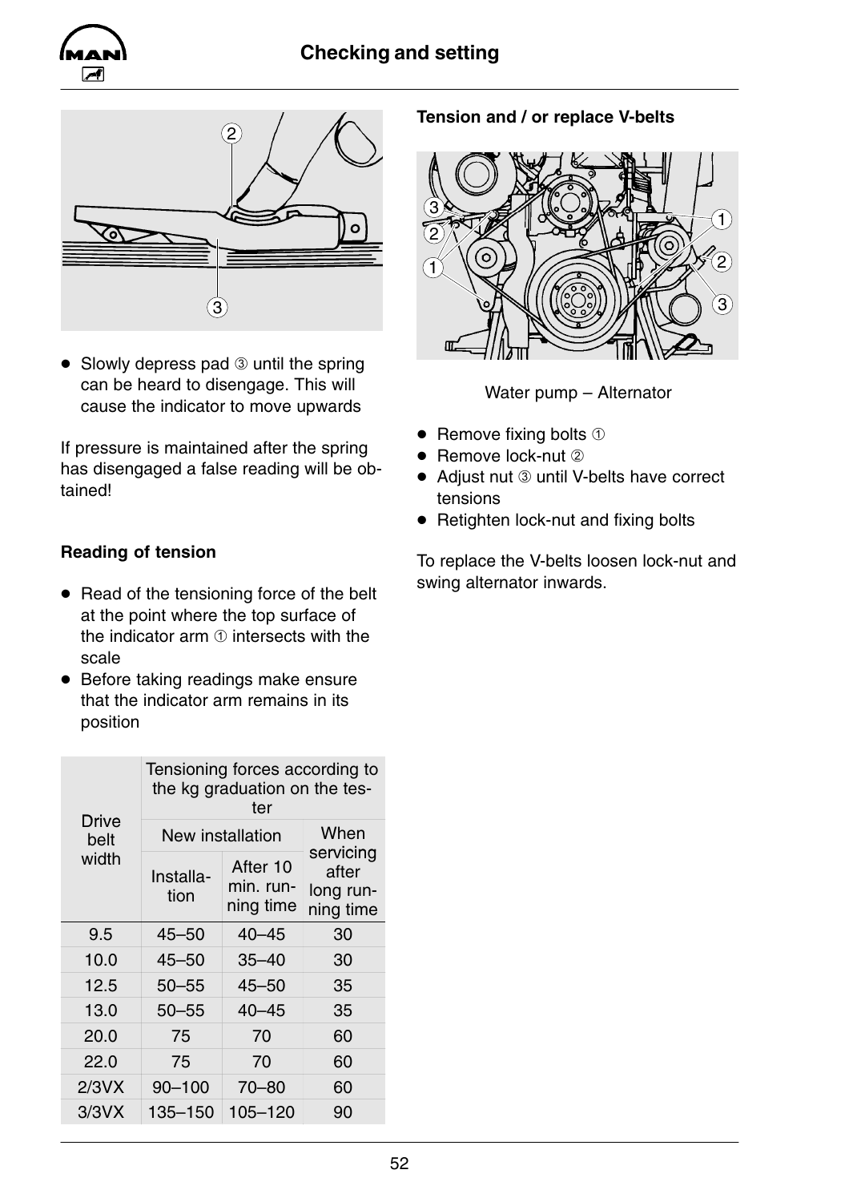- Slowly depress pad ③ until the spring can be heard to disengage. This will cause the indicator to move upwards

If pressure is maintained after the spring has disengaged a false reading will be obtained!

**Reading of tension**

- Read of the tensioning force of the belt at the point where the top surface of the indicator arm ① intersects with the scale
- Before taking readings make ensure that the indicator arm remains in its position

| Drive belt width | Tensioning forces according to the kg graduation on the tester | | |
|---|---|---|---|
| | New installation | | When servicing after long running time |
| | Installation | After 10 min. running time | |
| 9.5 | 45–50 | 40–45 | 30 |
| 10.0 | 45–50 | 35–40 | 30 |
| 12.5 | 50–55 | 45–50 | 35 |
| 13.0 | 50–55 | 40–45 | 35 |
| 20.0 | 75 | 70 | 60 |
| 22.0 | 75 | 70 | 60 |
| 2/3VX | 90–100 | 70–80 | 60 |
| 3/3VX | 135–150 | 105–120 | 90 |

**Tension and / or replace V-belts**

Water pump – Alternator

- Remove fixing bolts ①
- Remove lock-nut ②
- Adjust nut ③ until V-belts have correct tensions
- Retighten lock-nut and fixing bolts

To replace the V-belts loosen lock-nut and swing alternator inwards.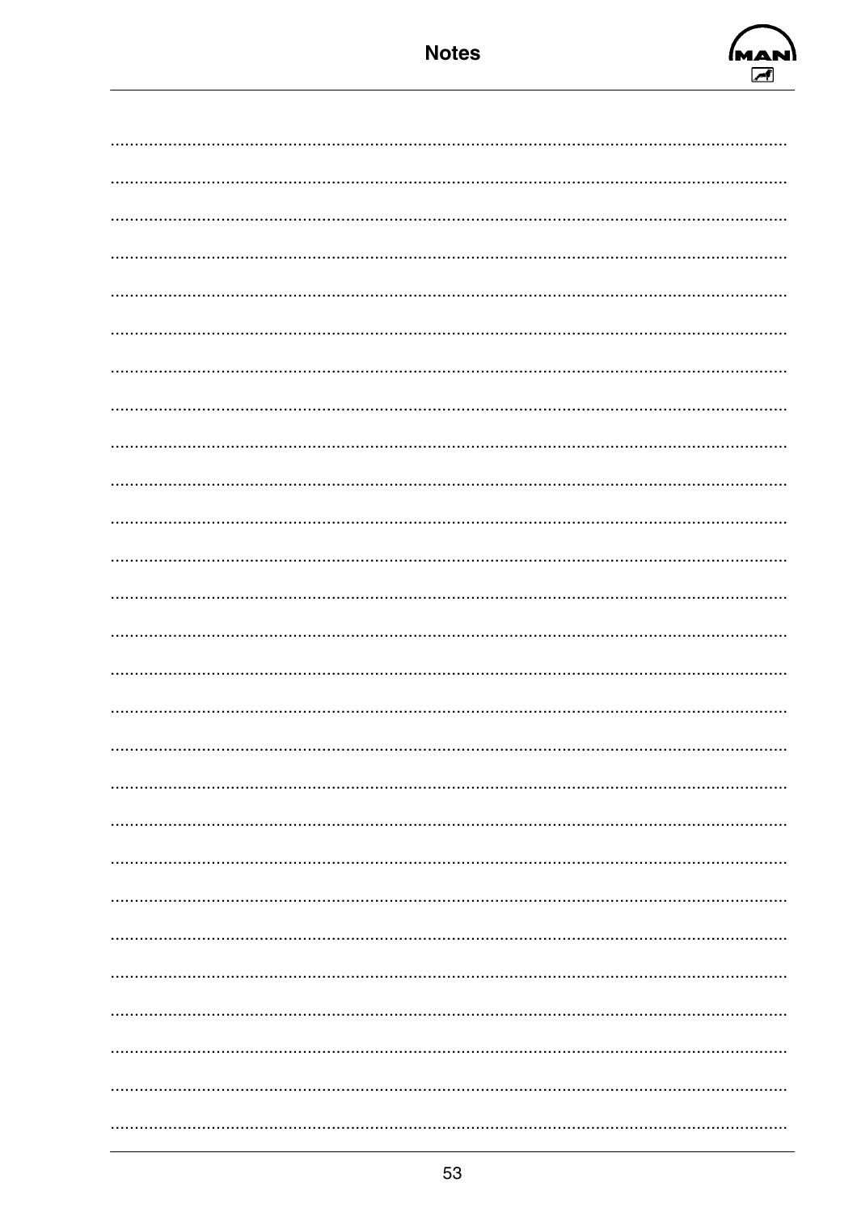# Notes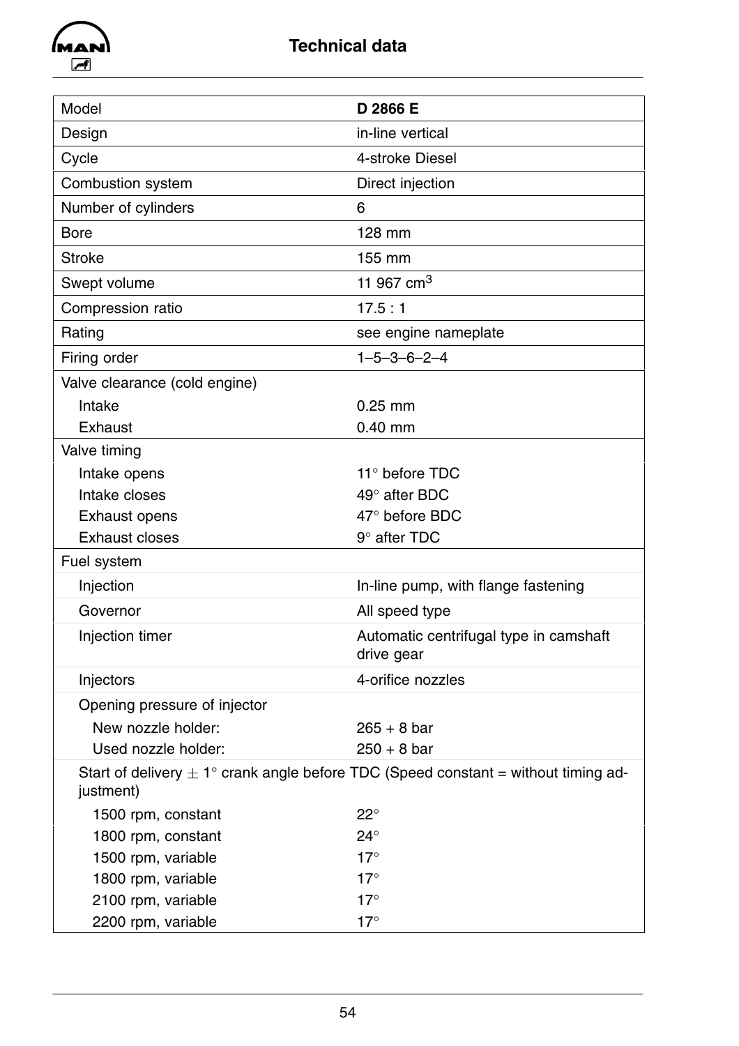# Technical data

| Model | **D 2866 E** |
|---|---|
| Design | in-line vertical |
| Cycle | 4-stroke Diesel |
| Combustion system | Direct injection |
| Number of cylinders | 6 |
| Bore | 128 mm |
| Stroke | 155 mm |
| Swept volume | 11 967 cm$^3$ |
| Compression ratio | 17.5 : 1 |
| Rating | see engine nameplate |
| Firing order | 1–5–3–6–2–4 |
| Valve clearance (cold engine) | |
| Intake | 0.25 mm |
| Exhaust | 0.40 mm |
| Valve timing | |
| Intake opens | 11° before TDC |
| Intake closes | 49° after BDC |
| Exhaust opens | 47° before BDC |
| Exhaust closes | 9° after TDC |
| Fuel system | |
| Injection | In-line pump, with flange fastening |
| Governor | All speed type |
| Injection timer | Automatic centrifugal type in camshaft drive gear |
| Injectors | 4-orifice nozzles |
| Opening pressure of injector | |
| New nozzle holder: | 265 + 8 bar |
| Used nozzle holder: | 250 + 8 bar |
| Start of delivery $\pm$ 1° crank angle before TDC (Speed constant = without timing adjustment) | |
| 1500 rpm, constant | 22° |
| 1800 rpm, constant | 24° |
| 1500 rpm, variable | 17° |
| 1800 rpm, variable | 17° |
| 2100 rpm, variable | 17° |
| 2200 rpm, variable | 17° |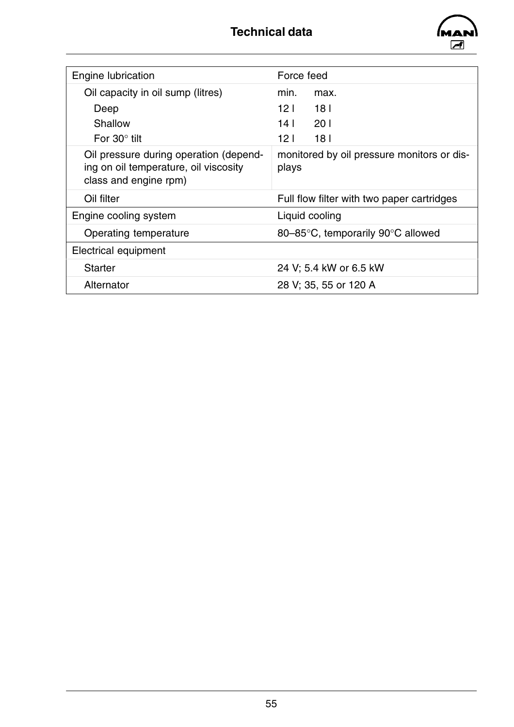# Technical data

| | | |
|---|---|---|
| Engine lubrication | Force feed | |
| Oil capacity in oil sump (litres) | min. | max. |
| Deep | 12 l | 18 l |
| Shallow | 14 l | 20 l |
| For 30° tilt | 12 l | 18 l |
| Oil pressure during operation (depending on oil temperature, oil viscosity class and engine rpm) | monitored by oil pressure monitors or displays | |
| Oil filter | Full flow filter with two paper cartridges | |
| Engine cooling system | Liquid cooling | |
| Operating temperature | 80–85°C, temporarily 90°C allowed | |
| Electrical equipment | | |
| Starter | 24 V; 5.4 kW or 6.5 kW | |
| Alternator | 28 V; 35, 55 or 120 A | |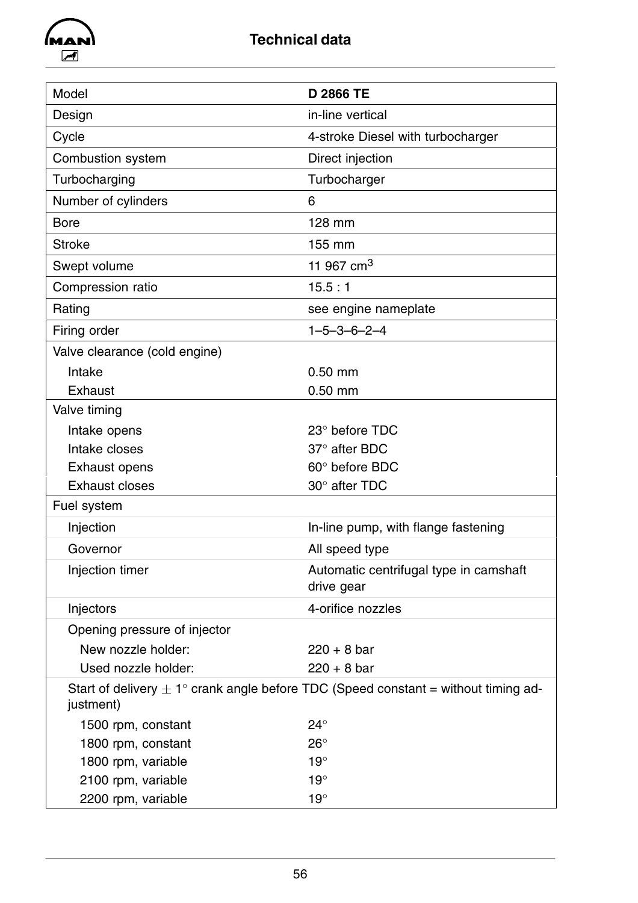# Technical data

| Model | **D 2866 TE** |
|---|---|
| Design | in-line vertical |
| Cycle | 4-stroke Diesel with turbocharger |
| Combustion system | Direct injection |
| Turbocharging | Turbocharger |
| Number of cylinders | 6 |
| Bore | 128 mm |
| Stroke | 155 mm |
| Swept volume | 11 967 $cm^3$ |
| Compression ratio | 15.5 : 1 |
| Rating | see engine nameplate |
| Firing order | 1–5–3–6–2–4 |
| Valve clearance (cold engine) | |
| Intake | 0.50 mm |
| Exhaust | 0.50 mm |
| Valve timing | |
| Intake opens | 23° before TDC |
| Intake closes | 37° after BDC |
| Exhaust opens | 60° before BDC |
| Exhaust closes | 30° after TDC |
| Fuel system | |
| Injection | In-line pump, with flange fastening |
| Governor | All speed type |
| Injection timer | Automatic centrifugal type in camshaft drive gear |
| Injectors | 4-orifice nozzles |
| Opening pressure of injector | |
| New nozzle holder: | 220 + 8 bar |
| Used nozzle holder: | 220 + 8 bar |
| Start of delivery $\pm$ 1° crank angle before TDC (Speed constant = without timing adjustment) | |
| 1500 rpm, constant | 24° |
| 1800 rpm, constant | 26° |
| 1800 rpm, variable | 19° |
| 2100 rpm, variable | 19° |
| 2200 rpm, variable | 19° |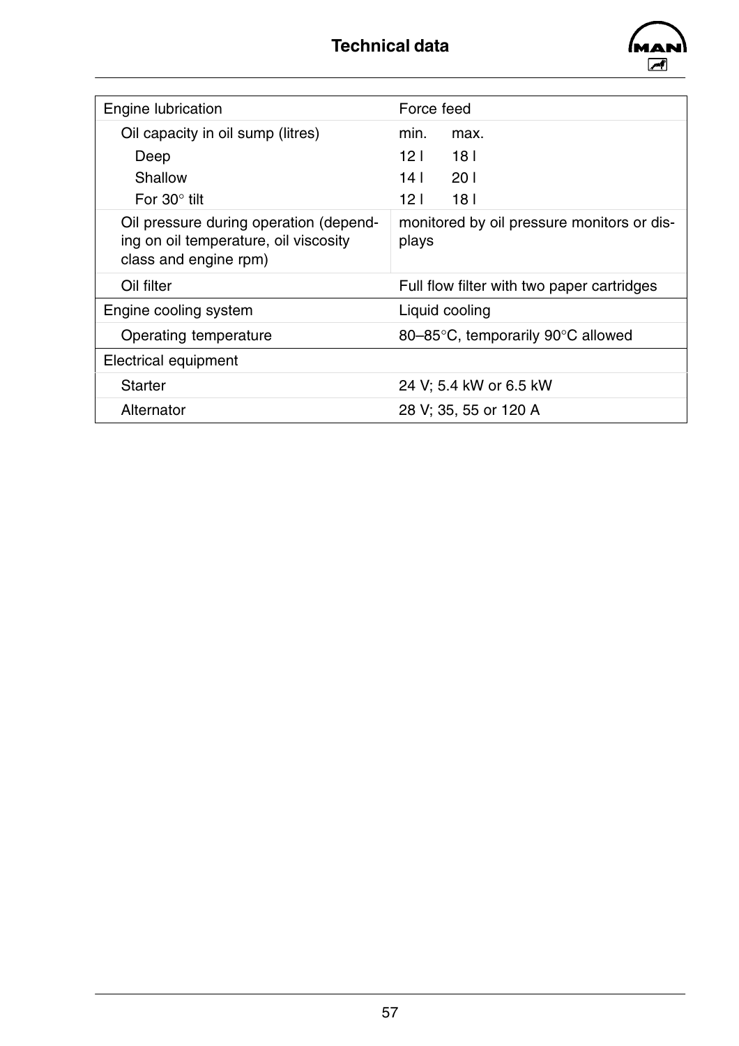# Technical data

| | |
|---|---|
| Engine lubrication | Force feed |
| Oil capacity in oil sump (litres) | min. max. |
| Deep | 12 l 18 l |
| Shallow | 14 l 20 l |
| For 30° tilt | 12 l 18 l |
| Oil pressure during operation (depending on oil temperature, oil viscosity class and engine rpm) | monitored by oil pressure monitors or displays |
| Oil filter | Full flow filter with two paper cartridges |
| Engine cooling system | Liquid cooling |
| Operating temperature | 80–85°C, temporarily 90°C allowed |
| Electrical equipment | |
| Starter | 24 V; 5.4 kW or 6.5 kW |
| Alternator | 28 V; 35, 55 or 120 A |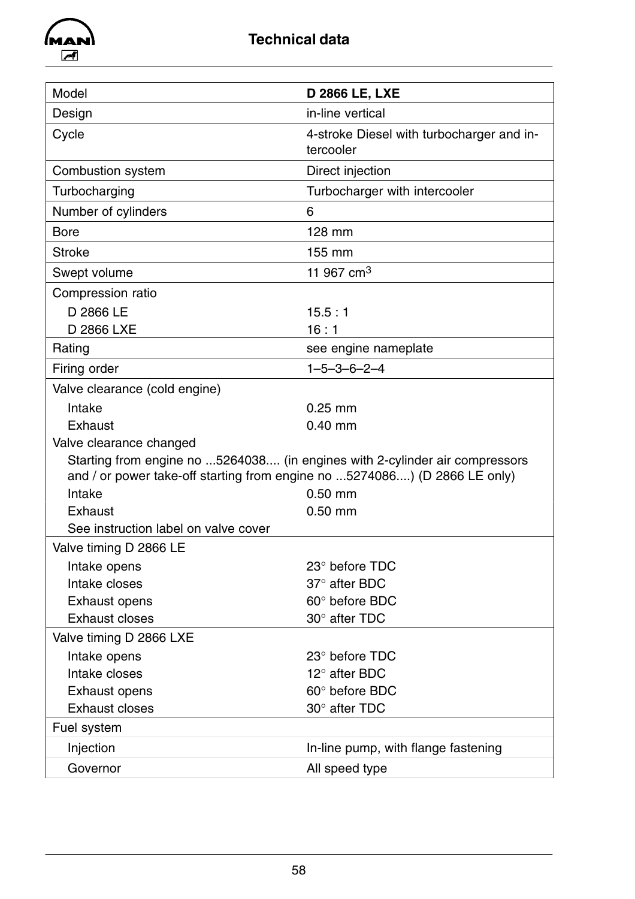# Technical data

| Model | **D 2866 LE, LXE** |
|---|---|
| Design | in-line vertical |
| Cycle | 4-stroke Diesel with turbocharger and intercooler |
| Combustion system | Direct injection |
| Turbocharging | Turbocharger with intercooler |
| Number of cylinders | 6 |
| Bore | 128 mm |
| Stroke | 155 mm |
| Swept volume | 11 967 cm$^3$ |
| Compression ratio | |
| D 2866 LE | 15.5 : 1 |
| D 2866 LXE | 16 : 1 |
| Rating | see engine nameplate |
| Firing order | 1–5–3–6–2–4 |
| Valve clearance (cold engine) | |
| Intake | 0.25 mm |
| Exhaust | 0.40 mm |
| Valve clearance changed | |
| Starting from engine no ...5264038.... (in engines with 2-cylinder air compressors and / or power take-off starting from engine no ...5274086....) (D 2866 LE only) | |
| Intake | 0.50 mm |
| Exhaust | 0.50 mm |
| See instruction label on valve cover | |
| Valve timing D 2866 LE | |
| Intake opens | 23° before TDC |
| Intake closes | 37° after BDC |
| Exhaust opens | 60° before BDC |
| Exhaust closes | 30° after TDC |
| Valve timing D 2866 LXE | |
| Intake opens | 23° before TDC |
| Intake closes | 12° after BDC |
| Exhaust opens | 60° before BDC |
| Exhaust closes | 30° after TDC |
| Fuel system | |
| Injection | In-line pump, with flange fastening |
| Governor | All speed type |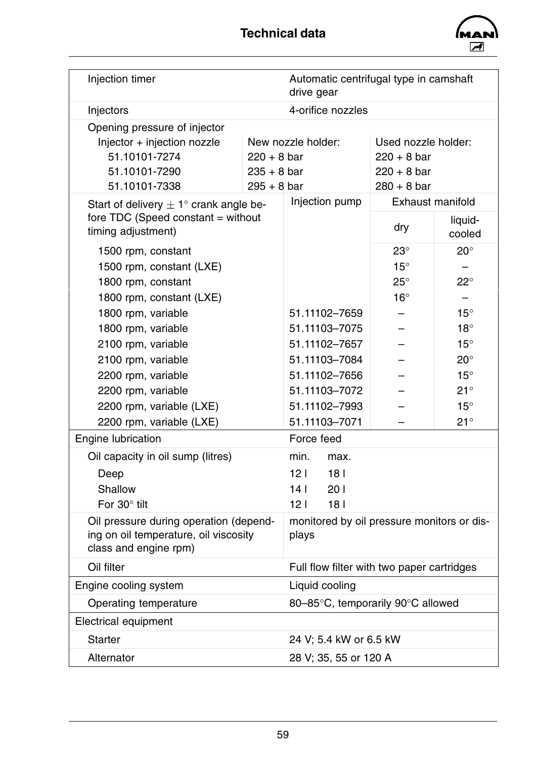## Technical data

| | | | | |
|---|---|---|---|---|
| Injection timer | Automatic centrifugal type in camshaft drive gear | | | |
| Injectors | 4-orifice nozzles | | | |
| Opening pressure of injector | | | | |
| Injector + injection nozzle | New nozzle holder: | | Used nozzle holder: | |
| 51.10101-7274 | 220 + 8 bar | | 220 + 8 bar | |
| 51.10101-7290 | 235 + 8 bar | | 220 + 8 bar | |
| 51.10101-7338 | 295 + 8 bar | | 280 + 8 bar | |
| Start of delivery ± 1° crank angle before TDC (Speed constant = without timing adjustment) | Injection pump | | Exhaust manifold | |
| | | | dry | liquid-cooled |
| 1500 rpm, constant | | | 23° | 20° |
| 1500 rpm, constant (LXE) | | | 15° | – |
| 1800 rpm, constant | | | 25° | 22° |
| 1800 rpm, constant (LXE) | | | 16° | – |
| 1800 rpm, variable | 51.11102–7659 | | – | 15° |
| 1800 rpm, variable | 51.11103–7075 | | – | 18° |
| 2100 rpm, variable | 51.11102–7657 | | – | 15° |
| 2100 rpm, variable | 51.11103–7084 | | – | 20° |
| 2200 rpm, variable | 51.11102–7656 | | – | 15° |
| 2200 rpm, variable | 51.11103–7072 | | – | 21° |
| 2200 rpm, variable (LXE) | 51.11102–7993 | | – | 15° |
| 2200 rpm, variable (LXE) | 51.11103–7071 | | – | 21° |

| | | |
|---|---|---|
| Engine lubrication | Force feed | |
| Oil capacity in oil sump (litres) | min. | max. |
| Deep | 12 l | 18 l |
| Shallow | 14 l | 20 l |
| For 30° tilt | 12 l | 18 l |
| Oil pressure during operation (depending on oil temperature, oil viscosity class and engine rpm) | monitored by oil pressure monitors or displays | |
| Oil filter | Full flow filter with two paper cartridges | |
| Engine cooling system | Liquid cooling | |
| Operating temperature | 80–85°C, temporarily 90°C allowed | |
| Electrical equipment | | |
| Starter | 24 V; 5.4 kW or 6.5 kW | |
| Alternator | 28 V; 35, 55 or 120 A | |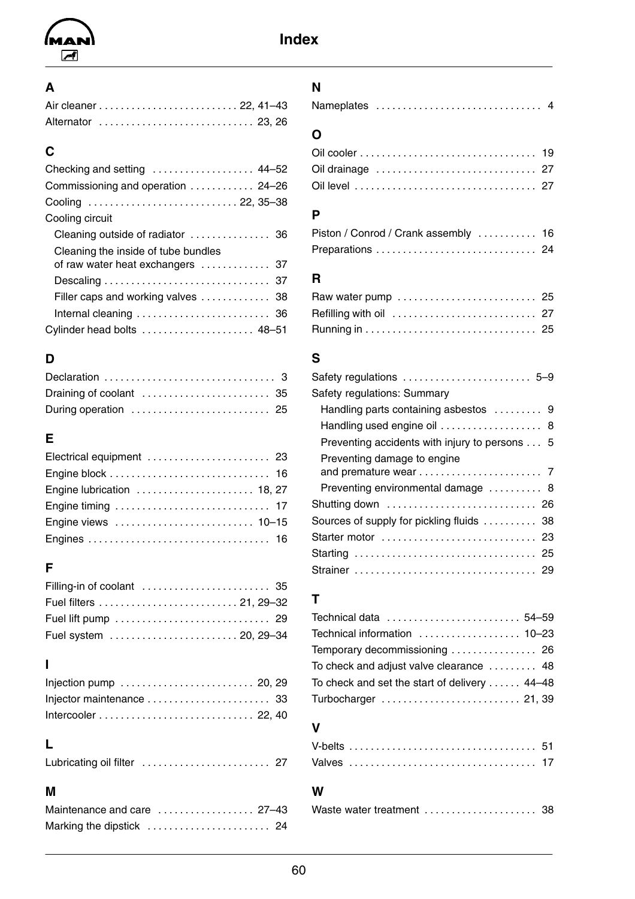# Index

## A

Air cleaner .......................... 22, 41–43
Alternator ............................ 23, 26

## C

Checking and setting .................. 44–52
Commissioning and operation ............ 24–26
Cooling ........................... 22, 35–38
Cooling circuit
- Cleaning outside of radiator .............. 36
- Cleaning the inside of tube bundles of raw water heat exchangers ............ 37
- Descaling .............................. 37
- Filler caps and working valves ............ 38
- Internal cleaning ........................ 36

Cylinder head bolts .................... 48–51

## D

Declaration ............................... 3
Draining of coolant ....................... 35
During operation ......................... 25

## E

Electrical equipment ...................... 23
Engine block ............................. 16
Engine lubrication ..................... 18, 27
Engine timing ............................ 17
Engine views ......................... 10–15
Engines ................................. 16

## F

Filling-in of coolant ....................... 35
Fuel filters ......................... 21, 29–32
Fuel lift pump ............................ 29
Fuel system ....................... 20, 29–34

## I

Injection pump ........................ 20, 29
Injector maintenance ...................... 33
Intercooler ........................... 22, 40

## L

Lubricating oil filter ....................... 27

## M

Maintenance and care ................. 27–43
Marking the dipstick ...................... 24

## N

Nameplates ............................... 4

## O

Oil cooler ................................ 19
Oil drainage ............................. 27
Oil level ................................. 27

## P

Piston / Conrod / Crank assembly .......... 16
Preparations ............................. 24

## R

Raw water pump ......................... 25
Refilling with oil .......................... 27
Running in ............................... 25

## S

Safety regulations ....................... 5–9
Safety regulations: Summary
- Handling parts containing asbestos ......... 9
- Handling used engine oil .................. 8
- Preventing accidents with injury to persons ... 5
- Preventing damage to engine and premature wear ...................... 7
- Preventing environmental damage .......... 8

Shutting down ........................... 26
Sources of supply for pickling fluids .......... 38
Starter motor ............................ 23
Starting ................................. 25
Strainer ................................. 29

## T

Technical data ........................ 54–59
Technical information .................. 10–23
Temporary decommissioning ................ 26
To check and adjust valve clearance ......... 48
To check and set the start of delivery ...... 44–48
Turbocharger ......................... 21, 39

## V

V-belts .................................. 51
Valves .................................. 17

## W

Waste water treatment .................... 38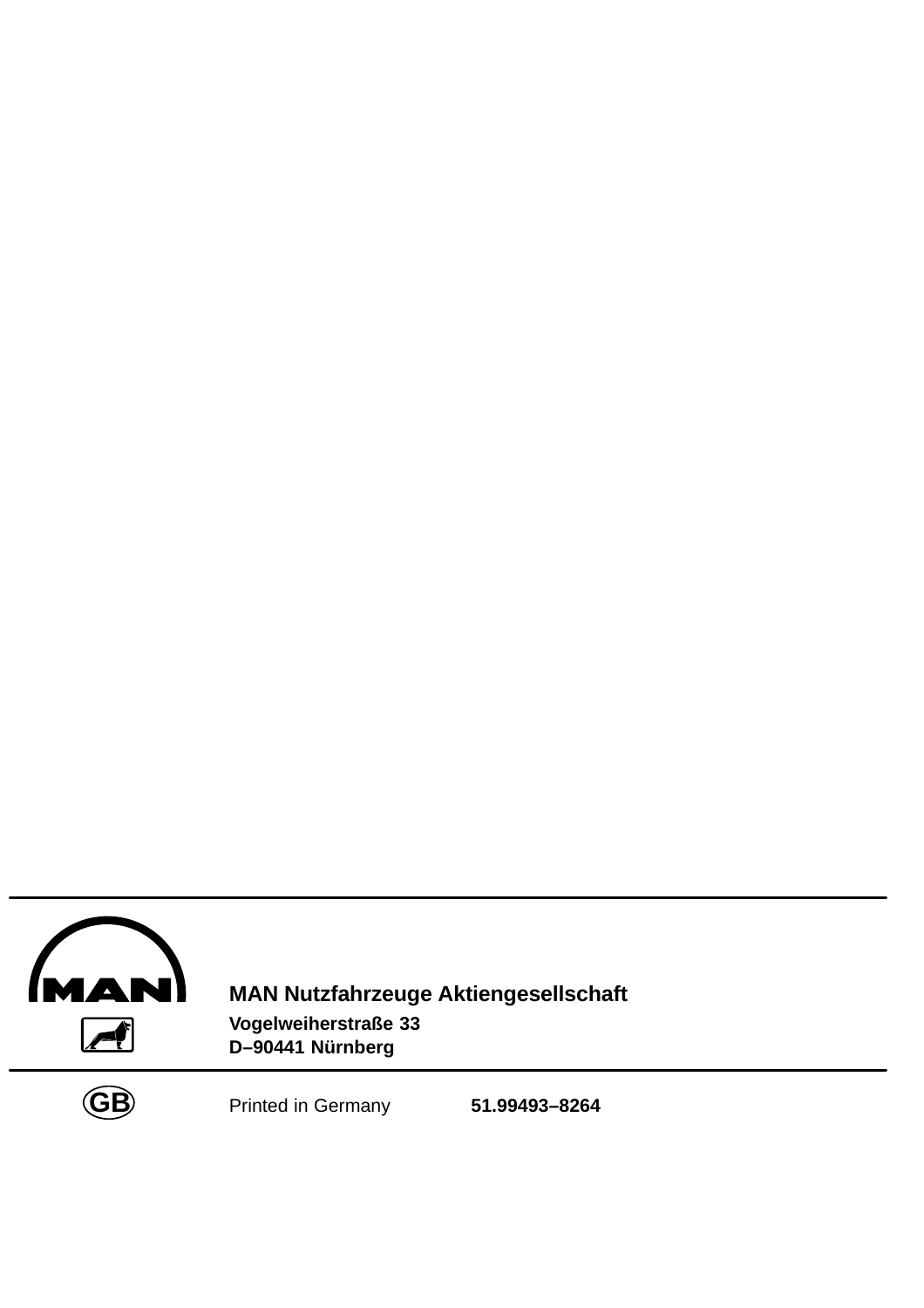**MAN Nutzfahrzeuge Aktiengesellschaft**

**Vogelweiherstraße 33**
**D–90441 Nürnberg**

GB

Printed in Germany **51.99493–8264**